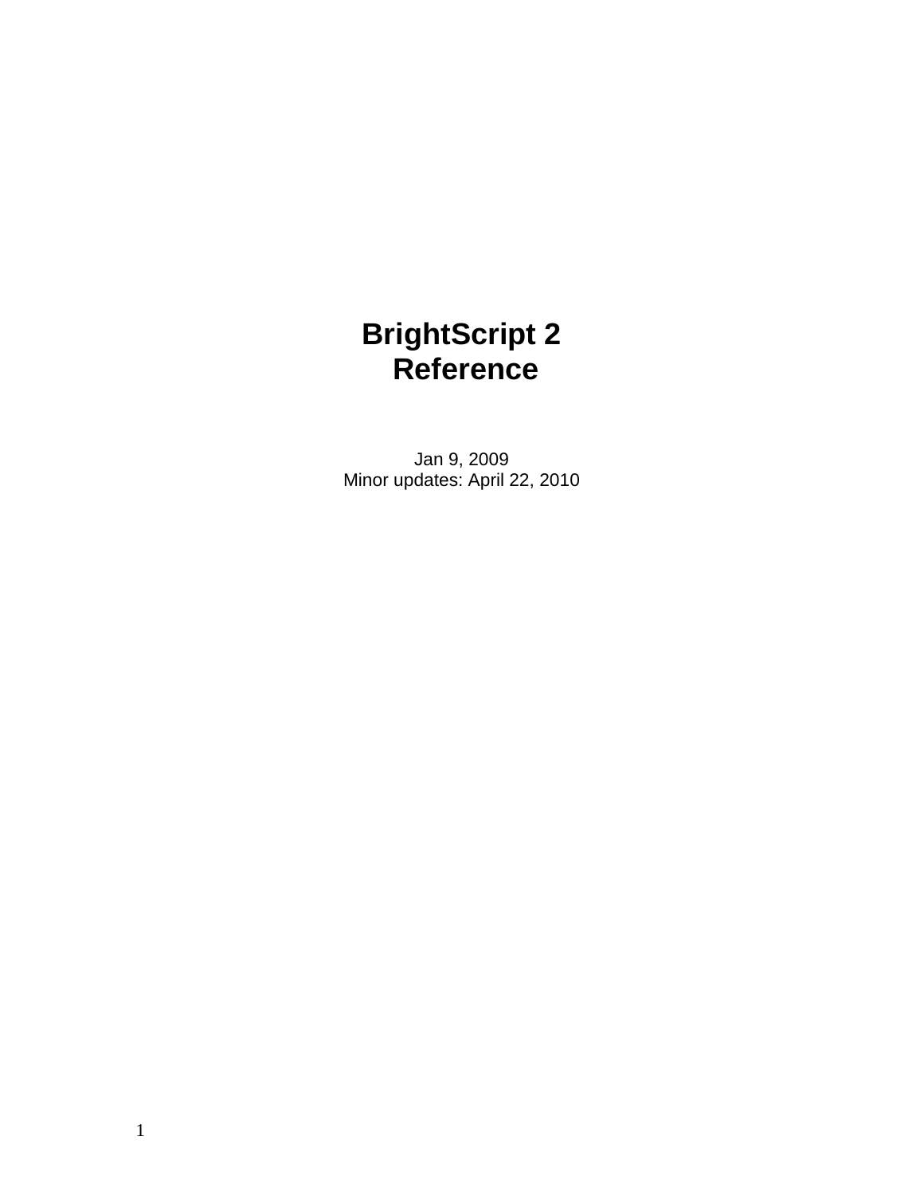# BrightScript 2 Reference

Jan 9, 2009
Minor updates: April 22, 2010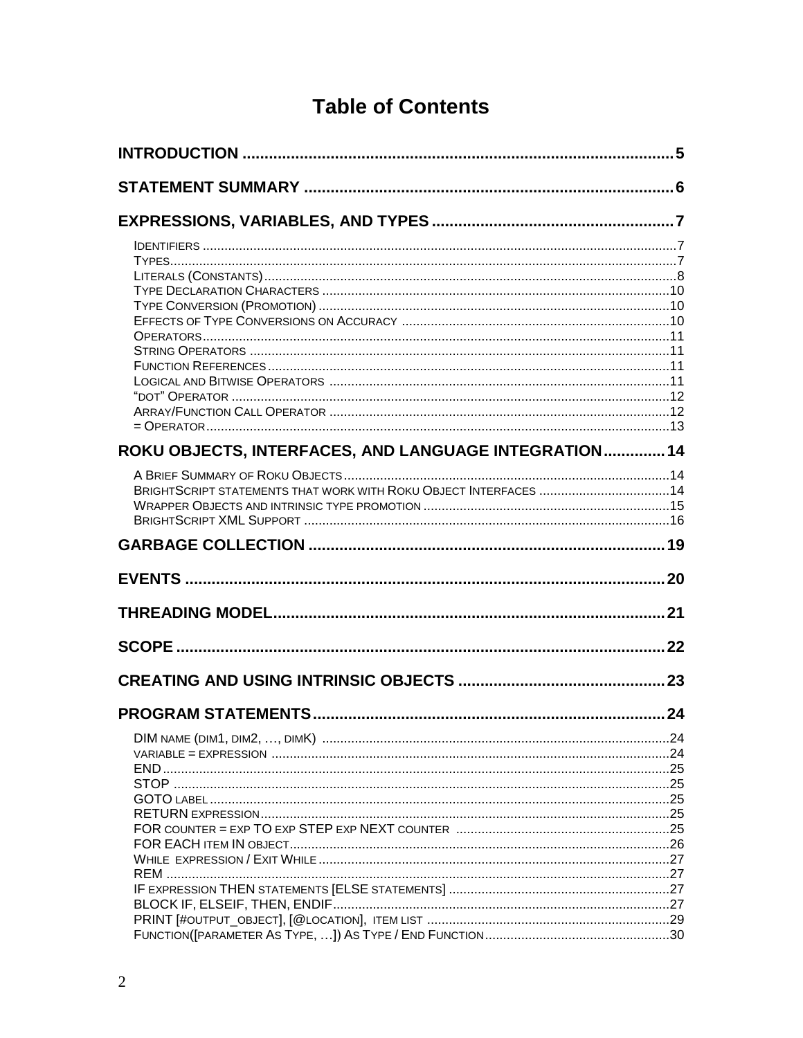# Table of Contents

**INTRODUCTION** .......... 5

**STATEMENT SUMMARY** .......... 6

**EXPRESSIONS, VARIABLES, AND TYPES** .......... 7

- IDENTIFIERS .......... 7
- TYPES .......... 7
- LITERALS (CONSTANTS) .......... 8
- TYPE DECLARATION CHARACTERS .......... 10
- TYPE CONVERSION (PROMOTION) .......... 10
- EFFECTS OF TYPE CONVERSIONS ON ACCURACY .......... 10
- OPERATORS .......... 11
- STRING OPERATORS .......... 11
- FUNCTION REFERENCES .......... 11
- LOGICAL AND BITWISE OPERATORS .......... 11
- "DOT" OPERATOR .......... 12
- ARRAY/FUNCTION CALL OPERATOR .......... 12
- = OPERATOR .......... 13

**ROKU OBJECTS, INTERFACES, AND LANGUAGE INTEGRATION** .......... 14

- A BRIEF SUMMARY OF ROKU OBJECTS .......... 14
- BRIGHTSCRIPT STATEMENTS THAT WORK WITH ROKU OBJECT INTERFACES .......... 14
- WRAPPER OBJECTS AND INTRINSIC TYPE PROMOTION .......... 15
- BRIGHTSCRIPT XML SUPPORT .......... 16

**GARBAGE COLLECTION** .......... 19

**EVENTS** .......... 20

**THREADING MODEL** .......... 21

**SCOPE** .......... 22

**CREATING AND USING INTRINSIC OBJECTS** .......... 23

**PROGRAM STATEMENTS** .......... 24

- DIM NAME (DIM1, DIM2, …, DIMK) .......... 24
- VARIABLE = EXPRESSION .......... 24
- END .......... 25
- STOP .......... 25
- GOTO LABEL .......... 25
- RETURN EXPRESSION .......... 25
- FOR COUNTER = EXP TO EXP STEP EXP NEXT COUNTER .......... 25
- FOR EACH ITEM IN OBJECT .......... 26
- WHILE EXPRESSION / EXIT WHILE .......... 27
- REM .......... 27
- IF EXPRESSION THEN STATEMENTS [ELSE STATEMENTS] .......... 27
- BLOCK IF, ELSEIF, THEN, ENDIF .......... 27
- PRINT [#OUTPUT_OBJECT], [@LOCATION], ITEM LIST .......... 29
- FUNCTION([PARAMETER AS TYPE, …]) AS TYPE / END FUNCTION .......... 30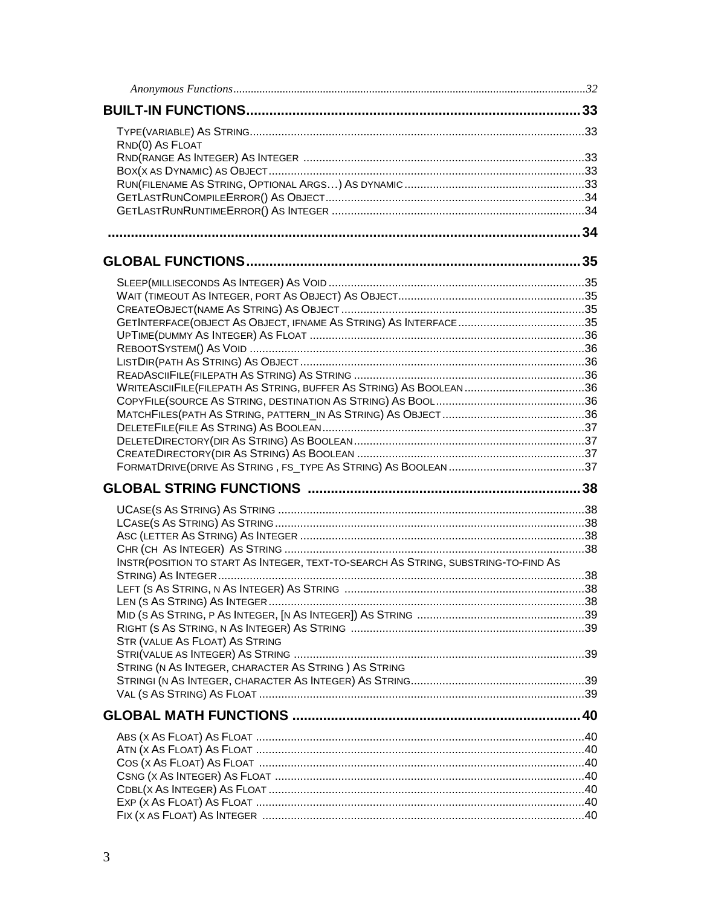*Anonymous Functions* ........ 32

**BUILT-IN FUNCTIONS** ........ 33

- TYPE(VARIABLE) AS STRING ........ 33
- RND(0) AS FLOAT
- RND(RANGE AS INTEGER) AS INTEGER ........ 33
- BOX(X AS DYNAMIC) AS OBJECT ........ 33
- RUN(FILENAME AS STRING, OPTIONAL ARGS…) AS DYNAMIC ........ 33
- GETLASTRUNCOMPILEERROR() AS OBJECT ........ 34
- GETLASTRUNRUNTIMEERROR() AS INTEGER ........ 34

........ 34

**GLOBAL FUNCTIONS** ........ 35

- SLEEP(MILLISECONDS AS INTEGER) AS VOID ........ 35
- WAIT (TIMEOUT AS INTEGER, PORT AS OBJECT) AS OBJECT ........ 35
- CREATEOBJECT(NAME AS STRING) AS OBJECT ........ 35
- GETINTERFACE(OBJECT AS OBJECT, IFNAME AS STRING) AS INTERFACE ........ 35
- UPTIME(DUMMY AS INTEGER) AS FLOAT ........ 36
- REBOOTSYSTEM() AS VOID ........ 36
- LISTDIR(PATH AS STRING) AS OBJECT ........ 36
- READASCIIFILE(FILEPATH AS STRING) AS STRING ........ 36
- WRITEASCIIFILE(FILEPATH AS STRING, BUFFER AS STRING) AS BOOLEAN ........ 36
- COPYFILE(SOURCE AS STRING, DESTINATION AS STRING) AS BOOL ........ 36
- MATCHFILES(PATH AS STRING, PATTERN_IN AS STRING) AS OBJECT ........ 36
- DELETEFILE(FILE AS STRING) AS BOOLEAN ........ 37
- DELETEDIRECTORY(DIR AS STRING) AS BOOLEAN ........ 37
- CREATEDIRECTORY(DIR AS STRING) AS BOOLEAN ........ 37
- FORMATDRIVE(DRIVE AS STRING , FS_TYPE AS STRING) AS BOOLEAN ........ 37

**GLOBAL STRING FUNCTIONS** ........ 38

- UCASE(S AS STRING) AS STRING ........ 38
- LCASE(S AS STRING) AS STRING ........ 38
- ASC (LETTER AS STRING) AS INTEGER ........ 38
- CHR (CH AS INTEGER) AS STRING ........ 38
- INSTR(POSITION TO START AS INTEGER, TEXT-TO-SEARCH AS STRING, SUBSTRING-TO-FIND AS STRING) AS INTEGER ........ 38
- LEFT (S AS STRING, N AS INTEGER) AS STRING ........ 38
- LEN (S AS STRING) AS INTEGER ........ 38
- MID (S AS STRING, P AS INTEGER, [N AS INTEGER]) AS STRING ........ 39
- RIGHT (S AS STRING, N AS INTEGER) AS STRING ........ 39
- STR (VALUE AS FLOAT) AS STRING
- STRI(VALUE AS INTEGER) AS STRING ........ 39
- STRING (N AS INTEGER, CHARACTER AS STRING ) AS STRING
- STRINGI (N AS INTEGER, CHARACTER AS INTEGER) AS STRING ........ 39
- VAL (S AS STRING) AS FLOAT ........ 39

**GLOBAL MATH FUNCTIONS** ........ 40

- ABS (X AS FLOAT) AS FLOAT ........ 40
- ATN (X AS FLOAT) AS FLOAT ........ 40
- COS (X AS FLOAT) AS FLOAT ........ 40
- CSNG (X AS INTEGER) AS FLOAT ........ 40
- CDBL(X AS INTEGER) AS FLOAT ........ 40
- EXP (X AS FLOAT) AS FLOAT ........ 40
- FIX (X AS FLOAT) AS INTEGER ........ 40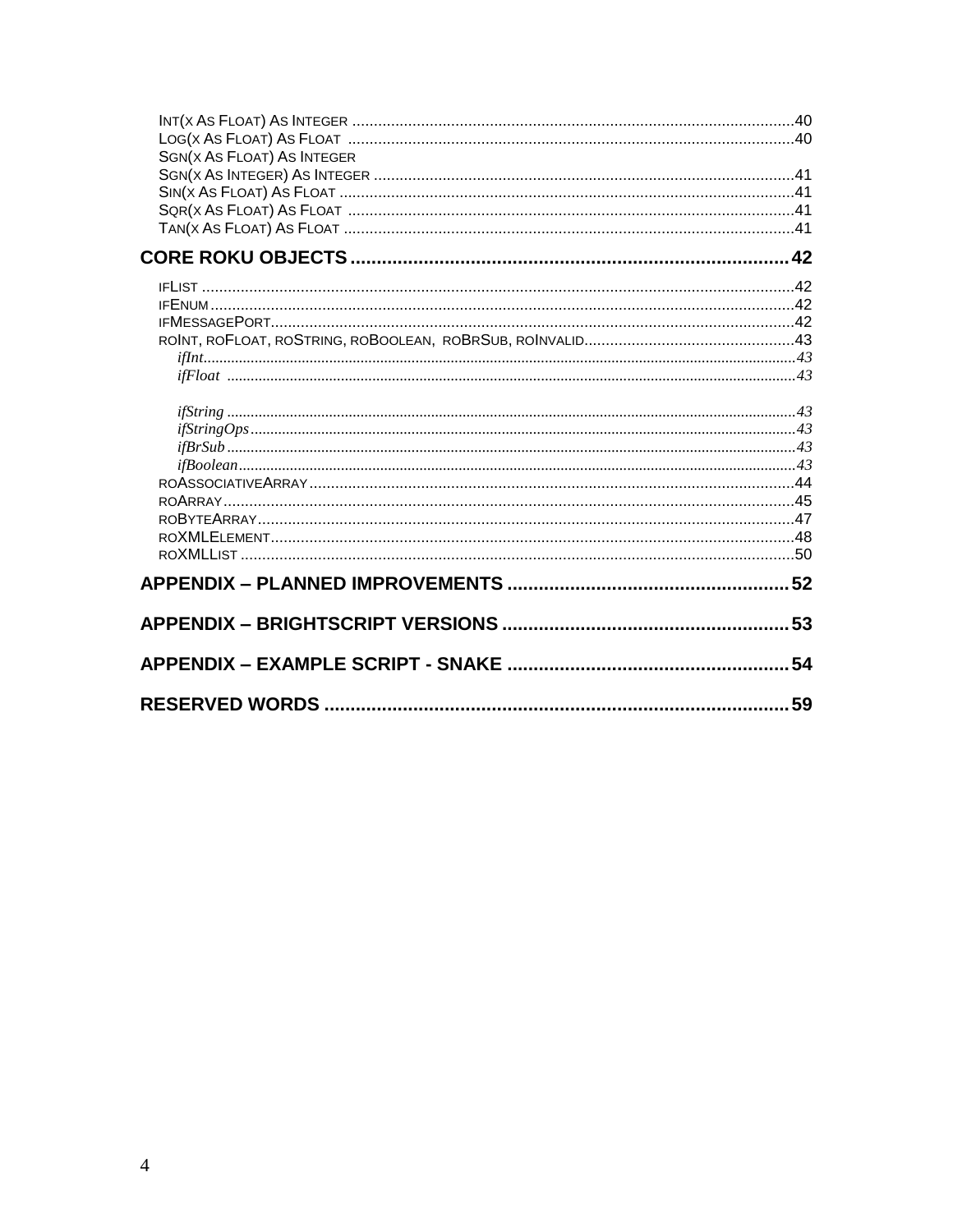INT(X AS FLOAT) AS INTEGER ....................................................................................................40
LOG(X AS FLOAT) AS FLOAT ....................................................................................................40
SGN(X AS FLOAT) AS INTEGER
SGN(X AS INTEGER) AS INTEGER ....................................................................................................41
SIN(X AS FLOAT) AS FLOAT ....................................................................................................41
SQR(X AS FLOAT) AS FLOAT ....................................................................................................41
TAN(X AS FLOAT) AS FLOAT ....................................................................................................41

**CORE ROKU OBJECTS ........................................................................ 42**

IFLIST ....................................................................................................42
IFENUM ....................................................................................................42
IFMESSAGEPORT ....................................................................................................42
ROINT, ROFLOAT, ROSTRING, ROBOOLEAN, ROBRSUB, ROINVALID ....................................................................................................43

*ifInt* ....................................................................................................43
*ifFloat* ....................................................................................................43

*ifString* ....................................................................................................43
*ifStringOps* ....................................................................................................43
*ifBrSub* ....................................................................................................43
*ifBoolean* ....................................................................................................43

ROASSOCIATIVEARRAY ....................................................................................................44
ROARRAY ....................................................................................................45
ROBYTEARRAY ....................................................................................................47
ROXMLELEMENT ....................................................................................................48
ROXMLLIST ....................................................................................................50

**APPENDIX – PLANNED IMPROVEMENTS ........................................................ 52**

**APPENDIX – BRIGHTSCRIPT VERSIONS ........................................................ 53**

**APPENDIX – EXAMPLE SCRIPT - SNAKE ........................................................ 54**

**RESERVED WORDS ........................................................................ 59**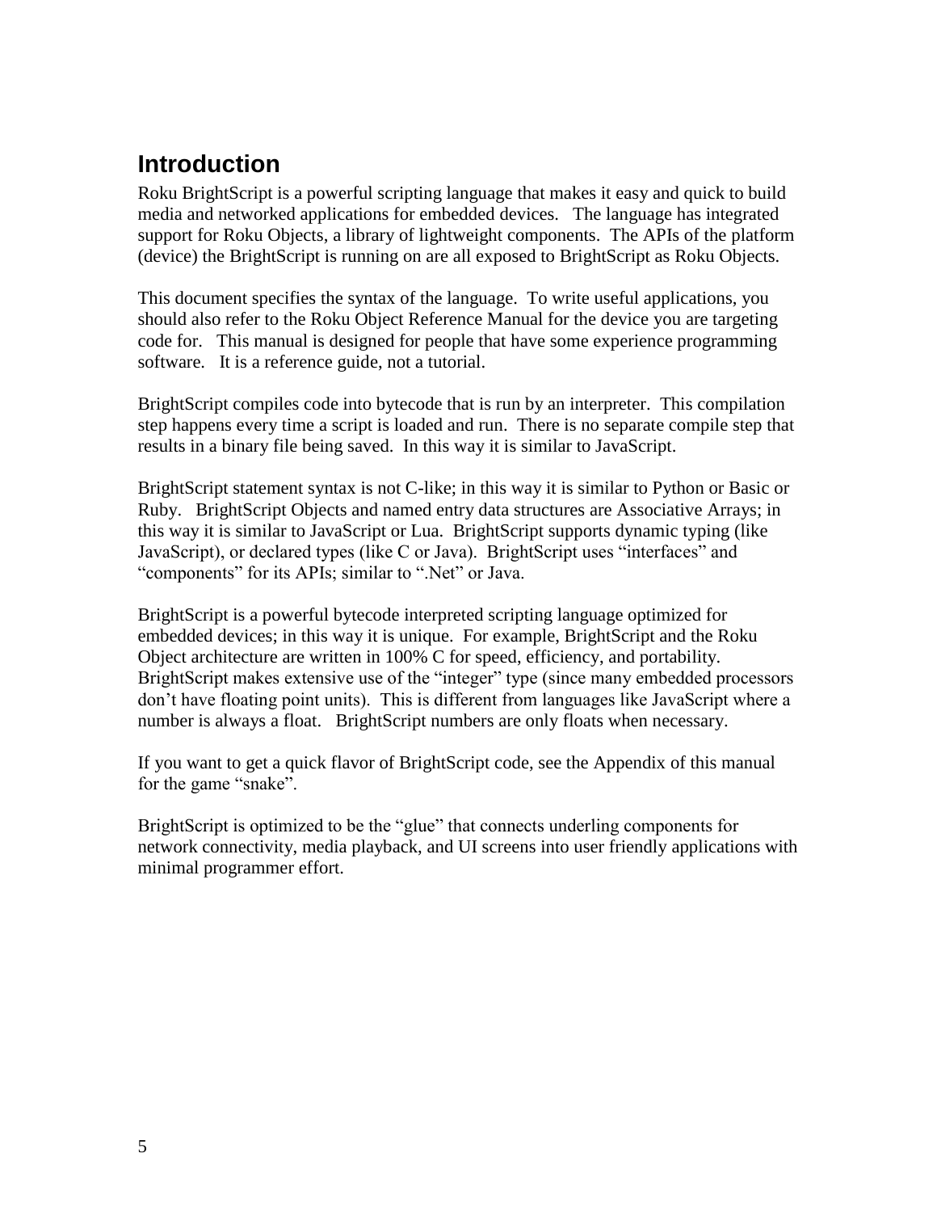# Introduction

Roku BrightScript is a powerful scripting language that makes it easy and quick to build media and networked applications for embedded devices. The language has integrated support for Roku Objects, a library of lightweight components. The APIs of the platform (device) the BrightScript is running on are all exposed to BrightScript as Roku Objects.

This document specifies the syntax of the language. To write useful applications, you should also refer to the Roku Object Reference Manual for the device you are targeting code for. This manual is designed for people that have some experience programming software. It is a reference guide, not a tutorial.

BrightScript compiles code into bytecode that is run by an interpreter. This compilation step happens every time a script is loaded and run. There is no separate compile step that results in a binary file being saved. In this way it is similar to JavaScript.

BrightScript statement syntax is not C-like; in this way it is similar to Python or Basic or Ruby. BrightScript Objects and named entry data structures are Associative Arrays; in this way it is similar to JavaScript or Lua. BrightScript supports dynamic typing (like JavaScript), or declared types (like C or Java). BrightScript uses "interfaces" and "components" for its APIs; similar to ".Net" or Java.

BrightScript is a powerful bytecode interpreted scripting language optimized for embedded devices; in this way it is unique. For example, BrightScript and the Roku Object architecture are written in 100% C for speed, efficiency, and portability. BrightScript makes extensive use of the "integer" type (since many embedded processors don't have floating point units). This is different from languages like JavaScript where a number is always a float. BrightScript numbers are only floats when necessary.

If you want to get a quick flavor of BrightScript code, see the Appendix of this manual for the game "snake".

BrightScript is optimized to be the "glue" that connects underling components for network connectivity, media playback, and UI screens into user friendly applications with minimal programmer effort.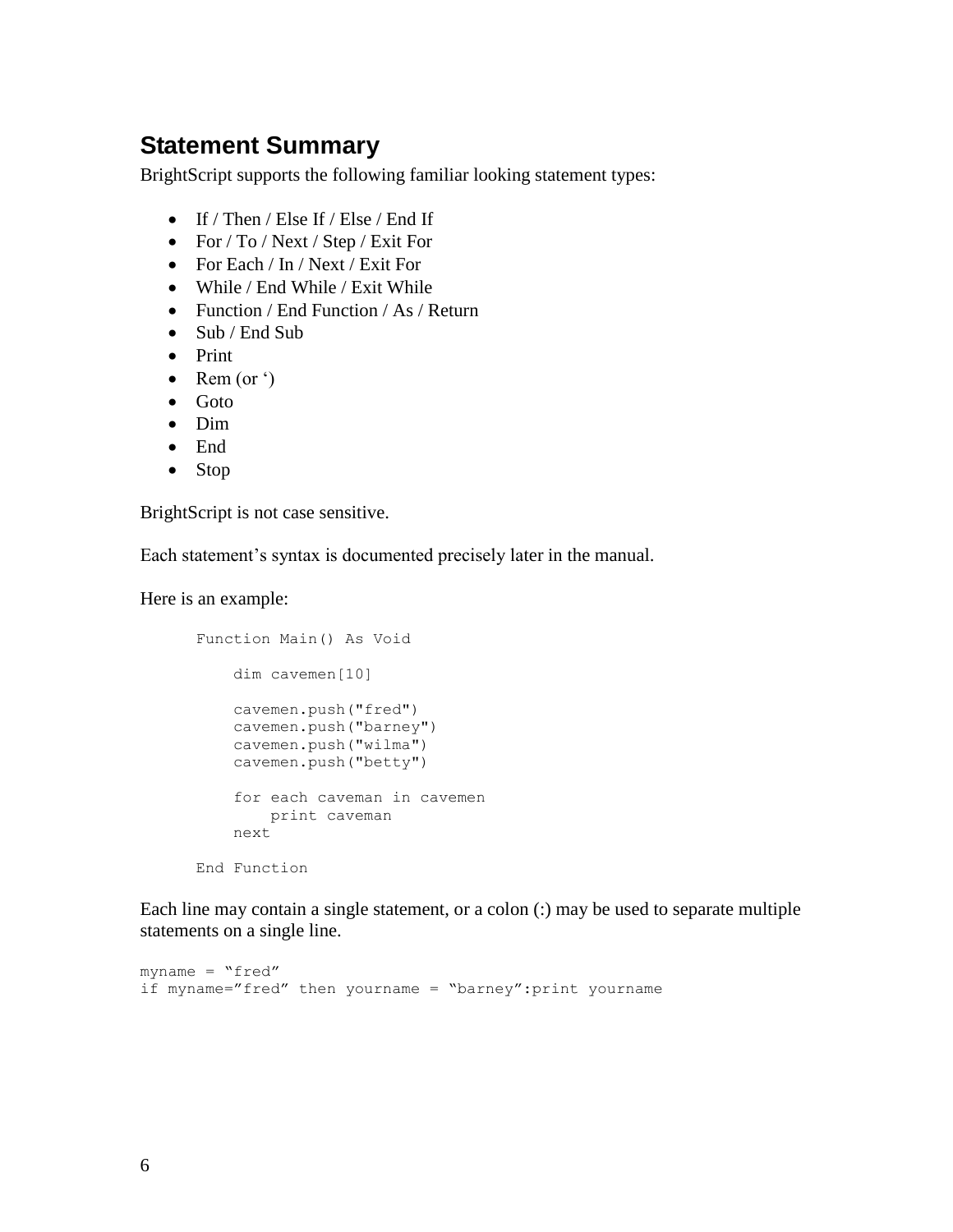## Statement Summary

BrightScript supports the following familiar looking statement types:

- If / Then / Else If / Else / End If
- For / To / Next / Step / Exit For
- For Each / In / Next / Exit For
- While / End While / Exit While
- Function / End Function / As / Return
- Sub / End Sub
- Print
- Rem (or ‘)
- Goto
- Dim
- End
- Stop

BrightScript is not case sensitive.

Each statement’s syntax is documented precisely later in the manual.

Here is an example:

```
Function Main() As Void

    dim cavemen[10]

    cavemen.push("fred")
    cavemen.push("barney")
    cavemen.push("wilma")
    cavemen.push("betty")

    for each caveman in cavemen
        print caveman
    next

End Function
```

Each line may contain a single statement, or a colon (:) may be used to separate multiple statements on a single line.

```
myname = “fred”
if myname=”fred” then yourname = “barney”:print yourname
```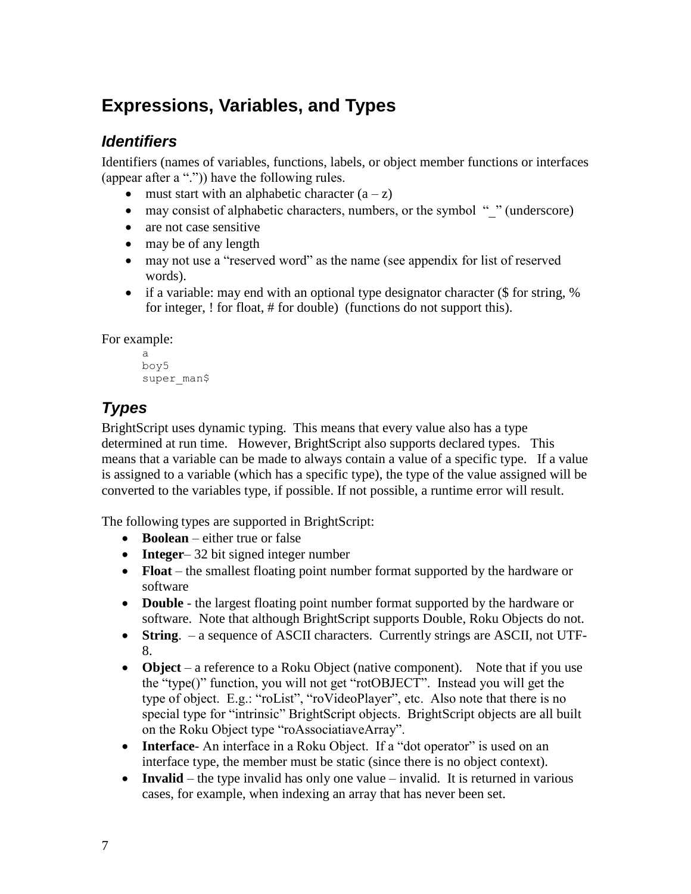# Expressions, Variables, and Types

## *Identifiers*

Identifiers (names of variables, functions, labels, or object member functions or interfaces (appear after a ".")) have the following rules.

- must start with an alphabetic character (a – z)
- may consist of alphabetic characters, numbers, or the symbol "_" (underscore)
- are not case sensitive
- may be of any length
- may not use a "reserved word" as the name (see appendix for list of reserved words).
- if a variable: may end with an optional type designator character ($ for string, % for integer, ! for float, # for double) (functions do not support this).

For example:

```
a
boy5
super_man$
```

## *Types*

BrightScript uses dynamic typing. This means that every value also has a type determined at run time. However, BrightScript also supports declared types. This means that a variable can be made to always contain a value of a specific type. If a value is assigned to a variable (which has a specific type), the type of the value assigned will be converted to the variables type, if possible. If not possible, a runtime error will result.

The following types are supported in BrightScript:

- **Boolean** – either true or false
- **Integer**– 32 bit signed integer number
- **Float** – the smallest floating point number format supported by the hardware or software
- **Double** - the largest floating point number format supported by the hardware or software. Note that although BrightScript supports Double, Roku Objects do not.
- **String**. – a sequence of ASCII characters. Currently strings are ASCII, not UTF-8.
- **Object** – a reference to a Roku Object (native component). Note that if you use the "type()" function, you will not get "rotOBJECT". Instead you will get the type of object. E.g.: "roList", "roVideoPlayer", etc. Also note that there is no special type for "intrinsic" BrightScript objects. BrightScript objects are all built on the Roku Object type "roAssociatiaveArray".
- **Interface**- An interface in a Roku Object. If a "dot operator" is used on an interface type, the member must be static (since there is no object context).
- **Invalid** – the type invalid has only one value – invalid. It is returned in various cases, for example, when indexing an array that has never been set.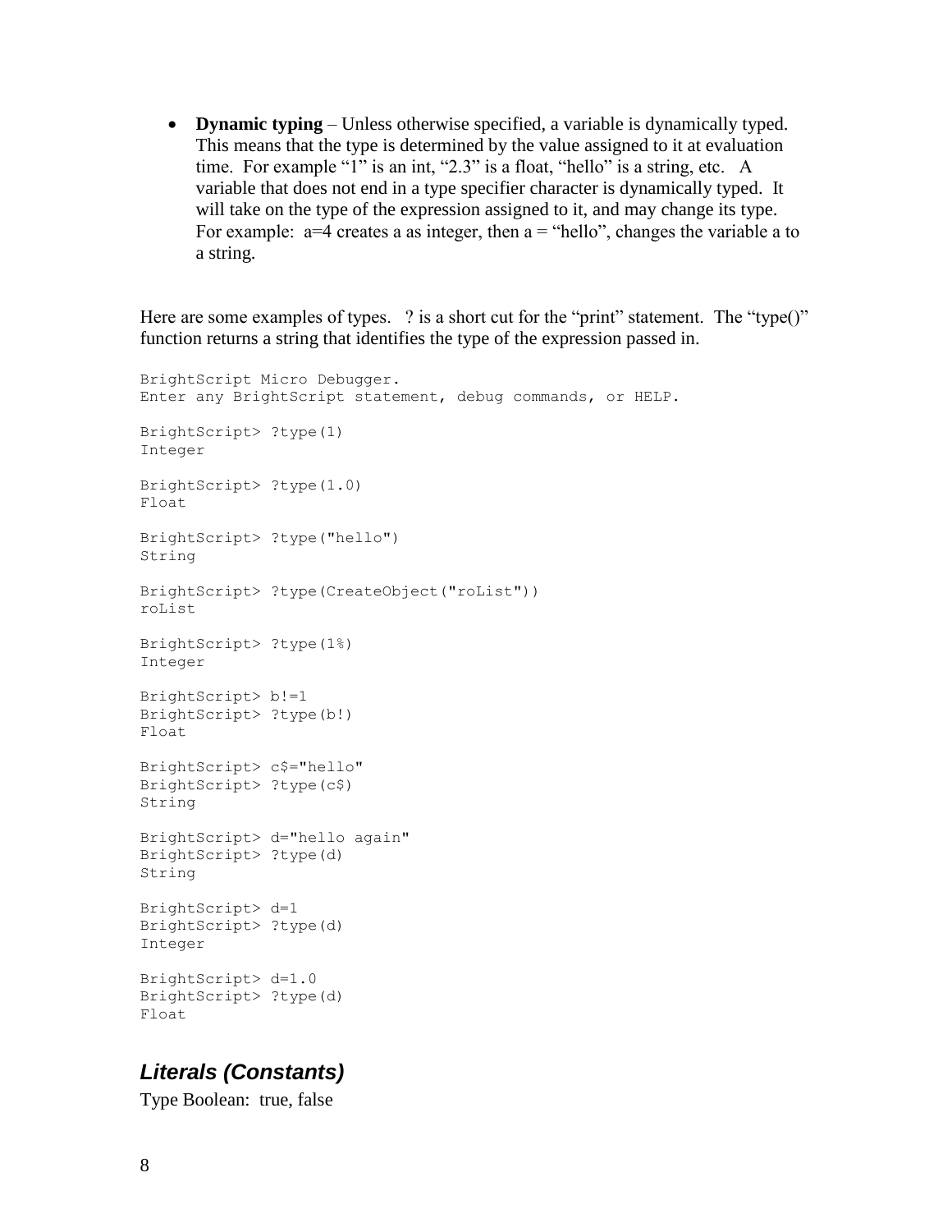- **Dynamic typing** – Unless otherwise specified, a variable is dynamically typed. This means that the type is determined by the value assigned to it at evaluation time. For example "1" is an int, "2.3" is a float, "hello" is a string, etc. A variable that does not end in a type specifier character is dynamically typed. It will take on the type of the expression assigned to it, and may change its type. For example: a=4 creates a as integer, then a = "hello", changes the variable a to a string.

Here are some examples of types. ? is a short cut for the "print" statement. The "type()" function returns a string that identifies the type of the expression passed in.

```
BrightScript Micro Debugger.
Enter any BrightScript statement, debug commands, or HELP.

BrightScript> ?type(1)
Integer

BrightScript> ?type(1.0)
Float

BrightScript> ?type("hello")
String

BrightScript> ?type(CreateObject("roList"))
roList

BrightScript> ?type(1%)
Integer

BrightScript> b!=1
BrightScript> ?type(b!)
Float

BrightScript> c$="hello"
BrightScript> ?type(c$)
String

BrightScript> d="hello again"
BrightScript> ?type(d)
String

BrightScript> d=1
BrightScript> ?type(d)
Integer

BrightScript> d=1.0
BrightScript> ?type(d)
Float
```

## *Literals (Constants)*

Type Boolean: true, false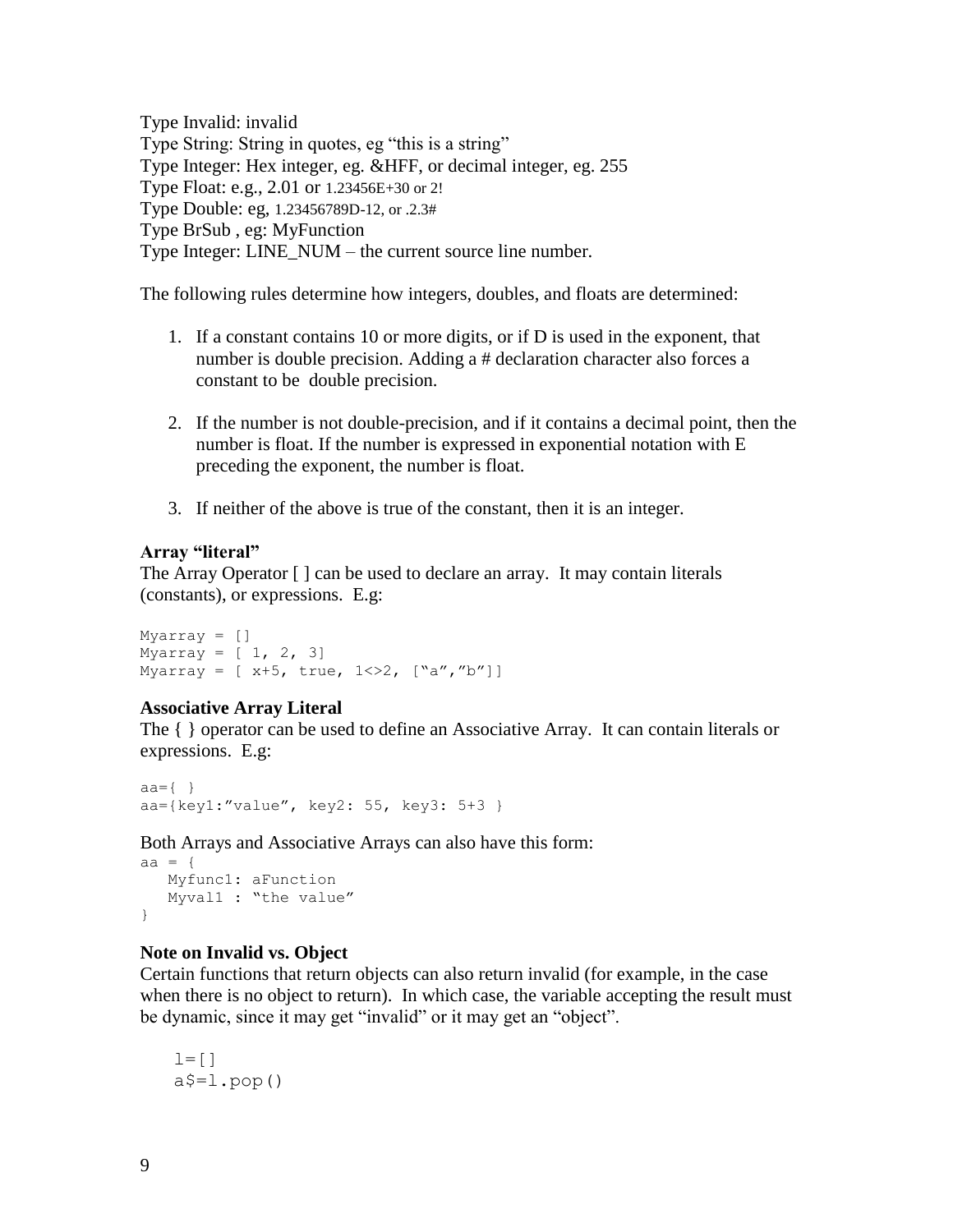Type Invalid: invalid
Type String: String in quotes, eg “this is a string”
Type Integer: Hex integer, eg. &HFF, or decimal integer, eg. 255
Type Float: e.g., 2.01 or 1.23456E+30 or 2!
Type Double: eg, 1.23456789D-12, or .2.3#
Type BrSub , eg: MyFunction
Type Integer: LINE_NUM – the current source line number.

The following rules determine how integers, doubles, and floats are determined:

1. If a constant contains 10 or more digits, or if D is used in the exponent, that number is double precision. Adding a # declaration character also forces a constant to be double precision.

2. If the number is not double-precision, and if it contains a decimal point, then the number is float. If the number is expressed in exponential notation with E preceding the exponent, the number is float.

3. If neither of the above is true of the constant, then it is an integer.

**Array “literal”**

The Array Operator [ ] can be used to declare an array. It may contain literals (constants), or expressions. E.g:

```
Myarray = []
Myarray = [ 1, 2, 3]
Myarray = [ x+5, true, 1<>2, [“a”,”b”]]
```

**Associative Array Literal**

The { } operator can be used to define an Associative Array. It can contain literals or expressions. E.g:

```
aa={ }
aa={key1:”value”, key2: 55, key3: 5+3 }
```

Both Arrays and Associative Arrays can also have this form:

```
aa = {
   Myfunc1: aFunction
   Myval1 : “the value”
}
```

**Note on Invalid vs. Object**

Certain functions that return objects can also return invalid (for example, in the case when there is no object to return). In which case, the variable accepting the result must be dynamic, since it may get “invalid” or it may get an “object”.

```
l=[]
a$=l.pop()
```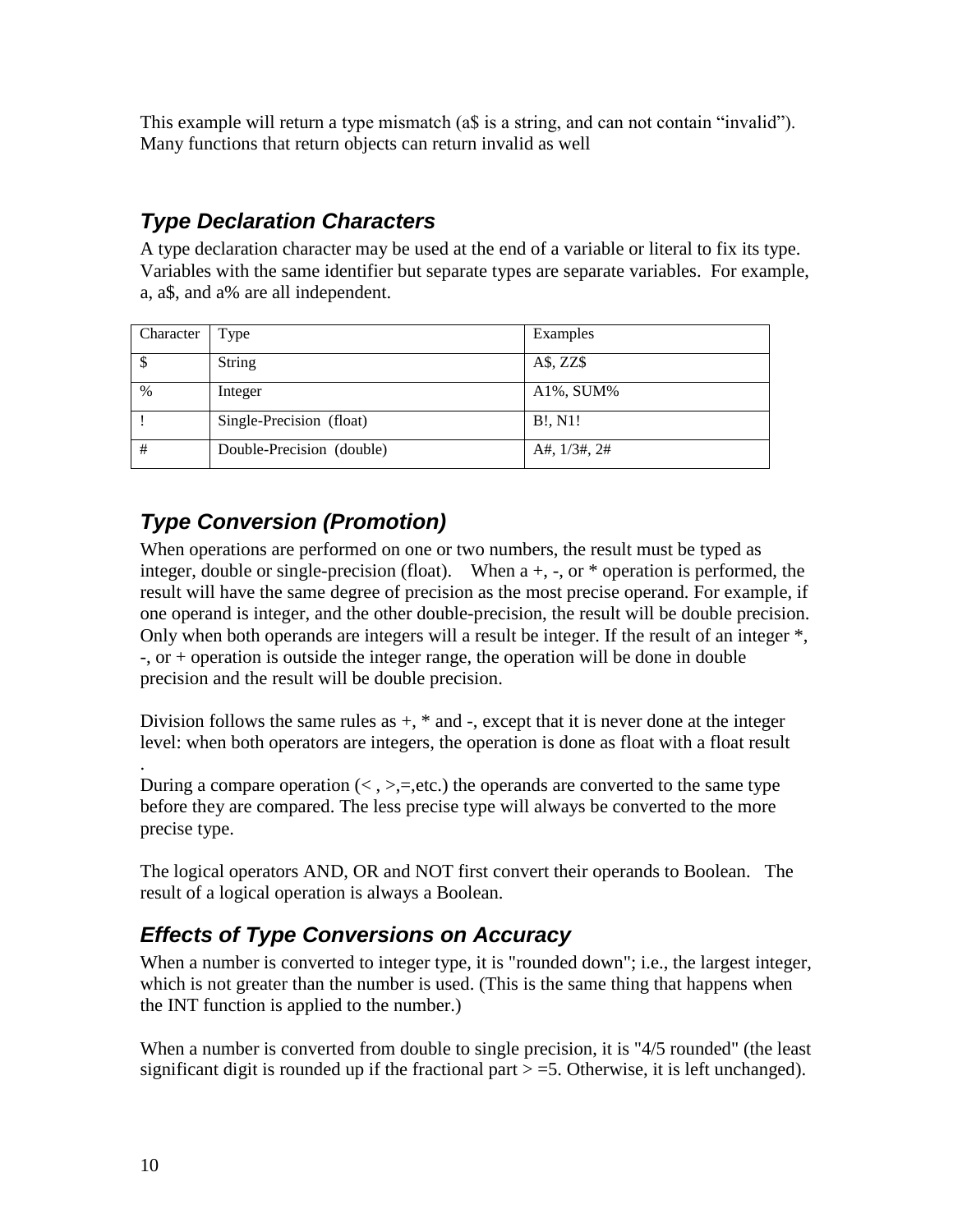This example will return a type mismatch (a$ is a string, and can not contain "invalid"). Many functions that return objects can return invalid as well

## *Type Declaration Characters*

A type declaration character may be used at the end of a variable or literal to fix its type. Variables with the same identifier but separate types are separate variables. For example, a, a$, and a% are all independent.

| Character | Type | Examples |
|---|---|---|
| $ | String | A$, ZZ$ |
| % | Integer | A1%, SUM% |
| ! | Single-Precision (float) | B!, N1! |
| # | Double-Precision (double) | A#, 1/3#, 2# |

## *Type Conversion (Promotion)*

When operations are performed on one or two numbers, the result must be typed as integer, double or single-precision (float). When a +, -, or * operation is performed, the result will have the same degree of precision as the most precise operand. For example, if one operand is integer, and the other double-precision, the result will be double precision. Only when both operands are integers will a result be integer. If the result of an integer *, -, or + operation is outside the integer range, the operation will be done in double precision and the result will be double precision.

Division follows the same rules as +, * and -, except that it is never done at the integer level: when both operators are integers, the operation is done as float with a float result

.

During a compare operation (< , >,=,etc.) the operands are converted to the same type before they are compared. The less precise type will always be converted to the more precise type.

The logical operators AND, OR and NOT first convert their operands to Boolean. The result of a logical operation is always a Boolean.

## *Effects of Type Conversions on Accuracy*

When a number is converted to integer type, it is "rounded down"; i.e., the largest integer, which is not greater than the number is used. (This is the same thing that happens when the INT function is applied to the number.)

When a number is converted from double to single precision, it is "4/5 rounded" (the least significant digit is rounded up if the fractional part > =5. Otherwise, it is left unchanged).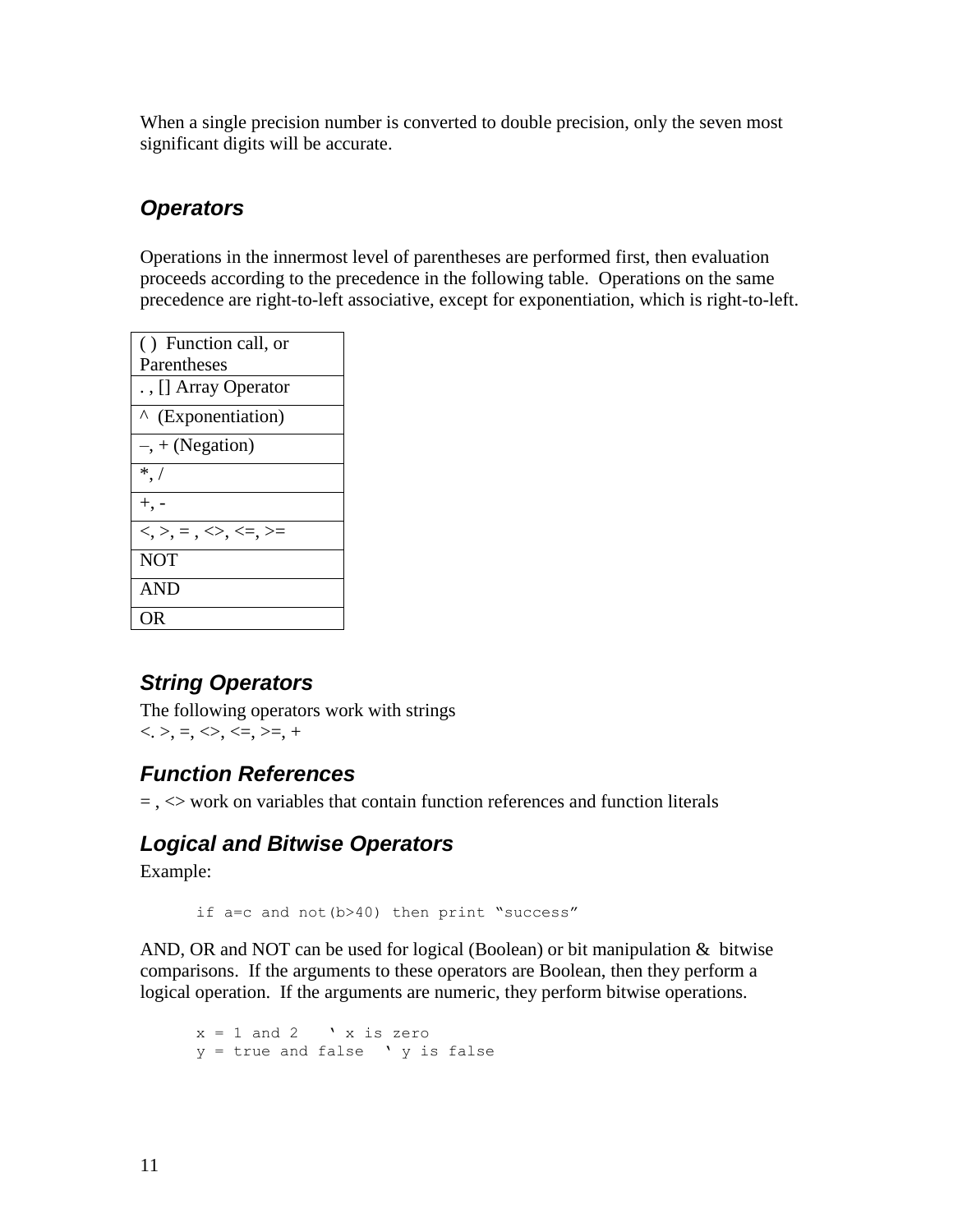When a single precision number is converted to double precision, only the seven most significant digits will be accurate.

### Operators

Operations in the innermost level of parentheses are performed first, then evaluation proceeds according to the precedence in the following table.  Operations on the same precedence are right-to-left associative, except for exponentiation, which is right-to-left.

| ( )  Function call, or Parentheses |
|---|
| . , [] Array Operator |
| ^  (Exponentiation) |
| –, + (Negation) |
| *, / |
| +, - |
| <, >, = , <>, <=, >= |
| NOT |
| AND |
| OR |

### String Operators

The following operators work with strings
<. >, =, <>, <=, >=, +

### Function References

= , <> work on variables that contain function references and function literals

### Logical and Bitwise Operators

Example:

```
if a=c and not(b>40) then print “success”
```

AND, OR and NOT can be used for logical (Boolean) or bit manipulation &  bitwise comparisons.  If the arguments to these operators are Boolean, then they perform a logical operation.  If the arguments are numeric, they perform bitwise operations.

```
x = 1 and 2   ‘ x is zero
y = true and false  ‘ y is false
```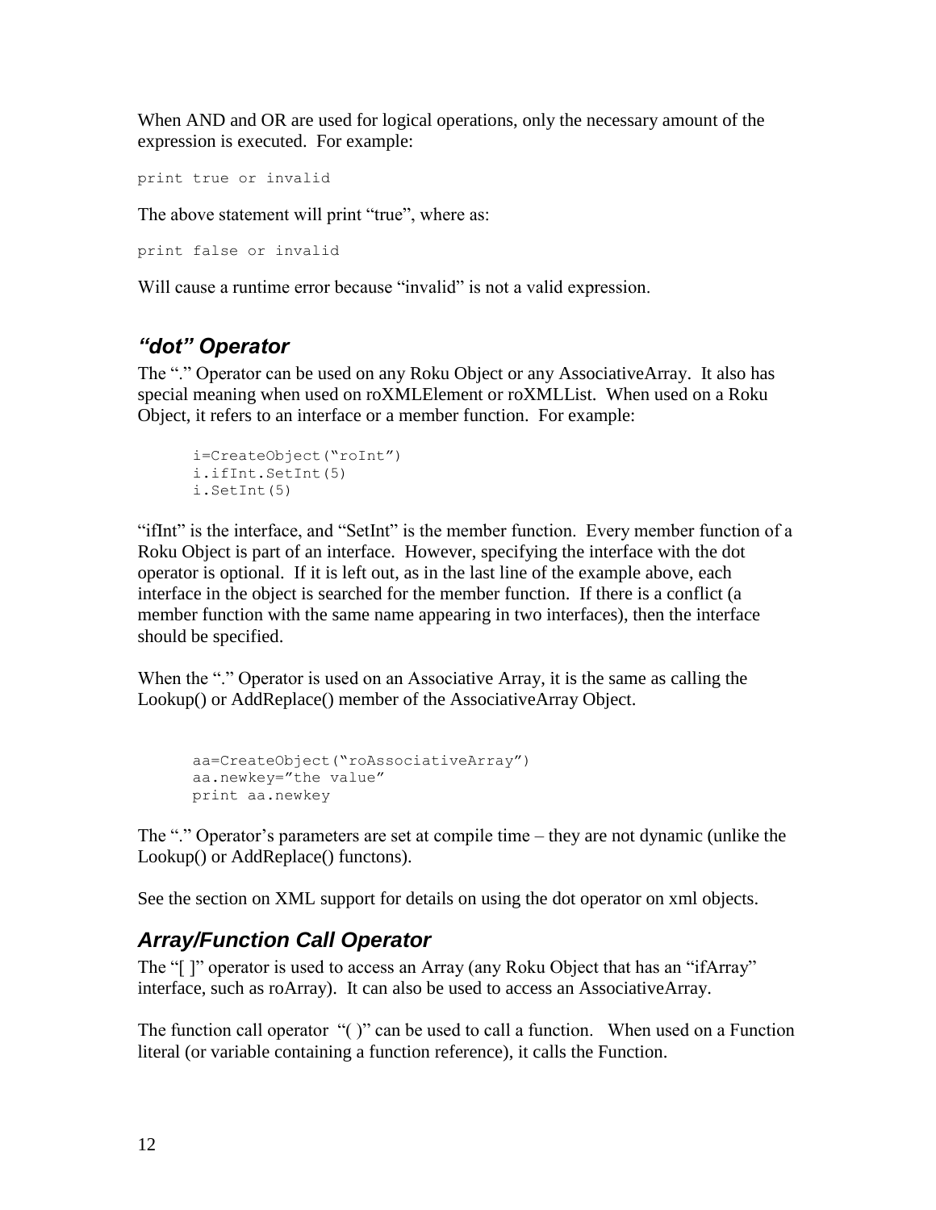When AND and OR are used for logical operations, only the necessary amount of the expression is executed. For example:

```
print true or invalid
```

The above statement will print "true", where as:

```
print false or invalid
```

Will cause a runtime error because "invalid" is not a valid expression.

## *"dot" Operator*

The "." Operator can be used on any Roku Object or any AssociativeArray. It also has special meaning when used on roXMLElement or roXMLList. When used on a Roku Object, it refers to an interface or a member function. For example:

```
i=CreateObject("roInt")
i.ifInt.SetInt(5)
i.SetInt(5)
```

"ifInt" is the interface, and "SetInt" is the member function. Every member function of a Roku Object is part of an interface. However, specifying the interface with the dot operator is optional. If it is left out, as in the last line of the example above, each interface in the object is searched for the member function. If there is a conflict (a member function with the same name appearing in two interfaces), then the interface should be specified.

When the "." Operator is used on an Associative Array, it is the same as calling the Lookup() or AddReplace() member of the AssociativeArray Object.

```
aa=CreateObject("roAssociativeArray")
aa.newkey="the value"
print aa.newkey
```

The "." Operator's parameters are set at compile time – they are not dynamic (unlike the Lookup() or AddReplace() functons).

See the section on XML support for details on using the dot operator on xml objects.

## *Array/Function Call Operator*

The "[ ]" operator is used to access an Array (any Roku Object that has an "ifArray" interface, such as roArray). It can also be used to access an AssociativeArray.

The function call operator "( )" can be used to call a function. When used on a Function literal (or variable containing a function reference), it calls the Function.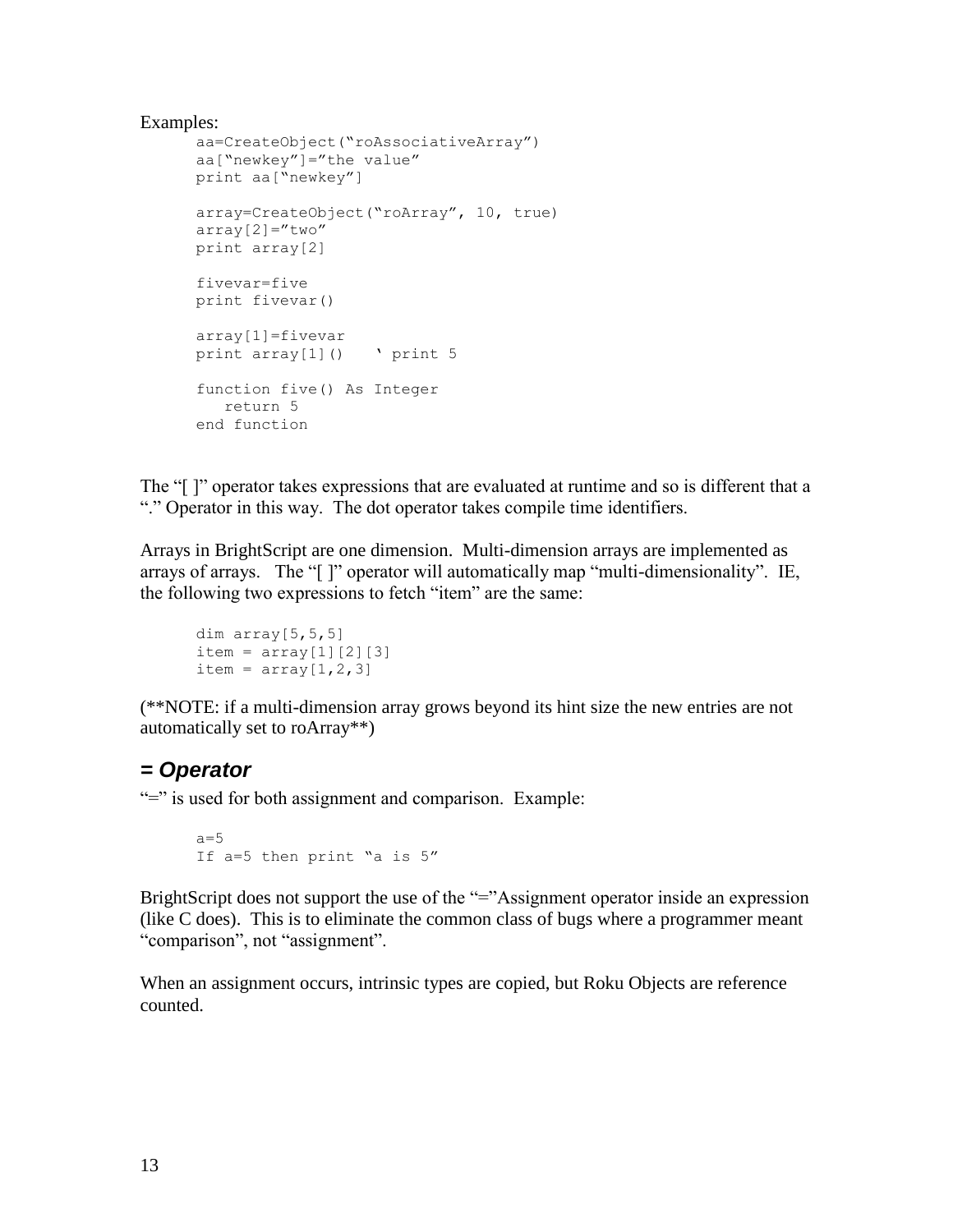Examples:

```
aa=CreateObject("roAssociativeArray")
aa["newkey"]="the value"
print aa["newkey"]

array=CreateObject("roArray", 10, true)
array[2]="two"
print array[2]

fivevar=five
print fivevar()

array[1]=fivevar
print array[1]()    ' print 5

function five() As Integer
   return 5
end function
```

The "[ ]" operator takes expressions that are evaluated at runtime and so is different that a "." Operator in this way. The dot operator takes compile time identifiers.

Arrays in BrightScript are one dimension. Multi-dimension arrays are implemented as arrays of arrays. The "[ ]" operator will automatically map "multi-dimensionality". IE, the following two expressions to fetch "item" are the same:

```
dim array[5,5,5]
item = array[1][2][3]
item = array[1,2,3]
```

(**NOTE: if a multi-dimension array grows beyond its hint size the new entries are not automatically set to roArray**)

## = Operator

"=" is used for both assignment and comparison. Example:

```
a=5
If a=5 then print "a is 5"
```

BrightScript does not support the use of the "="Assignment operator inside an expression (like C does). This is to eliminate the common class of bugs where a programmer meant "comparison", not "assignment".

When an assignment occurs, intrinsic types are copied, but Roku Objects are reference counted.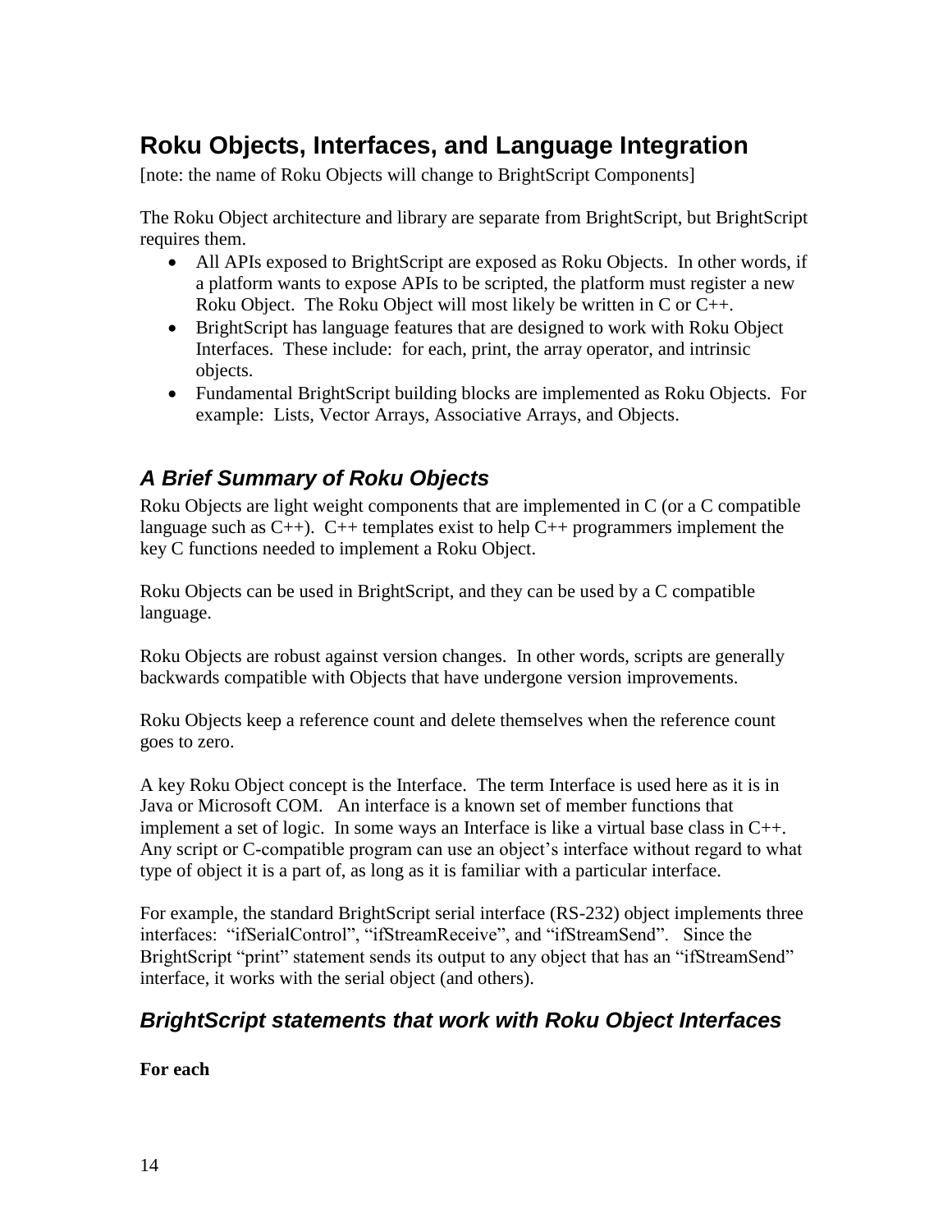## Roku Objects, Interfaces, and Language Integration

[note: the name of Roku Objects will change to BrightScript Components]

The Roku Object architecture and library are separate from BrightScript, but BrightScript requires them.

- All APIs exposed to BrightScript are exposed as Roku Objects. In other words, if a platform wants to expose APIs to be scripted, the platform must register a new Roku Object. The Roku Object will most likely be written in C or C++.
- BrightScript has language features that are designed to work with Roku Object Interfaces. These include: for each, print, the array operator, and intrinsic objects.
- Fundamental BrightScript building blocks are implemented as Roku Objects. For example: Lists, Vector Arrays, Associative Arrays, and Objects.

### *A Brief Summary of Roku Objects*

Roku Objects are light weight components that are implemented in C (or a C compatible language such as C++). C++ templates exist to help C++ programmers implement the key C functions needed to implement a Roku Object.

Roku Objects can be used in BrightScript, and they can be used by a C compatible language.

Roku Objects are robust against version changes. In other words, scripts are generally backwards compatible with Objects that have undergone version improvements.

Roku Objects keep a reference count and delete themselves when the reference count goes to zero.

A key Roku Object concept is the Interface. The term Interface is used here as it is in Java or Microsoft COM. An interface is a known set of member functions that implement a set of logic. In some ways an Interface is like a virtual base class in C++. Any script or C-compatible program can use an object's interface without regard to what type of object it is a part of, as long as it is familiar with a particular interface.

For example, the standard BrightScript serial interface (RS-232) object implements three interfaces: "ifSerialControl", "ifStreamReceive", and "ifStreamSend". Since the BrightScript "print" statement sends its output to any object that has an "ifStreamSend" interface, it works with the serial object (and others).

### *BrightScript statements that work with Roku Object Interfaces*

**For each**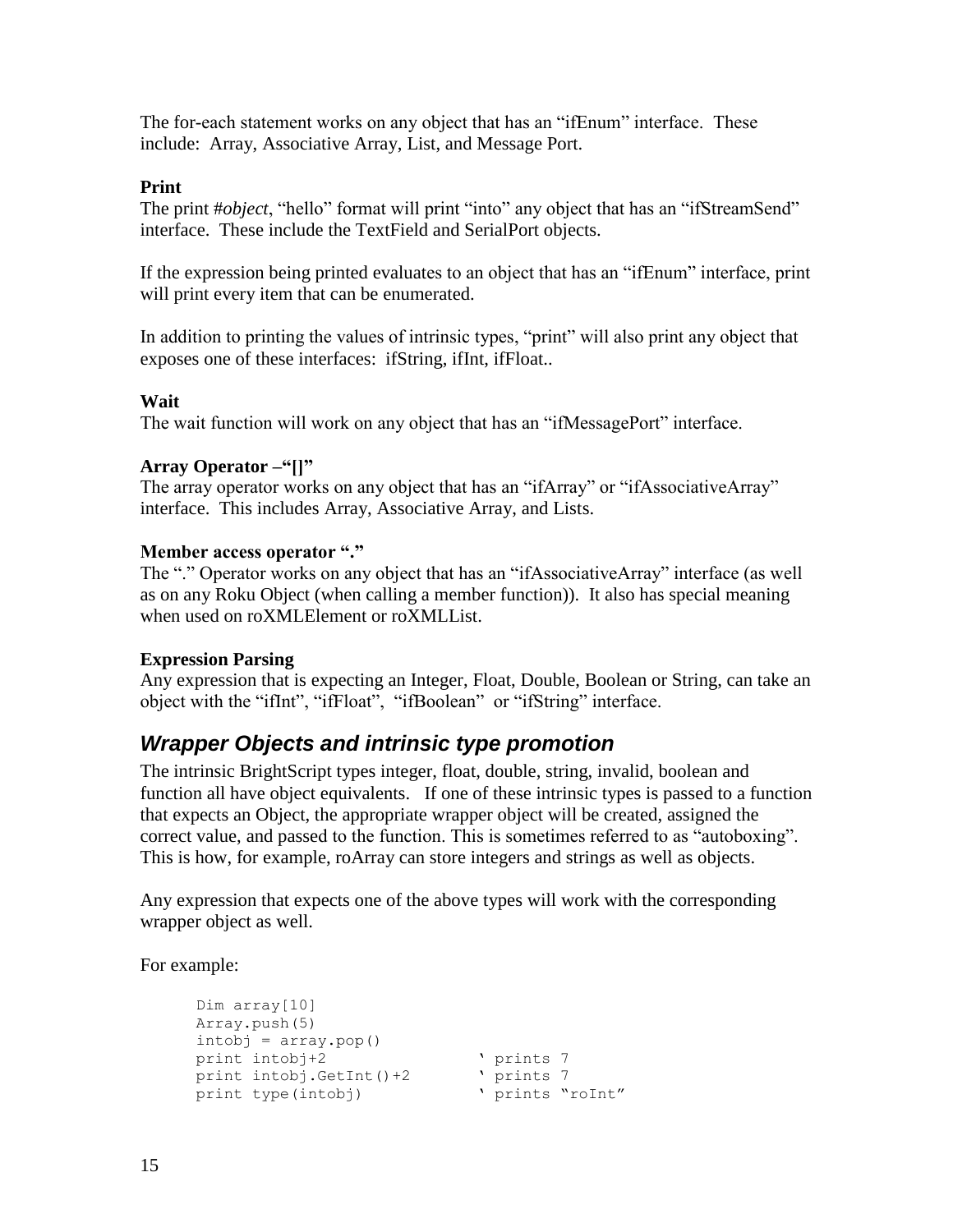The for-each statement works on any object that has an "ifEnum" interface. These include: Array, Associative Array, List, and Message Port.

**Print**

The print #*object*, "hello" format will print "into" any object that has an "ifStreamSend" interface. These include the TextField and SerialPort objects.

If the expression being printed evaluates to an object that has an "ifEnum" interface, print will print every item that can be enumerated.

In addition to printing the values of intrinsic types, "print" will also print any object that exposes one of these interfaces: ifString, ifInt, ifFloat..

**Wait**

The wait function will work on any object that has an "ifMessagePort" interface.

**Array Operator –"[]"**

The array operator works on any object that has an "ifArray" or "ifAssociativeArray" interface. This includes Array, Associative Array, and Lists.

**Member access operator "."**

The "." Operator works on any object that has an "ifAssociativeArray" interface (as well as on any Roku Object (when calling a member function)). It also has special meaning when used on roXMLElement or roXMLList.

**Expression Parsing**

Any expression that is expecting an Integer, Float, Double, Boolean or String, can take an object with the "ifInt", "ifFloat", "ifBoolean" or "ifString" interface.

## *Wrapper Objects and intrinsic type promotion*

The intrinsic BrightScript types integer, float, double, string, invalid, boolean and function all have object equivalents. If one of these intrinsic types is passed to a function that expects an Object, the appropriate wrapper object will be created, assigned the correct value, and passed to the function. This is sometimes referred to as "autoboxing". This is how, for example, roArray can store integers and strings as well as objects.

Any expression that expects one of the above types will work with the corresponding wrapper object as well.

For example:

```
Dim array[10]
Array.push(5)
intobj = array.pop()
print intobj+2              ' prints 7
print intobj.GetInt()+2     ' prints 7
print type(intobj)          ' prints "roInt"
```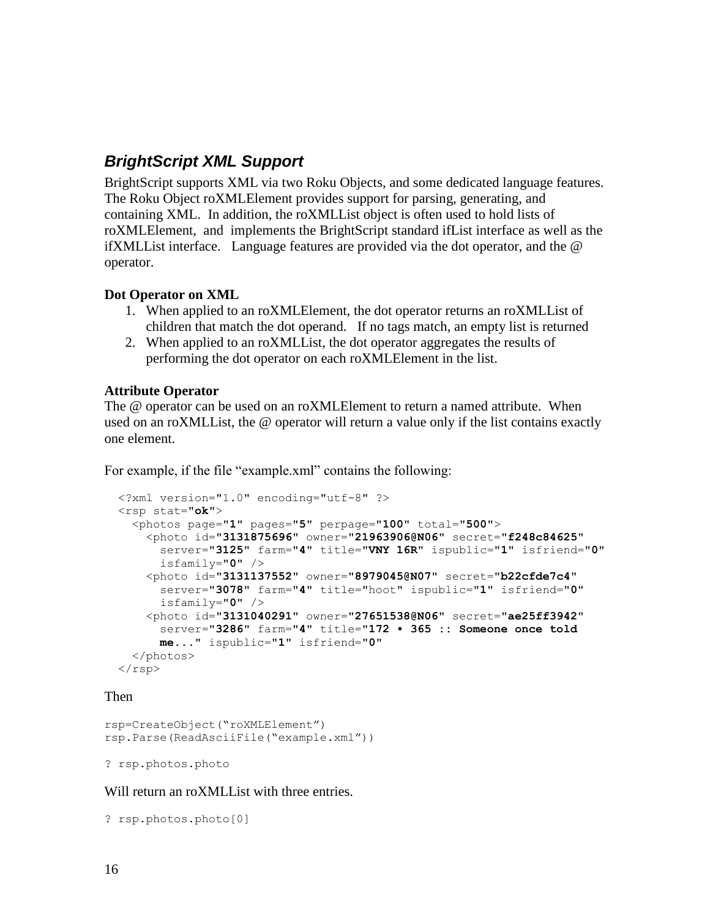## *BrightScript XML Support*

BrightScript supports XML via two Roku Objects, and some dedicated language features. The Roku Object roXMLElement provides support for parsing, generating, and containing XML. In addition, the roXMLList object is often used to hold lists of roXMLElement, and implements the BrightScript standard ifList interface as well as the ifXMLList interface. Language features are provided via the dot operator, and the @ operator.

**Dot Operator on XML**

1. When applied to an roXMLElement, the dot operator returns an roXMLList of children that match the dot operand. If no tags match, an empty list is returned
2. When applied to an roXMLList, the dot operator aggregates the results of performing the dot operator on each roXMLElement in the list.

**Attribute Operator**

The @ operator can be used on an roXMLElement to return a named attribute. When used on an roXMLList, the @ operator will return a value only if the list contains exactly one element.

For example, if the file “example.xml” contains the following:

```
<?xml version="1.0" encoding="utf-8" ?>
<rsp stat="ok">
  <photos page="1" pages="5" perpage="100" total="500">
    <photo id="3131875696" owner="21963906@N06" secret="f248c84625"
      server="3125" farm="4" title="VNY 16R" ispublic="1" isfriend="0"
      isfamily="0" />
    <photo id="3131137552" owner="8979045@N07" secret="b22cfde7c4"
      server="3078" farm="4" title="hoot" ispublic="1" isfriend="0"
      isfamily="0" />
    <photo id="3131040291" owner="27651538@N06" secret="ae25ff3942"
      server="3286" farm="4" title="172 • 365 :: Someone once told
      me..." ispublic="1" isfriend="0"
  </photos>
</rsp>
```

Then

```
rsp=CreateObject("roXMLElement")
rsp.Parse(ReadAsciiFile("example.xml"))

? rsp.photos.photo
```

Will return an roXMLList with three entries.

```
? rsp.photos.photo[0]
```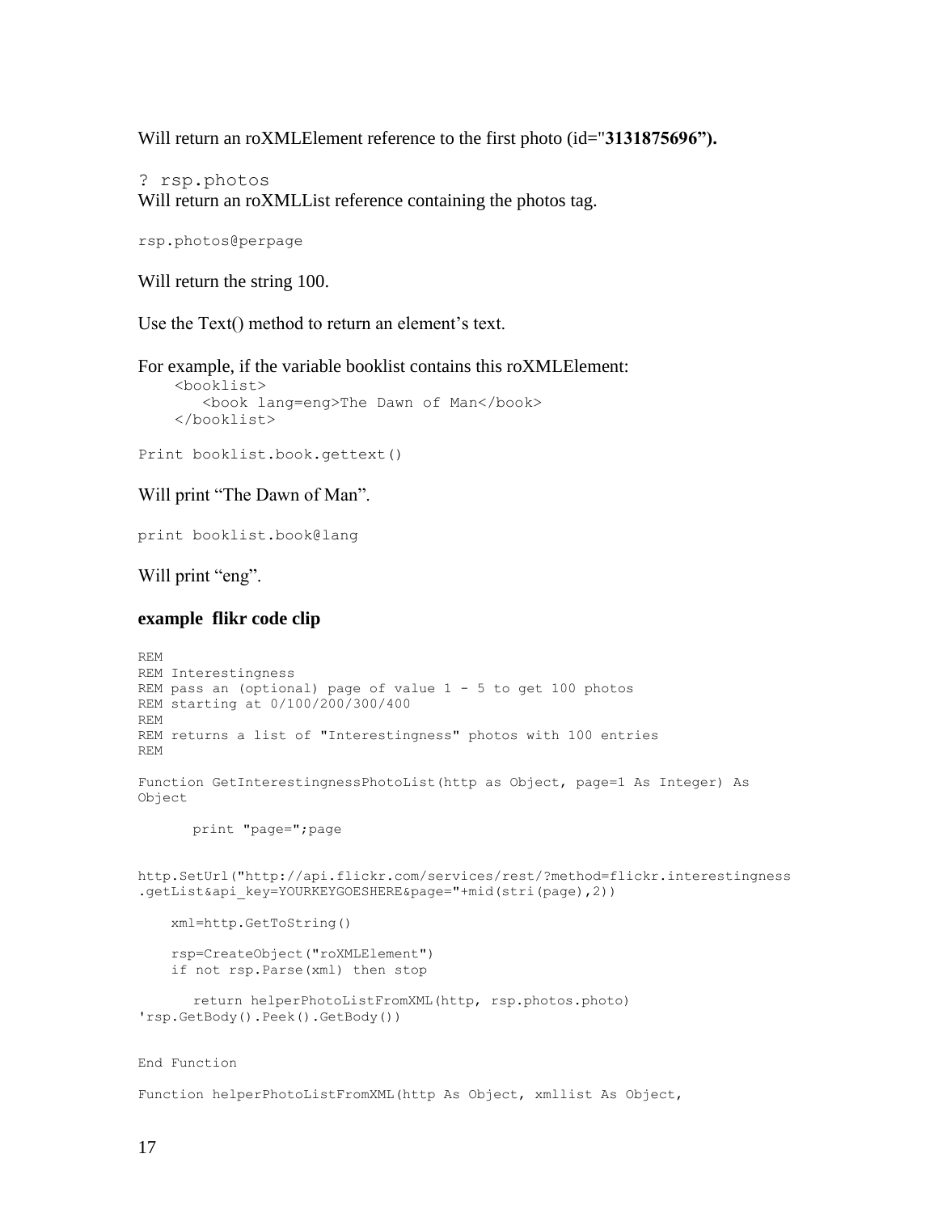Will return an roXMLElement reference to the first photo (id="**3131875696").**

```
? rsp.photos
```

Will return an roXMLList reference containing the photos tag.

```
rsp.photos@perpage
```

Will return the string 100.

Use the Text() method to return an element's text.

For example, if the variable booklist contains this roXMLElement:

```
    <booklist>
       <book lang=eng>The Dawn of Man</book>
    </booklist>
```

```
Print booklist.book.gettext()
```

Will print "The Dawn of Man".

```
print booklist.book@lang
```

Will print "eng".

**example flikr code clip**

```
REM
REM Interestingness
REM pass an (optional) page of value 1 - 5 to get 100 photos
REM starting at 0/100/200/300/400
REM
REM returns a list of "Interestingness" photos with 100 entries
REM

Function GetInterestingnessPhotoList(http as Object, page=1 As Integer) As
Object

       print "page=";page


http.SetUrl("http://api.flickr.com/services/rest/?method=flickr.interestingness
.getList&api_key=YOURKEYGOESHERE&page="+mid(stri(page),2))

    xml=http.GetToString()

    rsp=CreateObject("roXMLElement")
    if not rsp.Parse(xml) then stop

       return helperPhotoListFromXML(http, rsp.photos.photo)
'rsp.GetBody().Peek().GetBody())


End Function

Function helperPhotoListFromXML(http As Object, xmllist As Object,
```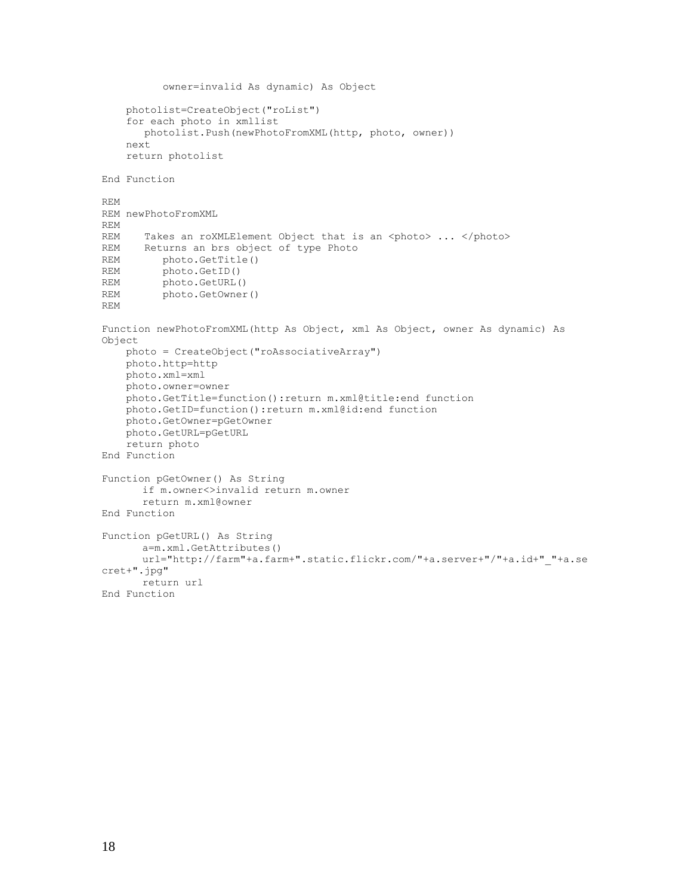```
          owner=invalid As dynamic) As Object

    photolist=CreateObject("roList")
    for each photo in xmllist
       photolist.Push(newPhotoFromXML(http, photo, owner))
    next
    return photolist

End Function

REM
REM newPhotoFromXML
REM
REM    Takes an roXMLElement Object that is an <photo> ... </photo>
REM    Returns an brs object of type Photo
REM       photo.GetTitle()
REM       photo.GetID()
REM       photo.GetURL()
REM       photo.GetOwner()
REM

Function newPhotoFromXML(http As Object, xml As Object, owner As dynamic) As
Object
    photo = CreateObject("roAssociativeArray")
    photo.http=http
    photo.xml=xml
    photo.owner=owner
    photo.GetTitle=function():return m.xml@title:end function
    photo.GetID=function():return m.xml@id:end function
    photo.GetOwner=pGetOwner
    photo.GetURL=pGetURL
    return photo
End Function

Function pGetOwner() As String
      if m.owner<>invalid return m.owner
      return m.xml@owner
End Function

Function pGetURL() As String
      a=m.xml.GetAttributes()
      url="http://farm"+a.farm+".static.flickr.com/"+a.server+"/"+a.id+"_"+a.se
cret+".jpg"
      return url
End Function
```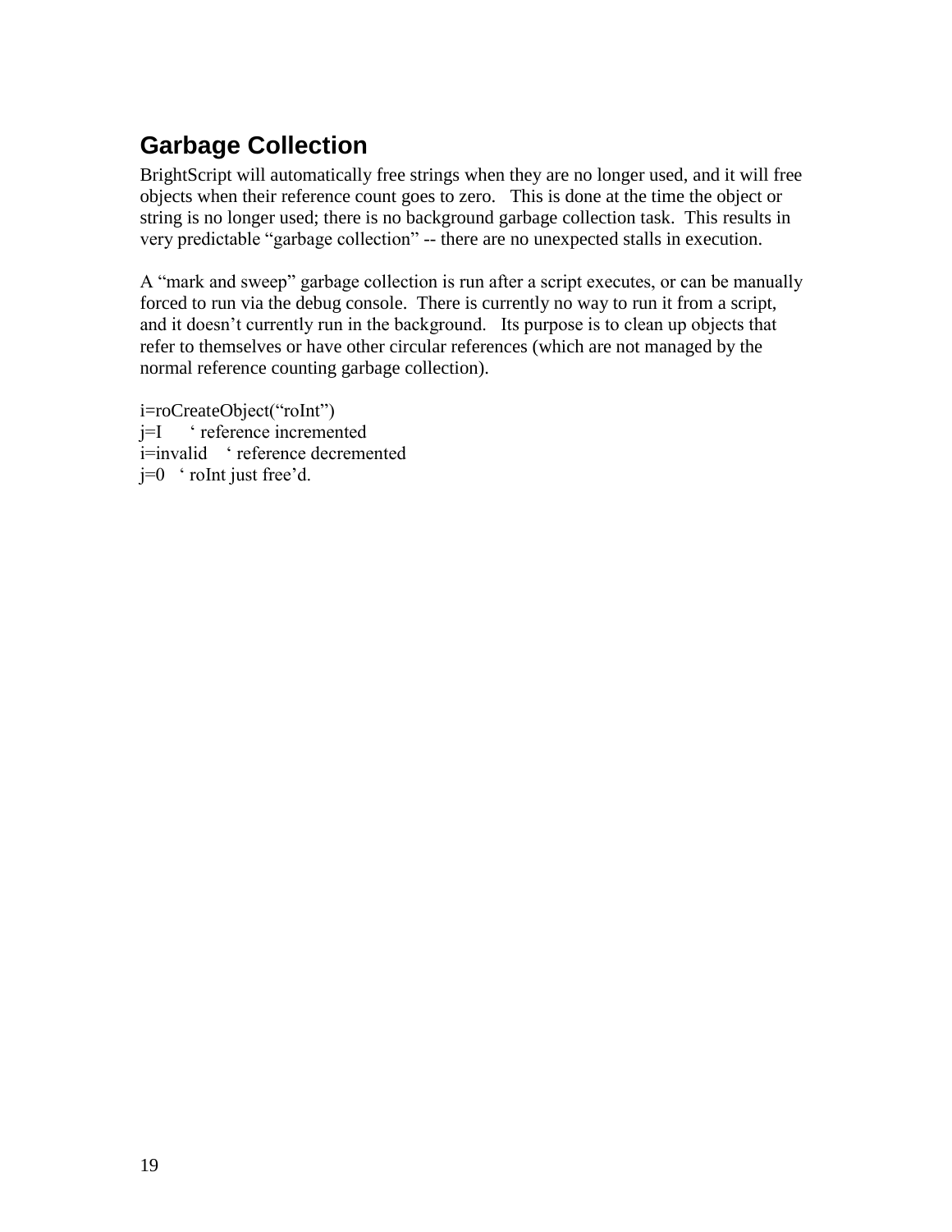## Garbage Collection

BrightScript will automatically free strings when they are no longer used, and it will free objects when their reference count goes to zero. This is done at the time the object or string is no longer used; there is no background garbage collection task. This results in very predictable "garbage collection" -- there are no unexpected stalls in execution.

A "mark and sweep" garbage collection is run after a script executes, or can be manually forced to run via the debug console. There is currently no way to run it from a script, and it doesn't currently run in the background. Its purpose is to clean up objects that refer to themselves or have other circular references (which are not managed by the normal reference counting garbage collection).

```
i=roCreateObject("roInt")
j=I      ' reference incremented
i=invalid    ' reference decremented
j=0   ' roInt just free'd.
```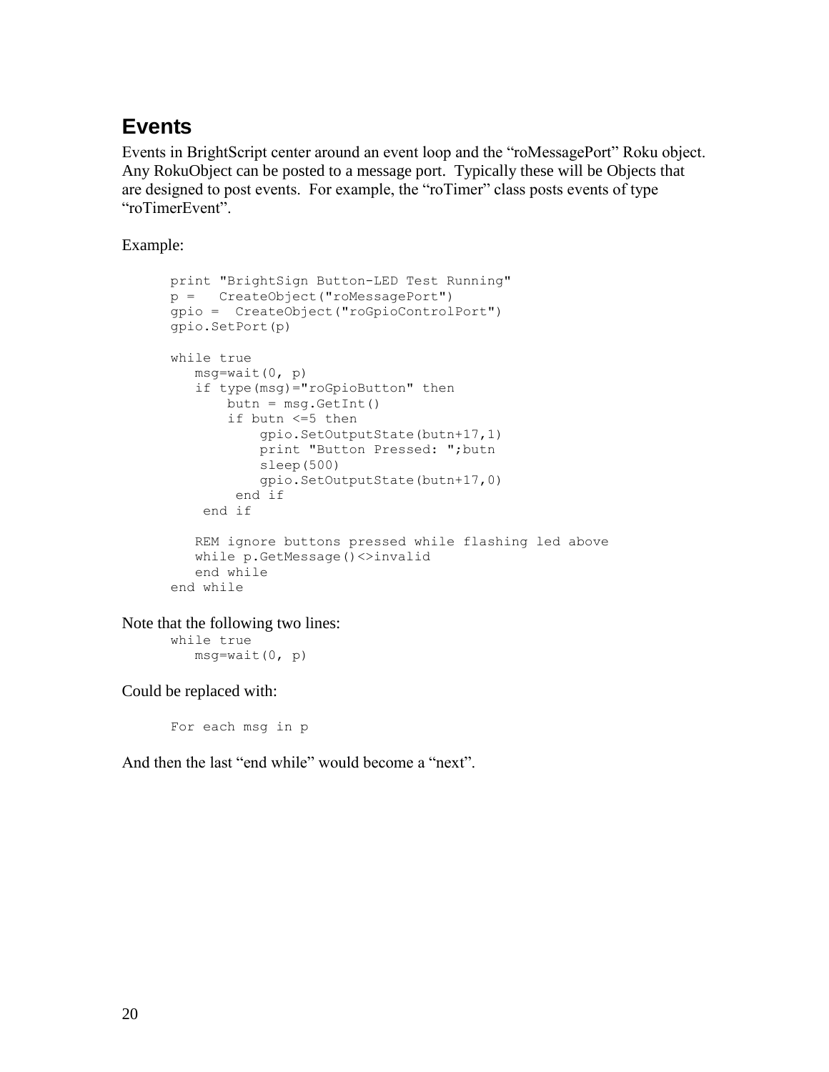## Events

Events in BrightScript center around an event loop and the “roMessagePort” Roku object. Any RokuObject can be posted to a message port. Typically these will be Objects that are designed to post events. For example, the “roTimer” class posts events of type “roTimerEvent”.

Example:

```
print "BrightSign Button-LED Test Running"
p =   CreateObject("roMessagePort")
gpio =  CreateObject("roGpioControlPort")
gpio.SetPort(p)

while true
   msg=wait(0, p)
   if type(msg)="roGpioButton" then
       butn = msg.GetInt()
       if butn <=5 then
           gpio.SetOutputState(butn+17,1)
           print "Button Pressed: ";butn
           sleep(500)
           gpio.SetOutputState(butn+17,0)
        end if
    end if

   REM ignore buttons pressed while flashing led above
   while p.GetMessage()<>invalid
   end while
end while
```

Note that the following two lines:

```
while true
   msg=wait(0, p)
```

Could be replaced with:

```
For each msg in p
```

And then the last “end while” would become a “next”.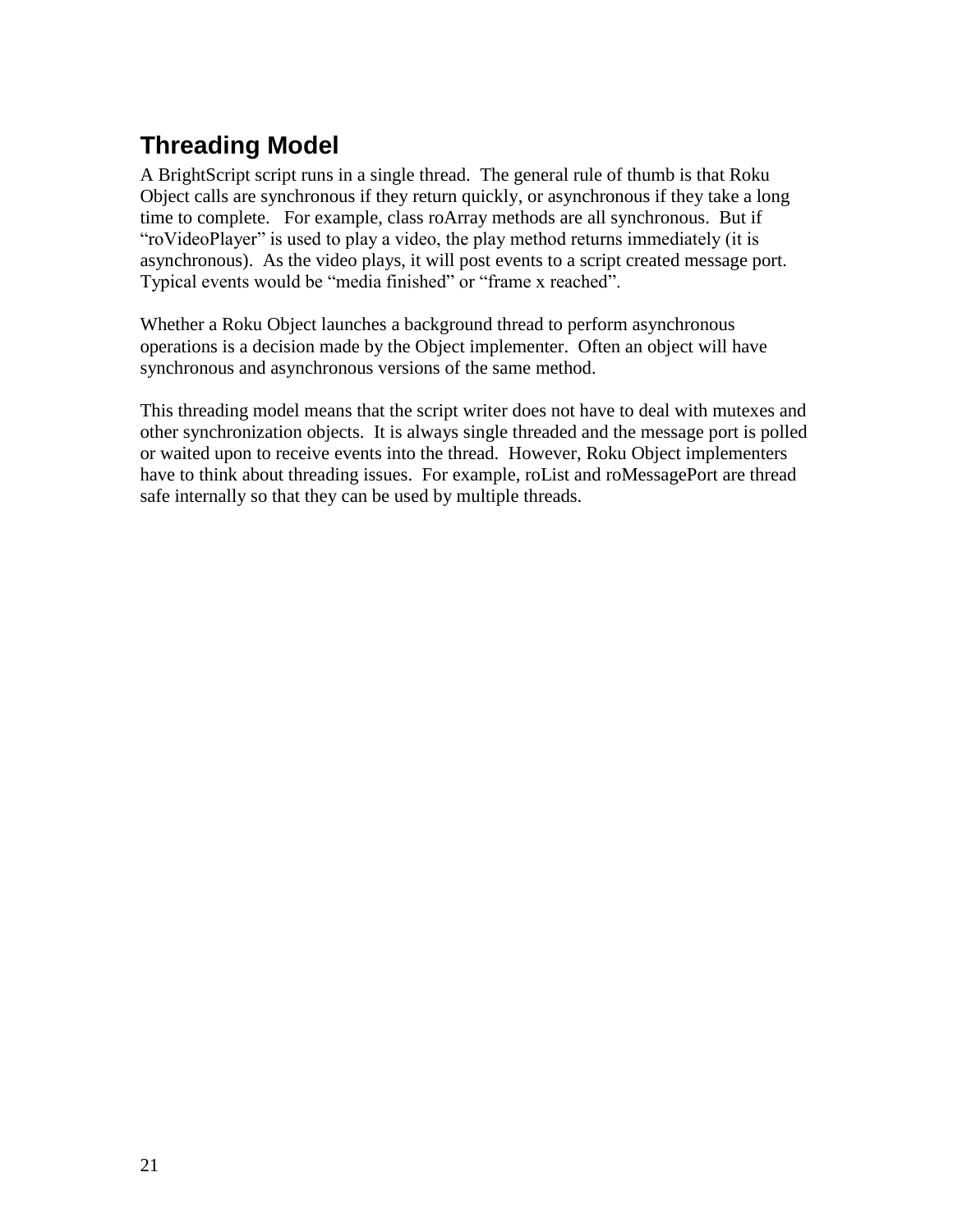## Threading Model

A BrightScript script runs in a single thread. The general rule of thumb is that Roku Object calls are synchronous if they return quickly, or asynchronous if they take a long time to complete. For example, class roArray methods are all synchronous. But if "roVideoPlayer" is used to play a video, the play method returns immediately (it is asynchronous). As the video plays, it will post events to a script created message port. Typical events would be "media finished" or "frame x reached".

Whether a Roku Object launches a background thread to perform asynchronous operations is a decision made by the Object implementer. Often an object will have synchronous and asynchronous versions of the same method.

This threading model means that the script writer does not have to deal with mutexes and other synchronization objects. It is always single threaded and the message port is polled or waited upon to receive events into the thread. However, Roku Object implementers have to think about threading issues. For example, roList and roMessagePort are thread safe internally so that they can be used by multiple threads.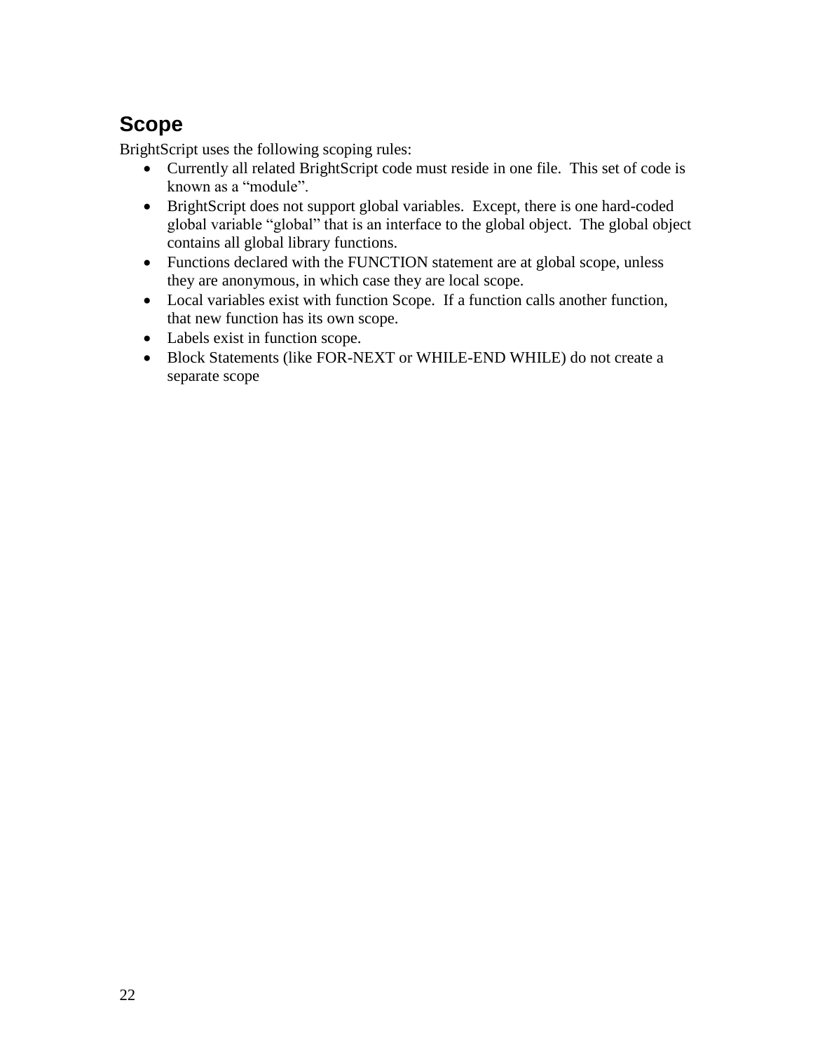## Scope

BrightScript uses the following scoping rules:

- Currently all related BrightScript code must reside in one file. This set of code is known as a "module".
- BrightScript does not support global variables. Except, there is one hard-coded global variable "global" that is an interface to the global object. The global object contains all global library functions.
- Functions declared with the FUNCTION statement are at global scope, unless they are anonymous, in which case they are local scope.
- Local variables exist with function Scope. If a function calls another function, that new function has its own scope.
- Labels exist in function scope.
- Block Statements (like FOR-NEXT or WHILE-END WHILE) do not create a separate scope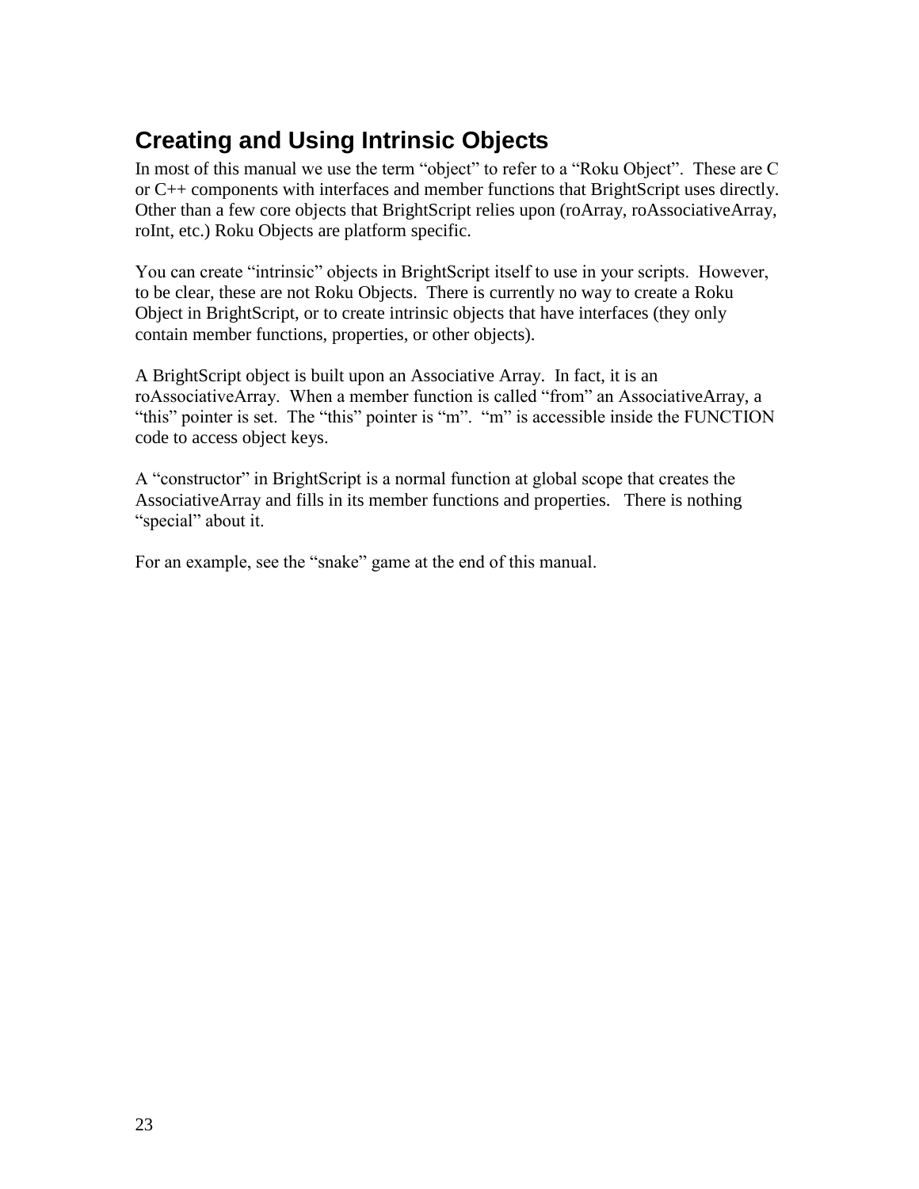## Creating and Using Intrinsic Objects

In most of this manual we use the term "object" to refer to a "Roku Object". These are C or C++ components with interfaces and member functions that BrightScript uses directly. Other than a few core objects that BrightScript relies upon (roArray, roAssociativeArray, roInt, etc.) Roku Objects are platform specific.

You can create "intrinsic" objects in BrightScript itself to use in your scripts. However, to be clear, these are not Roku Objects. There is currently no way to create a Roku Object in BrightScript, or to create intrinsic objects that have interfaces (they only contain member functions, properties, or other objects).

A BrightScript object is built upon an Associative Array. In fact, it is an roAssociativeArray. When a member function is called "from" an AssociativeArray, a "this" pointer is set. The "this" pointer is "m". "m" is accessible inside the FUNCTION code to access object keys.

A "constructor" in BrightScript is a normal function at global scope that creates the AssociativeArray and fills in its member functions and properties. There is nothing "special" about it.

For an example, see the "snake" game at the end of this manual.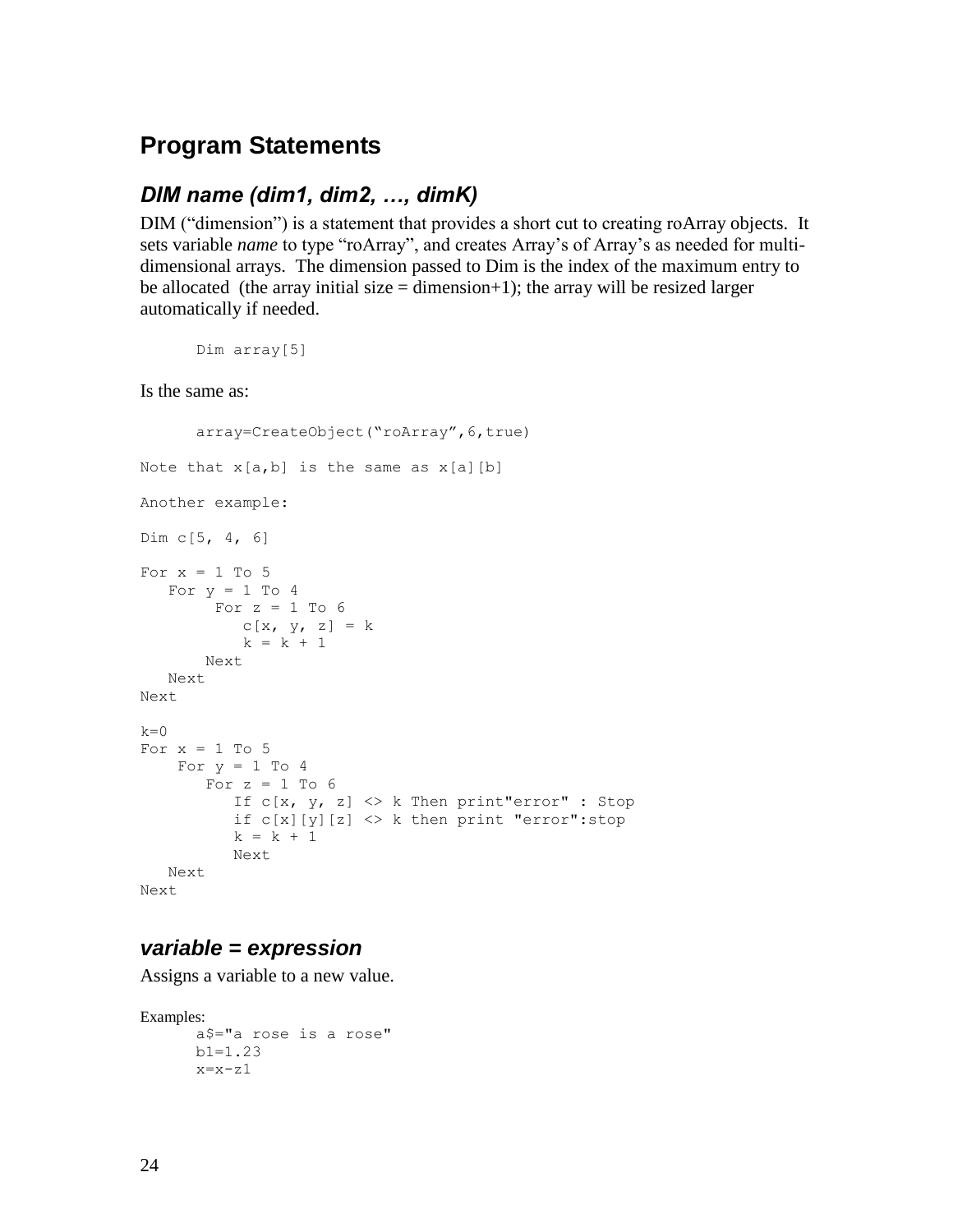# Program Statements

## *DIM name (dim1, dim2, …, dimK)*

DIM ("dimension") is a statement that provides a short cut to creating roArray objects. It sets variable *name* to type "roArray", and creates Array's of Array's as needed for multi-dimensional arrays. The dimension passed to Dim is the index of the maximum entry to be allocated (the array initial size = dimension+1); the array will be resized larger automatically if needed.

```
Dim array[5]
```

Is the same as:

```
      array=CreateObject("roArray",6,true)

Note that x[a,b] is the same as x[a][b]

Another example:

Dim c[5, 4, 6]

For x = 1 To 5
   For y = 1 To 4
        For z = 1 To 6
           c[x, y, z] = k
           k = k + 1
       Next
   Next
Next

k=0
For x = 1 To 5
    For y = 1 To 4
       For z = 1 To 6
          If c[x, y, z] <> k Then print"error" : Stop
          if c[x][y][z] <> k then print "error":stop
          k = k + 1
          Next
   Next
Next
```

## *variable = expression*

Assigns a variable to a new value.

Examples:

```
      a$="a rose is a rose"
      b1=1.23
      x=x-z1
```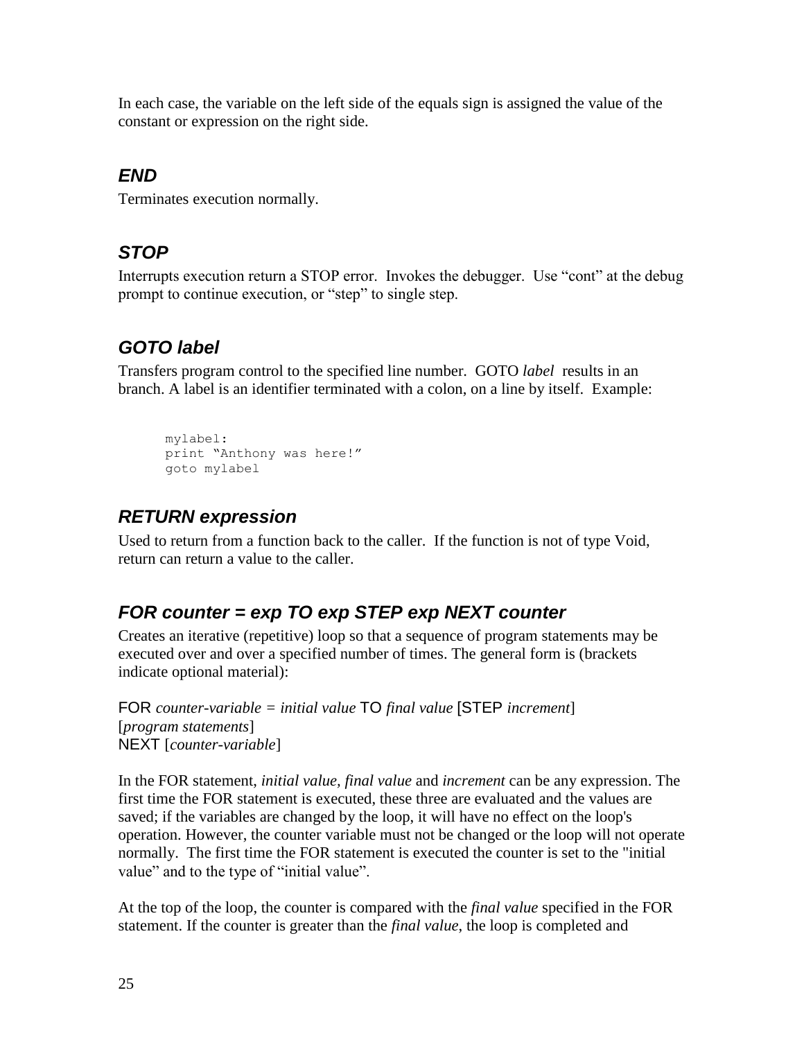In each case, the variable on the left side of the equals sign is assigned the value of the constant or expression on the right side.

## *END*

Terminates execution normally.

## *STOP*

Interrupts execution return a STOP error. Invokes the debugger. Use "cont" at the debug prompt to continue execution, or "step" to single step.

## *GOTO label*

Transfers program control to the specified line number. GOTO *label* results in an branch. A label is an identifier terminated with a colon, on a line by itself. Example:

```
mylabel:
print "Anthony was here!"
goto mylabel
```

## *RETURN expression*

Used to return from a function back to the caller. If the function is not of type Void, return can return a value to the caller.

## *FOR counter = exp TO exp STEP exp NEXT counter*

Creates an iterative (repetitive) loop so that a sequence of program statements may be executed over and over a specified number of times. The general form is (brackets indicate optional material):

FOR *counter-variable = initial value* TO *final value* [STEP *increment*]
[*program statements*]
NEXT [*counter-variable*]

In the FOR statement, *initial value, final value* and *increment* can be any expression. The first time the FOR statement is executed, these three are evaluated and the values are saved; if the variables are changed by the loop, it will have no effect on the loop's operation. However, the counter variable must not be changed or the loop will not operate normally. The first time the FOR statement is executed the counter is set to the "initial value" and to the type of "initial value".

At the top of the loop, the counter is compared with the *final value* specified in the FOR statement. If the counter is greater than the *final value*, the loop is completed and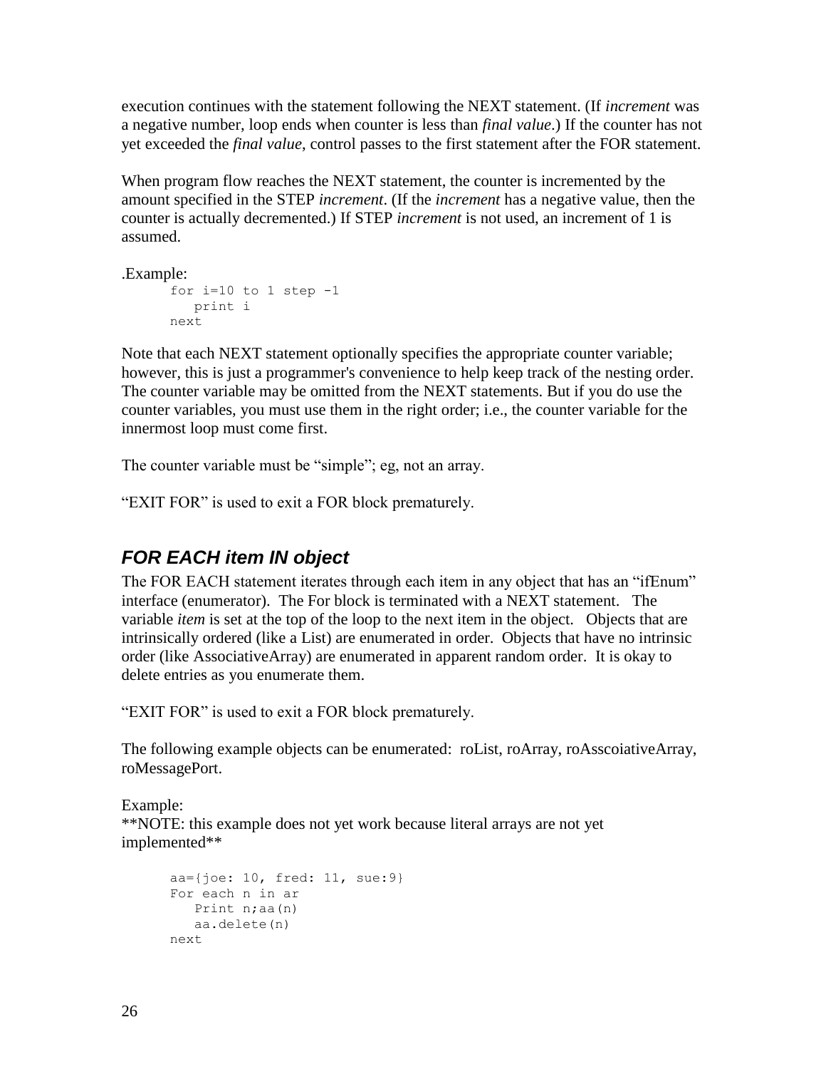execution continues with the statement following the NEXT statement. (If *increment* was a negative number, loop ends when counter is less than *final value*.) If the counter has not yet exceeded the *final value*, control passes to the first statement after the FOR statement.

When program flow reaches the NEXT statement, the counter is incremented by the amount specified in the STEP *increment*. (If the *increment* has a negative value, then the counter is actually decremented.) If STEP *increment* is not used, an increment of 1 is assumed.

.Example:

```
for i=10 to 1 step -1
   print i
next
```

Note that each NEXT statement optionally specifies the appropriate counter variable; however, this is just a programmer's convenience to help keep track of the nesting order. The counter variable may be omitted from the NEXT statements. But if you do use the counter variables, you must use them in the right order; i.e., the counter variable for the innermost loop must come first.

The counter variable must be “simple”; eg, not an array.

“EXIT FOR” is used to exit a FOR block prematurely.

## *FOR EACH item IN object*

The FOR EACH statement iterates through each item in any object that has an “ifEnum” interface (enumerator). The For block is terminated with a NEXT statement. The variable *item* is set at the top of the loop to the next item in the object. Objects that are intrinsically ordered (like a List) are enumerated in order. Objects that have no intrinsic order (like AssociativeArray) are enumerated in apparent random order. It is okay to delete entries as you enumerate them.

“EXIT FOR” is used to exit a FOR block prematurely.

The following example objects can be enumerated: roList, roArray, roAsscoiativeArray, roMessagePort.

Example:
**NOTE: this example does not yet work because literal arrays are not yet implemented**

```
aa={joe: 10, fred: 11, sue:9}
For each n in ar
   Print n;aa(n)
   aa.delete(n)
next
```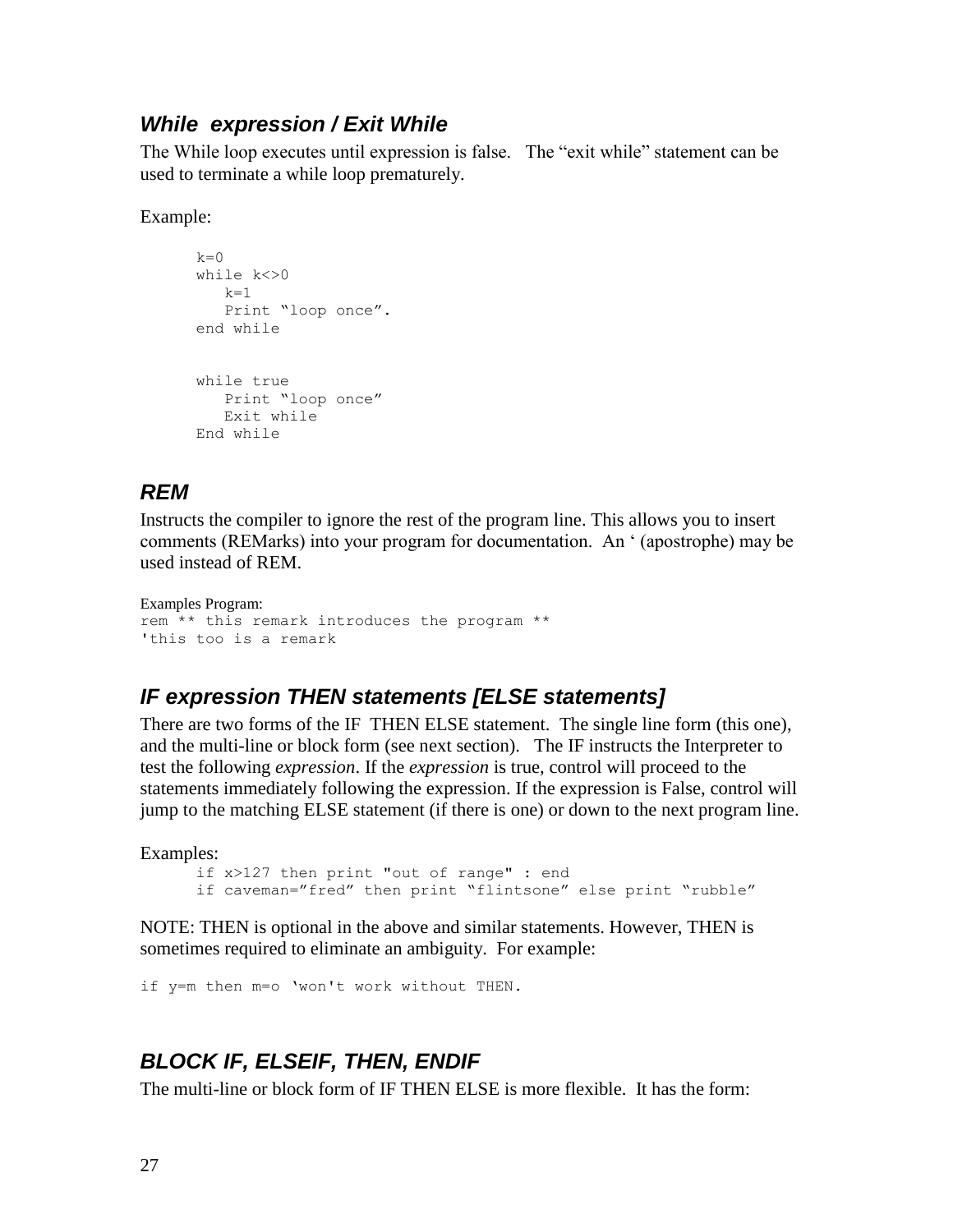### *While expression / Exit While*

The While loop executes until expression is false. The “exit while” statement can be used to terminate a while loop prematurely.

Example:

```
k=0
while k<>0
   k=1
   Print “loop once”.
end while


while true
   Print “loop once”
   Exit while
End while
```

### *REM*

Instructs the compiler to ignore the rest of the program line. This allows you to insert comments (REMarks) into your program for documentation. An ‘ (apostrophe) may be used instead of REM.

Examples Program:

```
rem ** this remark introduces the program **
'this too is a remark
```

### *IF expression THEN statements [ELSE statements]*

There are two forms of the IF THEN ELSE statement. The single line form (this one), and the multi-line or block form (see next section). The IF instructs the Interpreter to test the following *expression*. If the *expression* is true, control will proceed to the statements immediately following the expression. If the expression is False, control will jump to the matching ELSE statement (if there is one) or down to the next program line.

Examples:

```
if x>127 then print "out of range" : end
if caveman=”fred” then print “flintsone” else print “rubble”
```

NOTE: THEN is optional in the above and similar statements. However, THEN is sometimes required to eliminate an ambiguity. For example:

```
if y=m then m=o ‘won't work without THEN.
```

### *BLOCK IF, ELSEIF, THEN, ENDIF*

The multi-line or block form of IF THEN ELSE is more flexible. It has the form: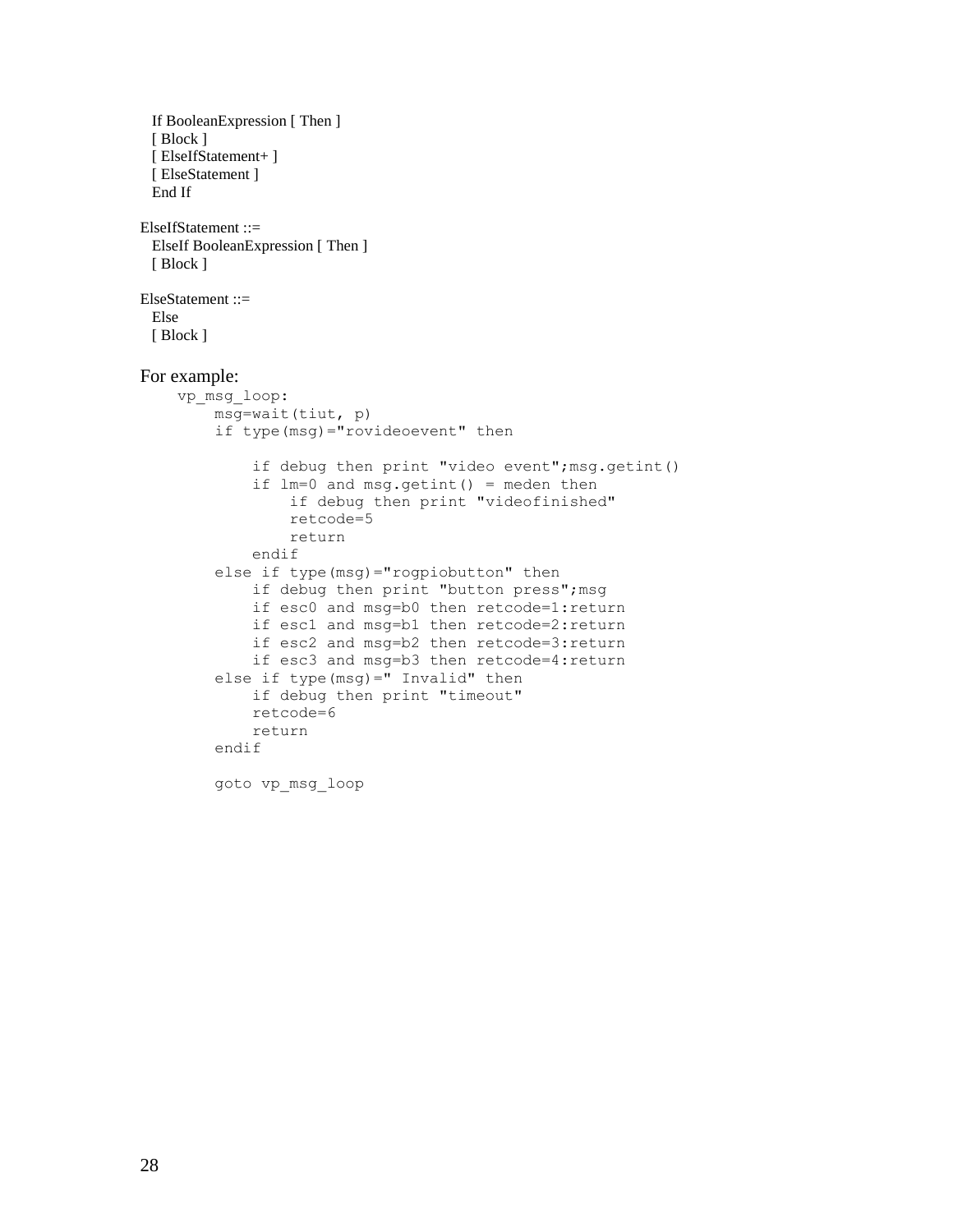```
If BooleanExpression [ Then ]
[ Block ]
[ ElseIfStatement+ ]
[ ElseStatement ]
End If

ElseIfStatement ::=
  ElseIf BooleanExpression [ Then ]
  [ Block ]

ElseStatement ::=
  Else
  [ Block ]
```

For example:

```
vp_msg_loop:
    msg=wait(tiut, p)
    if type(msg)="rovideoevent" then

        if debug then print "video event";msg.getint()
        if lm=0 and msg.getint() = meden then
            if debug then print "videofinished"
            retcode=5
            return
        endif
    else if type(msg)="rogpiobutton" then
        if debug then print "button press";msg
        if esc0 and msg=b0 then retcode=1:return
        if esc1 and msg=b1 then retcode=2:return
        if esc2 and msg=b2 then retcode=3:return
        if esc3 and msg=b3 then retcode=4:return
    else if type(msg)=" Invalid" then
        if debug then print "timeout"
        retcode=6
        return
    endif

    goto vp_msg_loop
```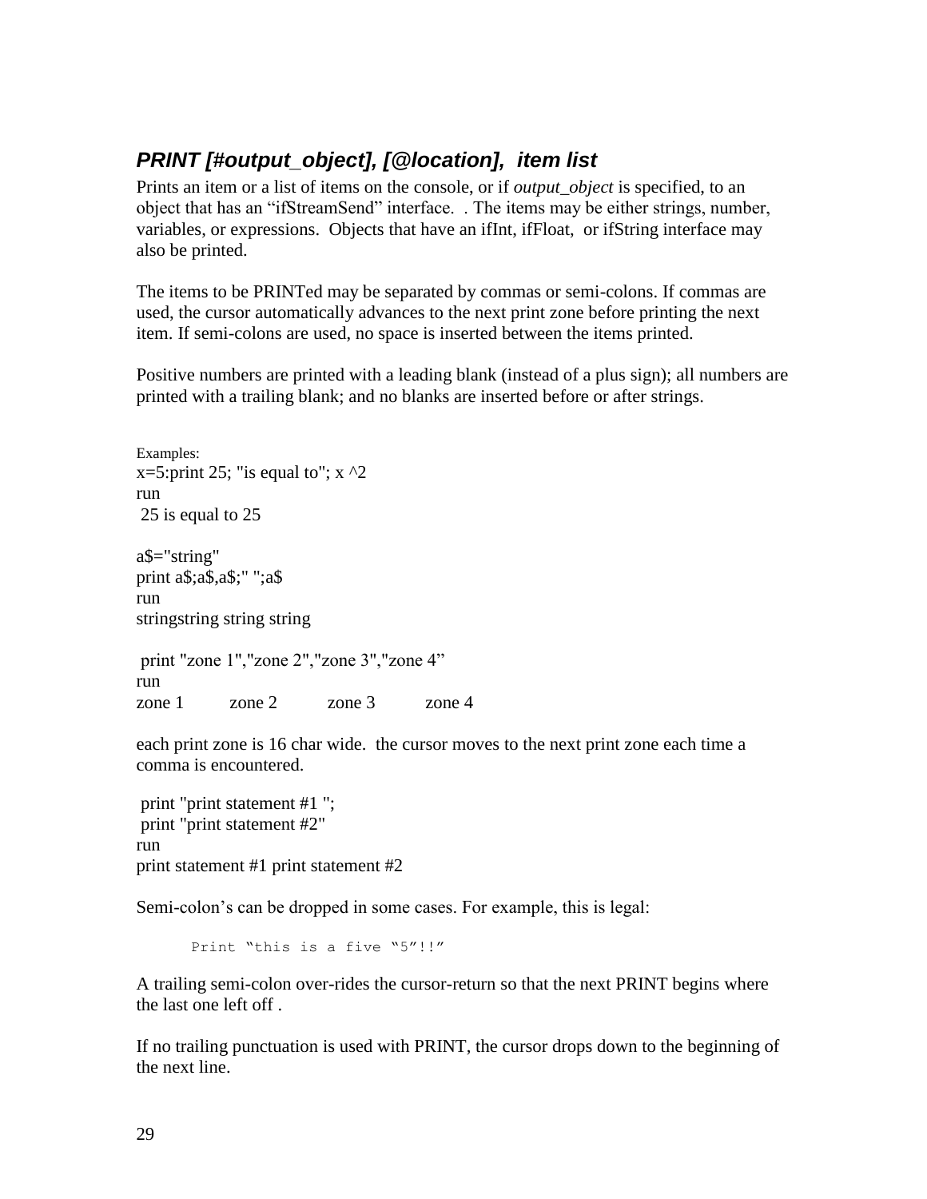### *PRINT [#output_object], [@location], item list*

Prints an item or a list of items on the console, or if *output_object* is specified, to an object that has an "ifStreamSend" interface. . The items may be either strings, number, variables, or expressions. Objects that have an ifInt, ifFloat, or ifString interface may also be printed.

The items to be PRINTed may be separated by commas or semi-colons. If commas are used, the cursor automatically advances to the next print zone before printing the next item. If semi-colons are used, no space is inserted between the items printed.

Positive numbers are printed with a leading blank (instead of a plus sign); all numbers are printed with a trailing blank; and no blanks are inserted before or after strings.

Examples:

```
x=5:print 25; "is equal to"; x ^2
run
 25 is equal to 25
```

```
a$="string"
print a$;a$,a$;" ";a$
run
stringstring string string
```

```
 print "zone 1","zone 2","zone 3","zone 4"
run
zone 1          zone 2          zone 3          zone 4
```

each print zone is 16 char wide. the cursor moves to the next print zone each time a comma is encountered.

```
 print "print statement #1 ";
 print "print statement #2"
run
print statement #1 print statement #2
```

Semi-colon's can be dropped in some cases. For example, this is legal:

```
Print "this is a five "5"!!"
```

A trailing semi-colon over-rides the cursor-return so that the next PRINT begins where the last one left off .

If no trailing punctuation is used with PRINT, the cursor drops down to the beginning of the next line.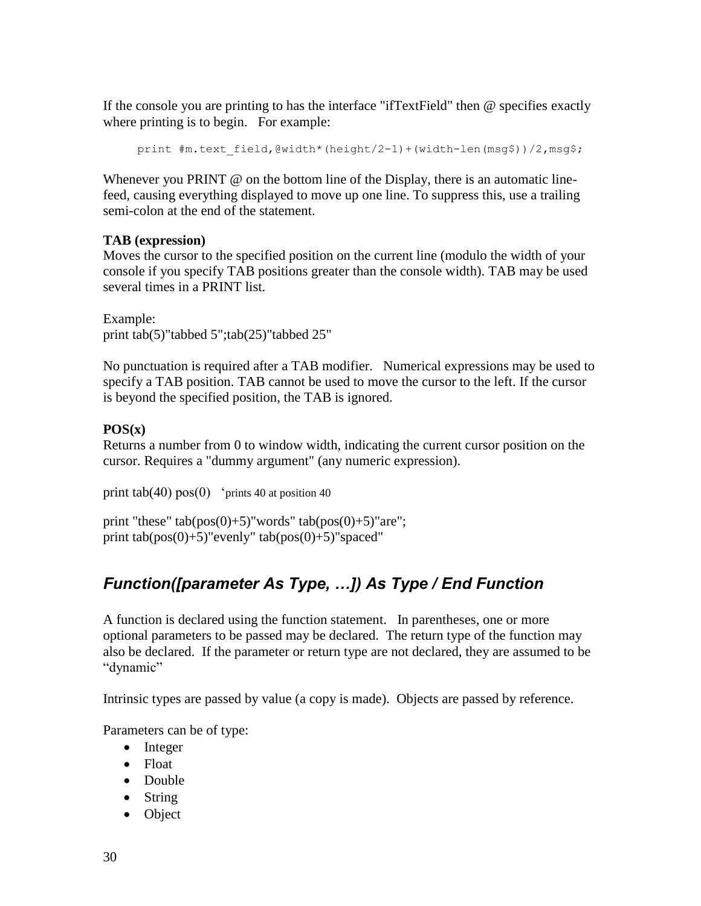If the console you are printing to has the interface "ifTextField" then @ specifies exactly where printing is to begin.   For example:

```
print #m.text_field,@width*(height/2-1)+(width-len(msg$))/2,msg$;
```

Whenever you PRINT @ on the bottom line of the Display, there is an automatic line-feed, causing everything displayed to move up one line. To suppress this, use a trailing semi-colon at the end of the statement.

**TAB (expression)**
Moves the cursor to the specified position on the current line (modulo the width of your console if you specify TAB positions greater than the console width). TAB may be used several times in a PRINT list.

Example:
print tab(5)"tabbed 5";tab(25)"tabbed 25"

No punctuation is required after a TAB modifier.   Numerical expressions may be used to specify a TAB position. TAB cannot be used to move the cursor to the left. If the cursor is beyond the specified position, the TAB is ignored.

**POS(x)**
Returns a number from 0 to window width, indicating the current cursor position on the cursor. Requires a "dummy argument" (any numeric expression).

print tab(40) pos(0)   'prints 40 at position 40

print "these" tab(pos(0)+5)"words" tab(pos(0)+5)"are";
print tab(pos(0)+5)"evenly" tab(pos(0)+5)"spaced"

## *Function([parameter As Type, …]) As Type / End Function*

A function is declared using the function statement.   In parentheses, one or more optional parameters to be passed may be declared.  The return type of the function may also be declared.  If the parameter or return type are not declared, they are assumed to be "dynamic"

Intrinsic types are passed by value (a copy is made).  Objects are passed by reference.

Parameters can be of type:

- Integer
- Float
- Double
- String
- Object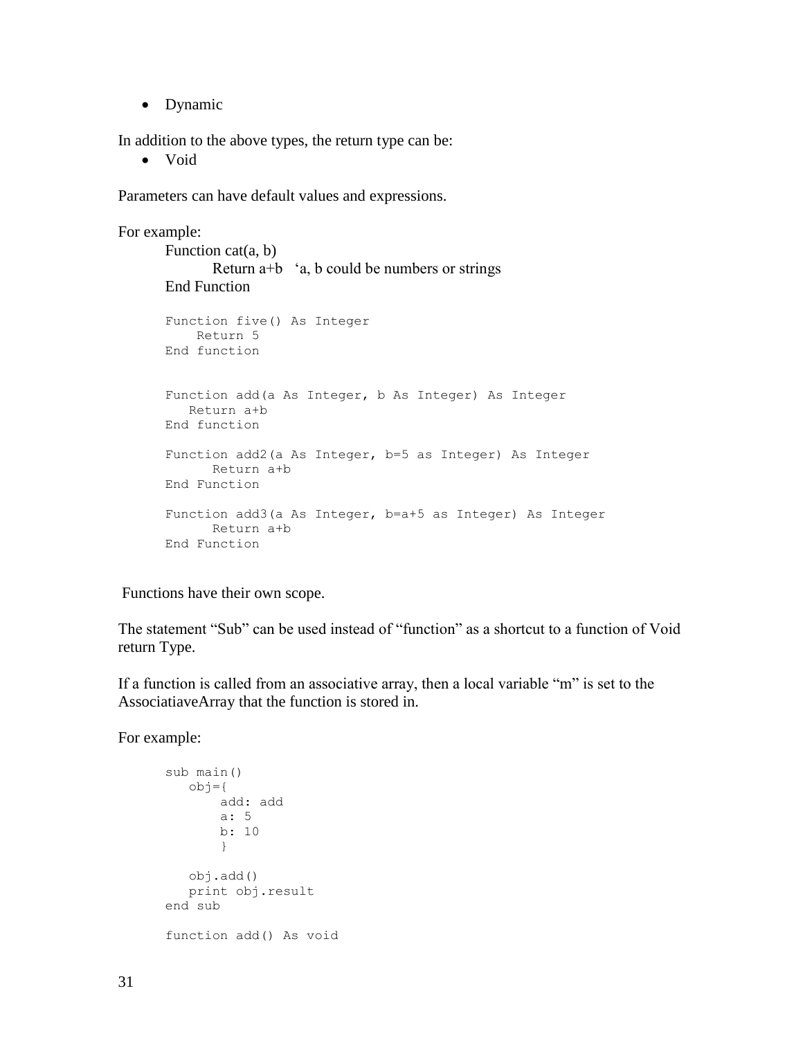- Dynamic

In addition to the above types, the return type can be:

- Void

Parameters can have default values and expressions.

For example:

```
Function cat(a, b)
        Return a+b   'a, b could be numbers or strings
End Function

Function five() As Integer
    Return 5
End function


Function add(a As Integer, b As Integer) As Integer
   Return a+b
End function

Function add2(a As Integer, b=5 as Integer) As Integer
      Return a+b
End Function

Function add3(a As Integer, b=a+5 as Integer) As Integer
      Return a+b
End Function
```

Functions have their own scope.

The statement "Sub" can be used instead of "function" as a shortcut to a function of Void return Type.

If a function is called from an associative array, then a local variable "m" is set to the AssociatiaveArray that the function is stored in.

For example:

```
sub main()
   obj={
       add: add
       a: 5
       b: 10
       }

   obj.add()
   print obj.result
end sub

function add() As void
```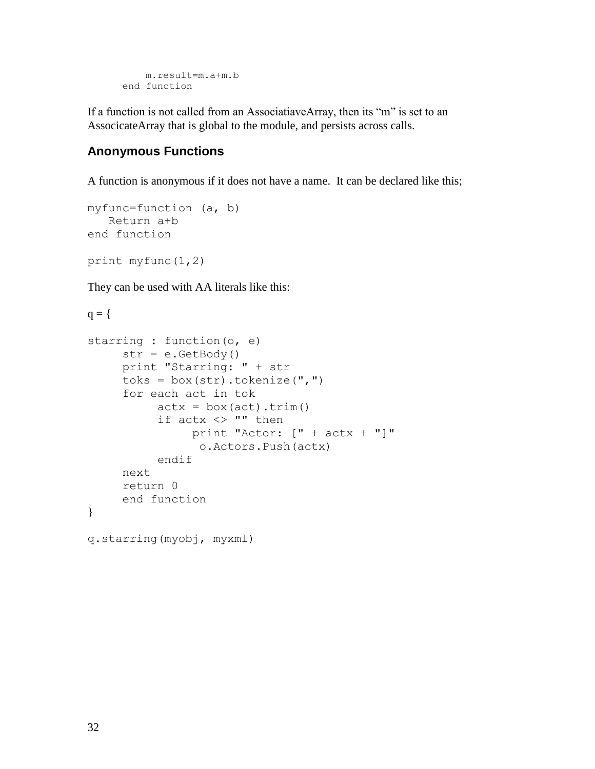```
        m.result=m.a+m.b
    end function
```

If a function is not called from an AssociatiaveArray, then its "m" is set to an AssocicateArray that is global to the module, and persists across calls.

## Anonymous Functions

A function is anonymous if it does not have a name. It can be declared like this;

```
myfunc=function (a, b)
   Return a+b
end function

print myfunc(1,2)
```

They can be used with AA literals like this:

```
q = {

starring : function(o, e)
     str = e.GetBody()
     print "Starring: " + str
     toks = box(str).tokenize(",")
     for each act in tok
          actx = box(act).trim()
          if actx <> "" then
               print "Actor: [" + actx + "]"
                o.Actors.Push(actx)
          endif
     next
     return 0
     end function
}

q.starring(myobj, myxml)
```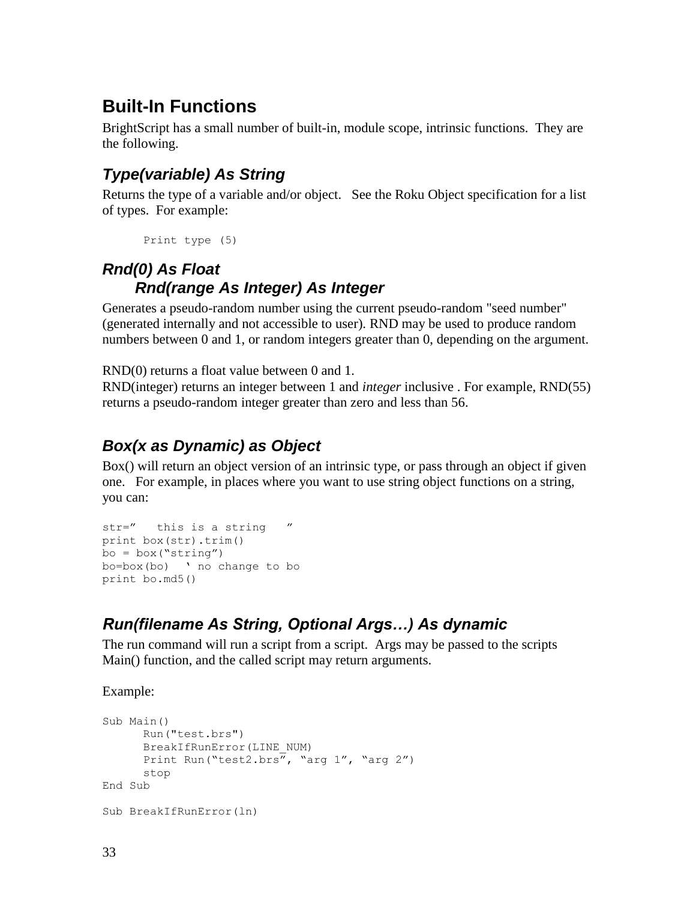## Built-In Functions

BrightScript has a small number of built-in, module scope, intrinsic functions. They are the following.

### *Type(variable) As String*

Returns the type of a variable and/or object. See the Roku Object specification for a list of types. For example:

```
Print type (5)
```

### *Rnd(0) As Float*
### *Rnd(range As Integer) As Integer*

Generates a pseudo-random number using the current pseudo-random "seed number" (generated internally and not accessible to user). RND may be used to produce random numbers between 0 and 1, or random integers greater than 0, depending on the argument.

RND(0) returns a float value between 0 and 1.
RND(integer) returns an integer between 1 and *integer* inclusive . For example, RND(55) returns a pseudo-random integer greater than zero and less than 56.

### *Box(x as Dynamic) as Object*

Box() will return an object version of an intrinsic type, or pass through an object if given one. For example, in places where you want to use string object functions on a string, you can:

```
str="   this is a string   "
print box(str).trim()
bo = box("string")
bo=box(bo)  ' no change to bo
print bo.md5()
```

### *Run(filename As String, Optional Args…) As dynamic*

The run command will run a script from a script. Args may be passed to the scripts Main() function, and the called script may return arguments.

Example:

```
Sub Main()
      Run("test.brs")
      BreakIfRunError(LINE_NUM)
      Print Run("test2.brs", "arg 1", "arg 2")
      stop
End Sub

Sub BreakIfRunError(ln)
```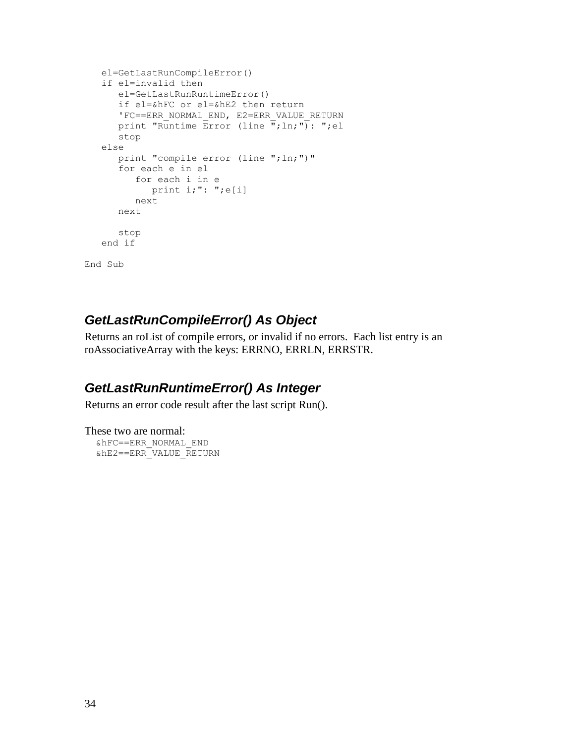```
   el=GetLastRunCompileError()
   if el=invalid then
      el=GetLastRunRuntimeError()
      if el=&hFC or el=&hE2 then return
      'FC==ERR_NORMAL_END, E2=ERR_VALUE_RETURN
      print "Runtime Error (line ";ln;"): ";el
      stop
   else
      print "compile error (line ";ln;")"
      for each e in el
         for each i in e
            print i;": ";e[i]
         next
      next

      stop
   end if

End Sub
```

### ***GetLastRunCompileError() As Object***

Returns an roList of compile errors, or invalid if no errors. Each list entry is an roAssociativeArray with the keys: ERRNO, ERRLN, ERRSTR.

### ***GetLastRunRuntimeError() As Integer***

Returns an error code result after the last script Run().

These two are normal:

```
  &hFC==ERR_NORMAL_END
  &hE2==ERR_VALUE_RETURN
```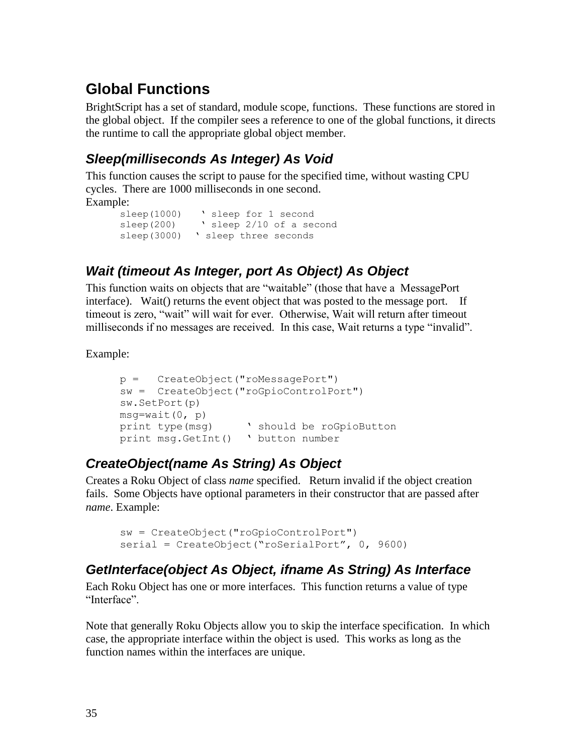## Global Functions

BrightScript has a set of standard, module scope, functions. These functions are stored in the global object. If the compiler sees a reference to one of the global functions, it directs the runtime to call the appropriate global object member.

### Sleep(milliseconds As Integer) As Void

This function causes the script to pause for the specified time, without wasting CPU cycles. There are 1000 milliseconds in one second.

Example:

```
sleep(1000)    ‘ sleep for 1 second
sleep(200)     ‘ sleep 2/10 of a second
sleep(3000)  ‘ sleep three seconds
```

### Wait (timeout As Integer, port As Object) As Object

This function waits on objects that are “waitable” (those that have a MessagePort interface). Wait() returns the event object that was posted to the message port. If timeout is zero, “wait” will wait for ever. Otherwise, Wait will return after timeout milliseconds if no messages are received. In this case, Wait returns a type “invalid”.

Example:

```
p =   CreateObject("roMessagePort")
sw =  CreateObject("roGpioControlPort")
sw.SetPort(p)
msg=wait(0, p)
print type(msg)      ‘ should be roGpioButton
print msg.GetInt()   ‘ button number
```

### CreateObject(name As String) As Object

Creates a Roku Object of class *name* specified. Return invalid if the object creation fails. Some Objects have optional parameters in their constructor that are passed after *name*. Example:

```
sw = CreateObject("roGpioControlPort")
serial = CreateObject(“roSerialPort”, 0, 9600)
```

### GetInterface(object As Object, ifname As String) As Interface

Each Roku Object has one or more interfaces. This function returns a value of type “Interface”.

Note that generally Roku Objects allow you to skip the interface specification. In which case, the appropriate interface within the object is used. This works as long as the function names within the interfaces are unique.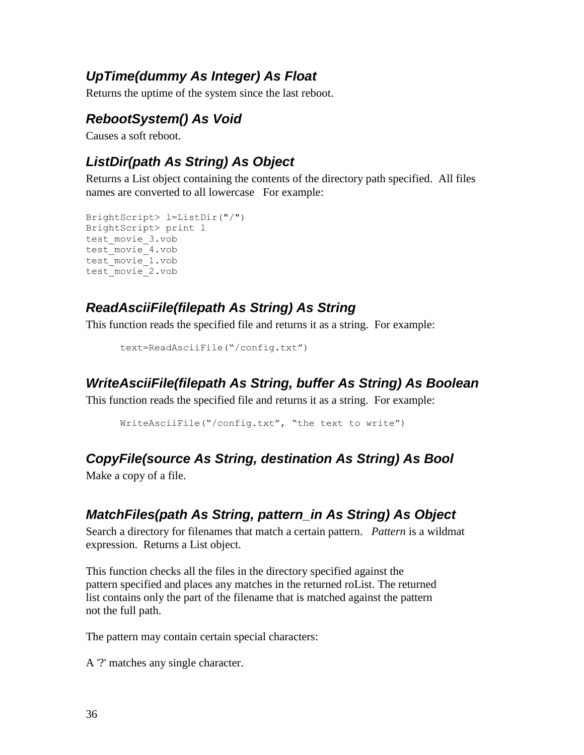### *UpTime(dummy As Integer) As Float*

Returns the uptime of the system since the last reboot.

### *RebootSystem() As Void*

Causes a soft reboot.

### *ListDir(path As String) As Object*

Returns a List object containing the contents of the directory path specified. All files names are converted to all lowercase For example:

```
BrightScript> l=ListDir("/")
BrightScript> print l
test_movie_3.vob
test_movie_4.vob
test_movie_1.vob
test_movie_2.vob
```

### *ReadAsciiFile(filepath As String) As String*

This function reads the specified file and returns it as a string. For example:

```
text=ReadAsciiFile("/config.txt")
```

### *WriteAsciiFile(filepath As String, buffer As String) As Boolean*

This function reads the specified file and returns it as a string. For example:

```
WriteAsciiFile("/config.txt", "the text to write")
```

### *CopyFile(source As String, destination As String) As Bool*

Make a copy of a file.

### *MatchFiles(path As String, pattern_in As String) As Object*

Search a directory for filenames that match a certain pattern. *Pattern* is a wildmat expression. Returns a List object.

This function checks all the files in the directory specified against the pattern specified and places any matches in the returned roList. The returned list contains only the part of the filename that is matched against the pattern not the full path.

The pattern may contain certain special characters:

A '?' matches any single character.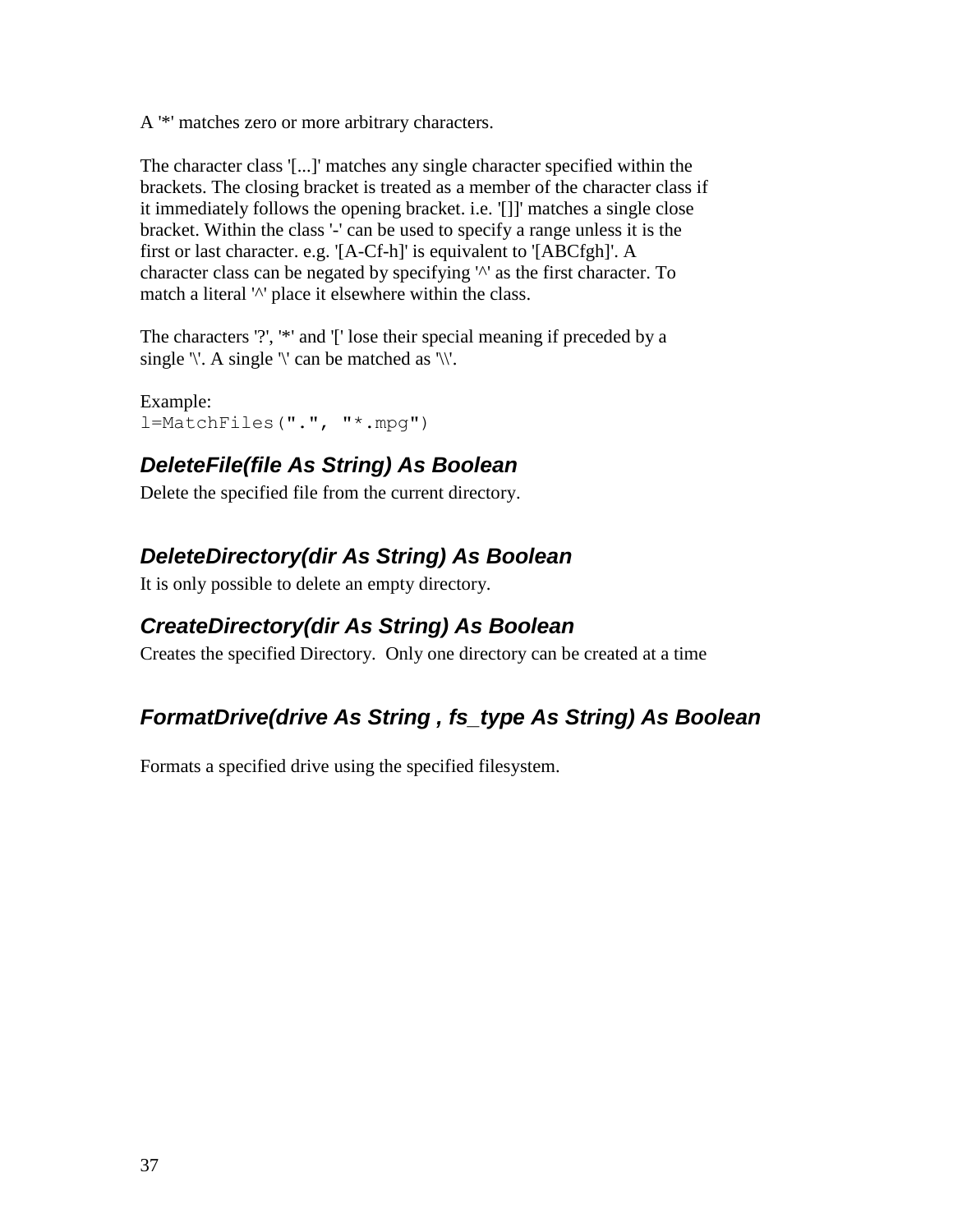A '*' matches zero or more arbitrary characters.

The character class '[...]' matches any single character specified within the brackets. The closing bracket is treated as a member of the character class if it immediately follows the opening bracket. i.e. '[]]' matches a single close bracket. Within the class '-' can be used to specify a range unless it is the first or last character. e.g. '[A-Cf-h]' is equivalent to '[ABCfgh]'. A character class can be negated by specifying '^' as the first character. To match a literal '^' place it elsewhere within the class.

The characters '?', '*' and '[' lose their special meaning if preceded by a single '\'. A single '\' can be matched as '\\'.

Example:

```
l=MatchFiles(".", "*.mpg")
```

### *DeleteFile(file As String) As Boolean*

Delete the specified file from the current directory.

### *DeleteDirectory(dir As String) As Boolean*

It is only possible to delete an empty directory.

### *CreateDirectory(dir As String) As Boolean*

Creates the specified Directory. Only one directory can be created at a time

### *FormatDrive(drive As String , fs_type As String) As Boolean*

Formats a specified drive using the specified filesystem.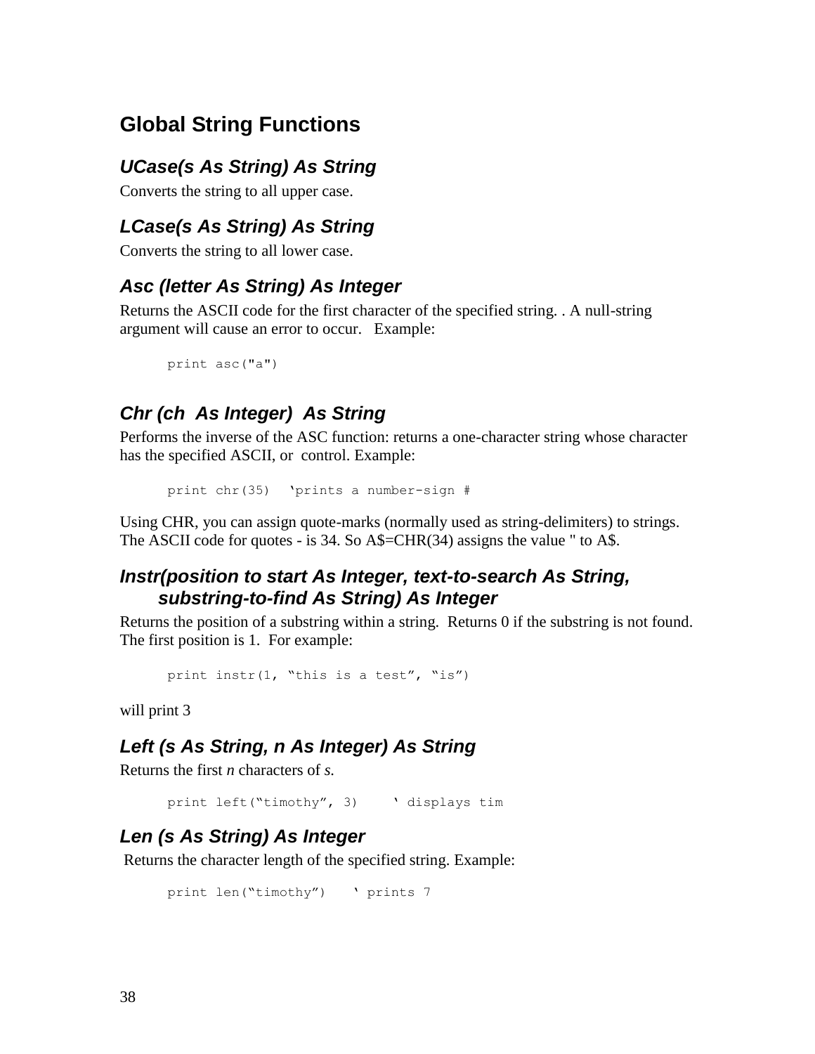## Global String Functions

### *UCase(s As String) As String*

Converts the string to all upper case.

### *LCase(s As String) As String*

Converts the string to all lower case.

### *Asc (letter As String) As Integer*

Returns the ASCII code for the first character of the specified string. . A null-string argument will cause an error to occur. Example:

```
print asc("a")
```

### *Chr (ch  As Integer)  As String*

Performs the inverse of the ASC function: returns a one-character string whose character has the specified ASCII, or  control. Example:

```
print chr(35)  'prints a number-sign #
```

Using CHR, you can assign quote-marks (normally used as string-delimiters) to strings. The ASCII code for quotes - is 34. So A$=CHR(34) assigns the value " to A$.

### *Instr(position to start As Integer, text-to-search As String, substring-to-find As String) As Integer*

Returns the position of a substring within a string.  Returns 0 if the substring is not found. The first position is 1.  For example:

```
print instr(1, "this is a test", "is")
```

will print 3

### *Left (s As String, n As Integer) As String*

Returns the first *n* characters of *s.*

```
print left("timothy", 3)    ' displays tim
```

### *Len (s As String) As Integer*

Returns the character length of the specified string. Example:

```
print len("timothy")   ' prints 7
```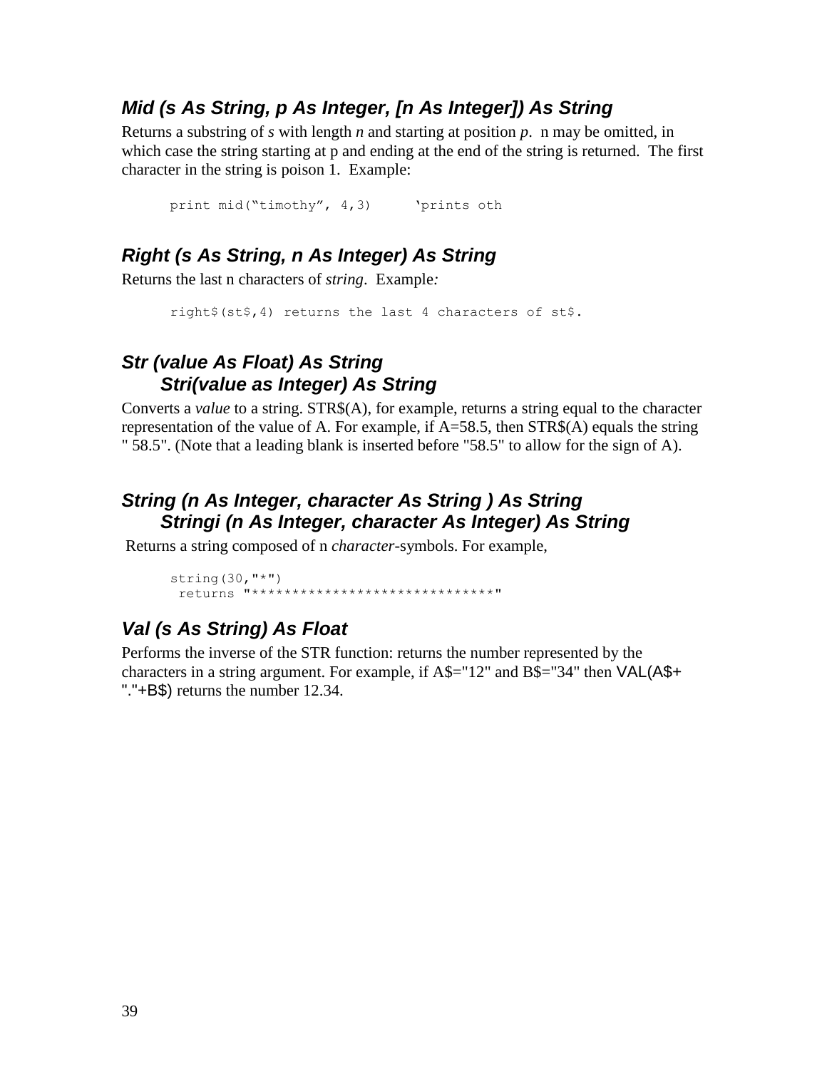### *Mid (s As String, p As Integer, [n As Integer]) As String*

Returns a substring of *s* with length *n* and starting at position *p*.  n may be omitted, in which case the string starting at p and ending at the end of the string is returned.  The first character in the string is poison 1.  Example:

```
print mid("timothy", 4,3)     'prints oth
```

### *Right (s As String, n As Integer) As String*

Returns the last n characters of *string*.  Example*:*

```
right$(st$,4) returns the last 4 characters of st$.
```

### *Str (value As Float) As String*
### *Stri(value as Integer) As String*

Converts a *value* to a string. STR$(A), for example, returns a string equal to the character representation of the value of A. For example, if A=58.5, then STR$(A) equals the string " 58.5". (Note that a leading blank is inserted before "58.5" to allow for the sign of A).

### *String (n As Integer, character As String ) As String*
### *Stringi (n As Integer, character As Integer) As String*

Returns a string composed of n *character*-symbols. For example,

```
string(30,"*")
 returns "******************************"
```

### *Val (s As String) As Float*

Performs the inverse of the STR function: returns the number represented by the characters in a string argument. For example, if A$="12" and B$="34" then VAL(A$+ "."+B$) returns the number 12.34.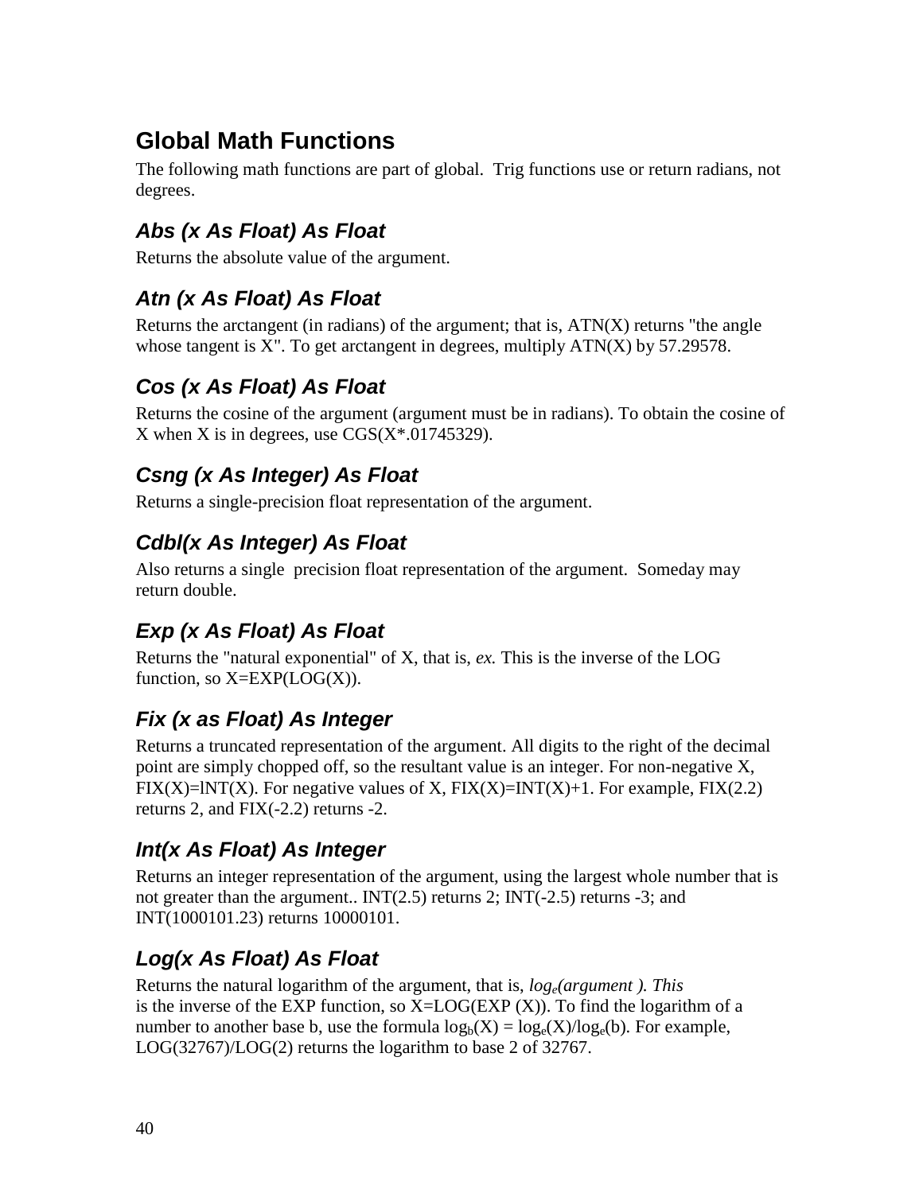## Global Math Functions

The following math functions are part of global. Trig functions use or return radians, not degrees.

### *Abs (x As Float) As Float*

Returns the absolute value of the argument.

### *Atn (x As Float) As Float*

Returns the arctangent (in radians) of the argument; that is, ATN(X) returns "the angle whose tangent is X". To get arctangent in degrees, multiply ATN(X) by 57.29578.

### *Cos (x As Float) As Float*

Returns the cosine of the argument (argument must be in radians). To obtain the cosine of X when X is in degrees, use CGS(X*.01745329).

### *Csng (x As Integer) As Float*

Returns a single-precision float representation of the argument.

### *Cdbl(x As Integer) As Float*

Also returns a single precision float representation of the argument. Someday may return double.

### *Exp (x As Float) As Float*

Returns the "natural exponential" of X, that is, *ex.* This is the inverse of the LOG function, so X=EXP(LOG(X)).

### *Fix (x as Float) As Integer*

Returns a truncated representation of the argument. All digits to the right of the decimal point are simply chopped off, so the resultant value is an integer. For non-negative X, FIX(X)=lNT(X). For negative values of X, FIX(X)=INT(X)+1. For example, FIX(2.2) returns 2, and FIX(-2.2) returns -2.

### *Int(x As Float) As Integer*

Returns an integer representation of the argument, using the largest whole number that is not greater than the argument.. INT(2.5) returns 2; INT(-2.5) returns -3; and INT(1000101.23) returns 10000101.

### *Log(x As Float) As Float*

Returns the natural logarithm of the argument, that is, $log_e$*(argument ). This* is the inverse of the EXP function, so X=LOG(EXP (X)). To find the logarithm of a number to another base b, use the formula $\log_b(X) = \log_e(X)/\log_e(b)$. For example, LOG(32767)/LOG(2) returns the logarithm to base 2 of 32767.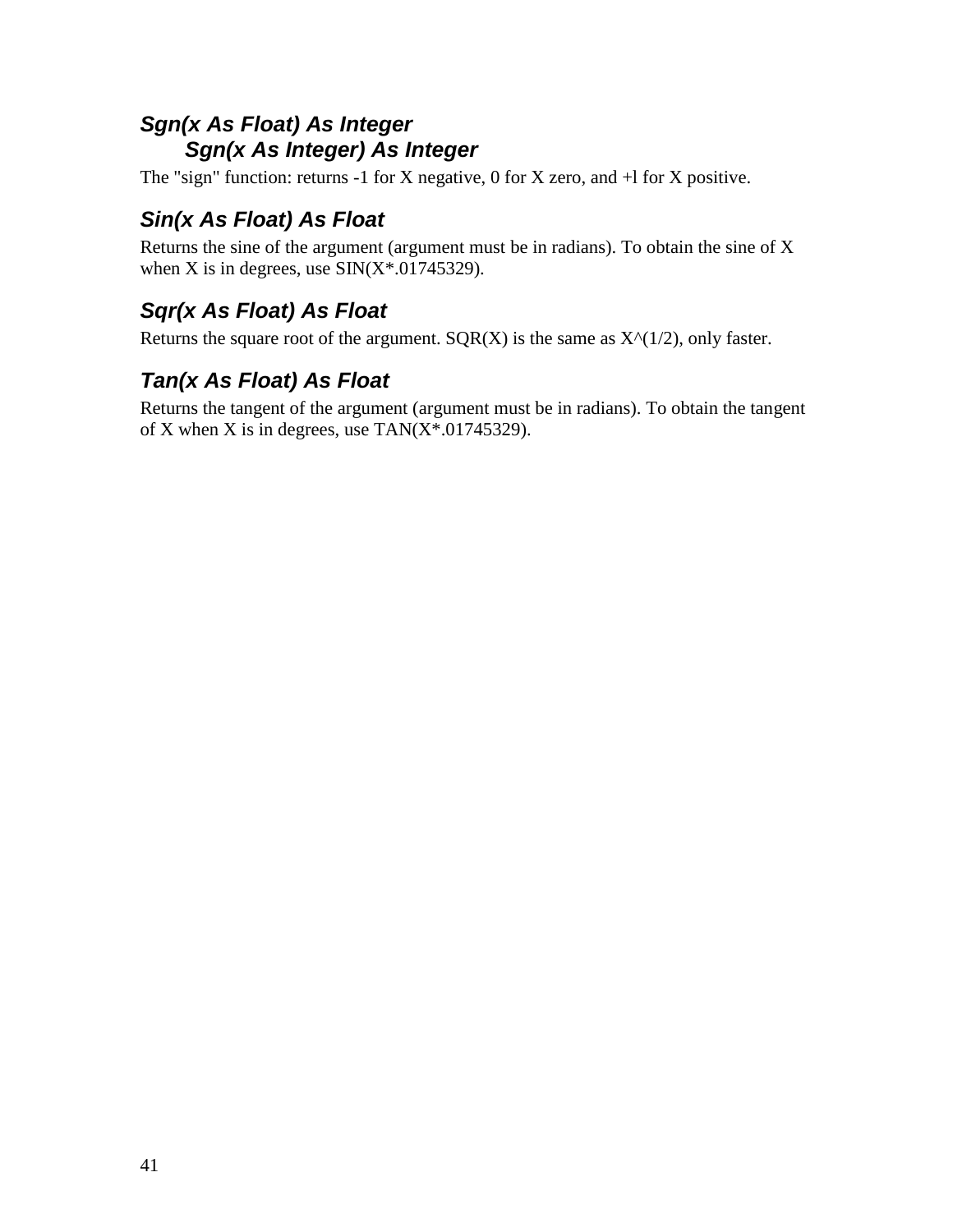### *Sgn(x As Float) As Integer*
### *Sgn(x As Integer) As Integer*

The "sign" function: returns -1 for X negative, 0 for X zero, and +l for X positive.

### *Sin(x As Float) As Float*

Returns the sine of the argument (argument must be in radians). To obtain the sine of X when X is in degrees, use SIN(X*.01745329).

### *Sqr(x As Float) As Float*

Returns the square root of the argument. SQR(X) is the same as X^(1/2), only faster.

### *Tan(x As Float) As Float*

Returns the tangent of the argument (argument must be in radians). To obtain the tangent of X when X is in degrees, use TAN(X*.01745329).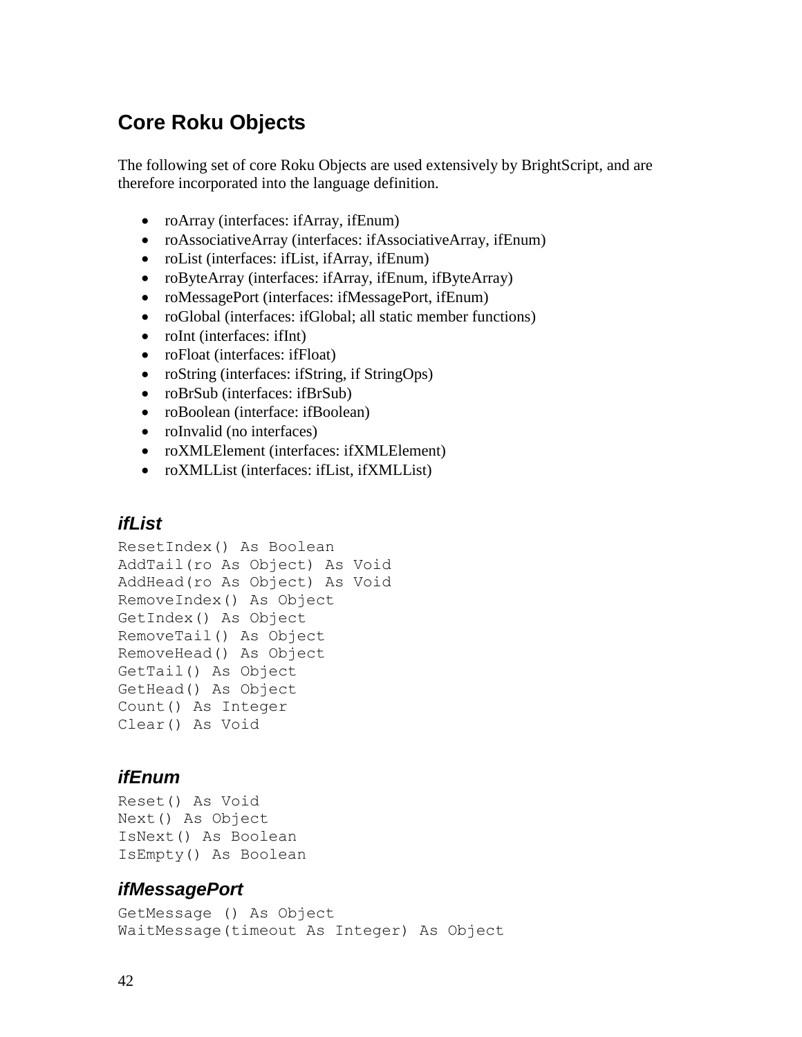## Core Roku Objects

The following set of core Roku Objects are used extensively by BrightScript, and are therefore incorporated into the language definition.

- roArray (interfaces: ifArray, ifEnum)
- roAssociativeArray (interfaces: ifAssociativeArray, ifEnum)
- roList (interfaces: ifList, ifArray, ifEnum)
- roByteArray (interfaces: ifArray, ifEnum, ifByteArray)
- roMessagePort (interfaces: ifMessagePort, ifEnum)
- roGlobal (interfaces: ifGlobal; all static member functions)
- roInt (interfaces: ifInt)
- roFloat (interfaces: ifFloat)
- roString (interfaces: ifString, if StringOps)
- roBrSub (interfaces: ifBrSub)
- roBoolean (interface: ifBoolean)
- roInvalid (no interfaces)
- roXMLElement (interfaces: ifXMLElement)
- roXMLList (interfaces: ifList, ifXMLList)

### *ifList*

```
ResetIndex() As Boolean
AddTail(ro As Object) As Void
AddHead(ro As Object) As Void
RemoveIndex() As Object
GetIndex() As Object
RemoveTail() As Object
RemoveHead() As Object
GetTail() As Object
GetHead() As Object
Count() As Integer
Clear() As Void
```

### *ifEnum*

```
Reset() As Void
Next() As Object
IsNext() As Boolean
IsEmpty() As Boolean
```

### *ifMessagePort*

```
GetMessage () As Object
WaitMessage(timeout As Integer) As Object
```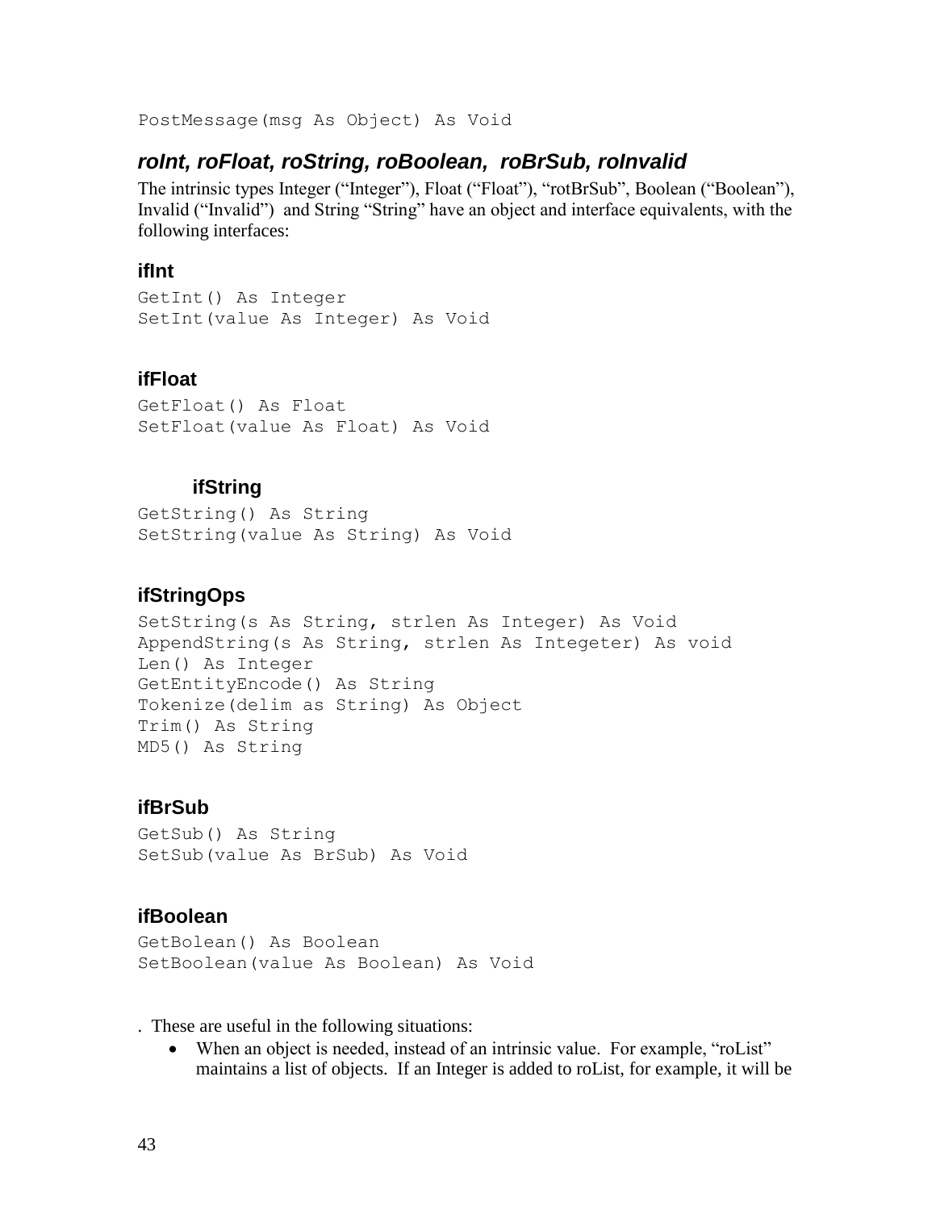```
PostMessage(msg As Object) As Void
```

## *roInt, roFloat, roString, roBoolean,  roBrSub, roInvalid*

The intrinsic types Integer ("Integer"), Float ("Float"), "rotBrSub", Boolean ("Boolean"), Invalid ("Invalid") and String "String" have an object and interface equivalents, with the following interfaces:

### ifInt

```
GetInt() As Integer
SetInt(value As Integer) As Void
```

### ifFloat

```
GetFloat() As Float
SetFloat(value As Float) As Void
```

### ifString

```
GetString() As String
SetString(value As String) As Void
```

### ifStringOps

```
SetString(s As String, strlen As Integer) As Void
AppendString(s As String, strlen As Integeter) As void
Len() As Integer
GetEntityEncode() As String
Tokenize(delim as String) As Object
Trim() As String
MD5() As String
```

### ifBrSub

```
GetSub() As String
SetSub(value As BrSub) As Void
```

### ifBoolean

```
GetBolean() As Boolean
SetBoolean(value As Boolean) As Void
```

. These are useful in the following situations:

- When an object is needed, instead of an intrinsic value. For example, "roList" maintains a list of objects. If an Integer is added to roList, for example, it will be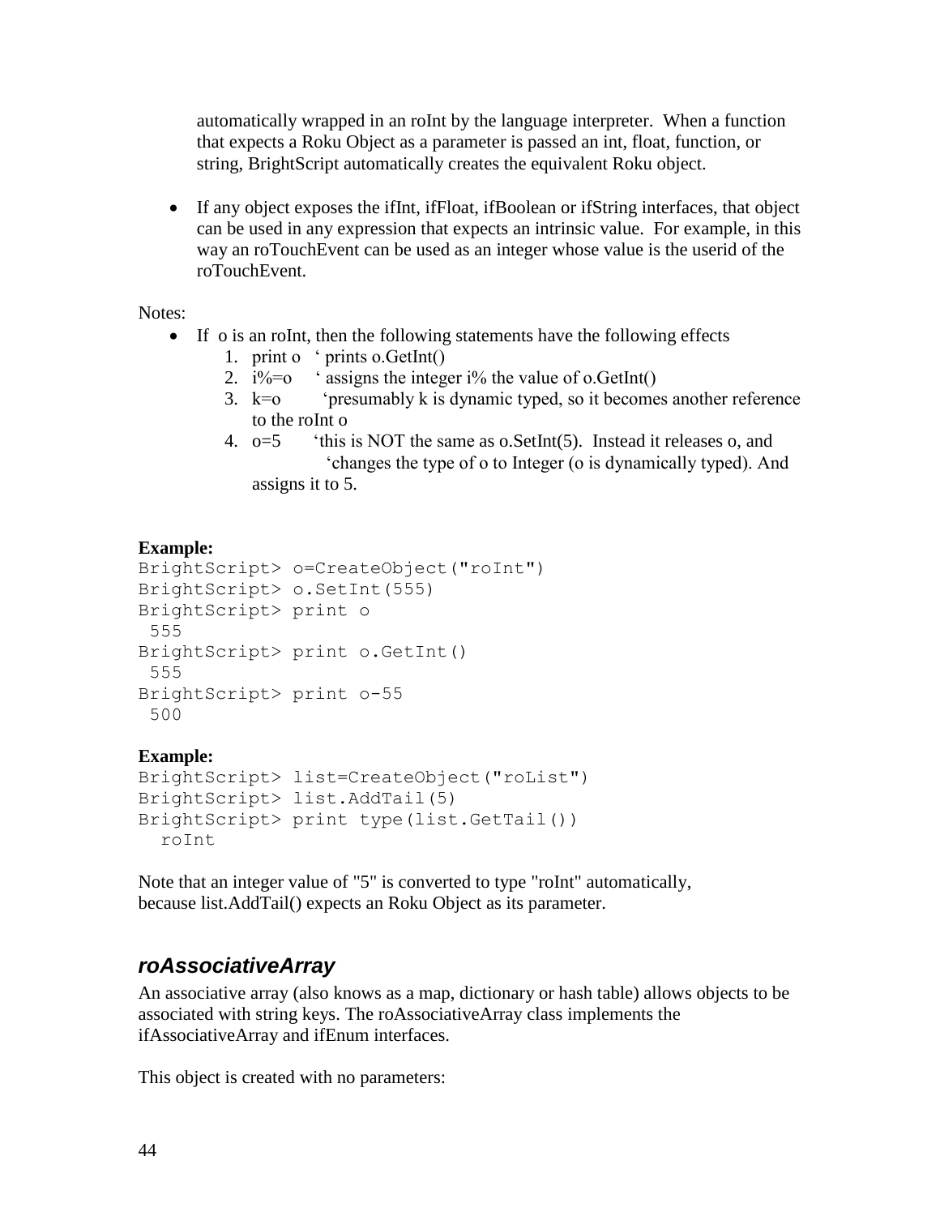automatically wrapped in an roInt by the language interpreter. When a function that expects a Roku Object as a parameter is passed an int, float, function, or string, BrightScript automatically creates the equivalent Roku object.

- If any object exposes the ifInt, ifFloat, ifBoolean or ifString interfaces, that object can be used in any expression that expects an intrinsic value. For example, in this way an roTouchEvent can be used as an integer whose value is the userid of the roTouchEvent.

Notes:

- If o is an roInt, then the following statements have the following effects
  1. print o ‘ prints o.GetInt()
  2. i%=o ‘ assigns the integer i% the value of o.GetInt()
  3. k=o ‘presumably k is dynamic typed, so it becomes another reference to the roInt o
  4. o=5 ‘this is NOT the same as o.SetInt(5). Instead it releases o, and ‘changes the type of o to Integer (o is dynamically typed). And assigns it to 5.

**Example:**

```
BrightScript> o=CreateObject("roInt")
BrightScript> o.SetInt(555)
BrightScript> print o
 555
BrightScript> print o.GetInt()
 555
BrightScript> print o-55
 500
```

**Example:**

```
BrightScript> list=CreateObject("roList")
BrightScript> list.AddTail(5)
BrightScript> print type(list.GetTail())
  roInt
```

Note that an integer value of "5" is converted to type "roInt" automatically, because list.AddTail() expects an Roku Object as its parameter.

## *roAssociativeArray*

An associative array (also knows as a map, dictionary or hash table) allows objects to be associated with string keys. The roAssociativeArray class implements the ifAssociativeArray and ifEnum interfaces.

This object is created with no parameters: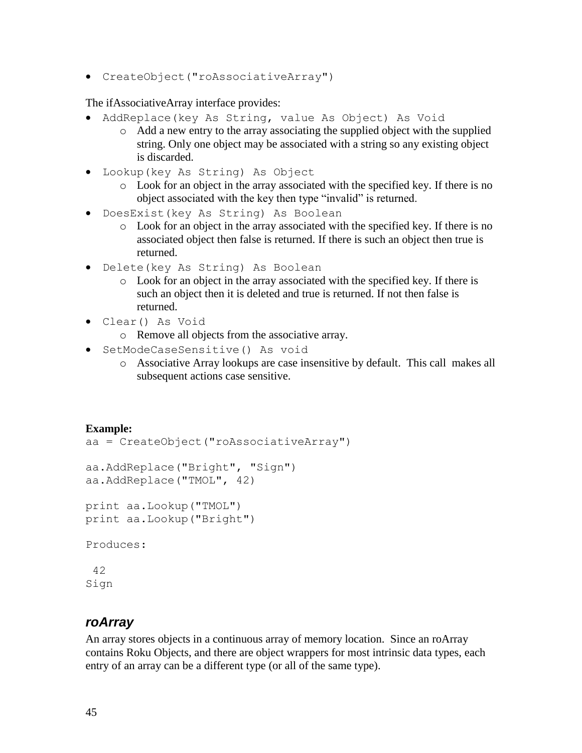- `CreateObject("roAssociativeArray")`

The ifAssociativeArray interface provides:

- `AddReplace(key As String, value As Object) As Void`
  - Add a new entry to the array associating the supplied object with the supplied string. Only one object may be associated with a string so any existing object is discarded.
- `Lookup(key As String) As Object`
  - Look for an object in the array associated with the specified key. If there is no object associated with the key then type "invalid" is returned.
- `DoesExist(key As String) As Boolean`
  - Look for an object in the array associated with the specified key. If there is no associated object then false is returned. If there is such an object then true is returned.
- `Delete(key As String) As Boolean`
  - Look for an object in the array associated with the specified key. If there is such an object then it is deleted and true is returned. If not then false is returned.
- `Clear() As Void`
  - Remove all objects from the associative array.
- `SetModeCaseSensitive() As void`
  - Associative Array lookups are case insensitive by default. This call makes all subsequent actions case sensitive.

**Example:**

```
aa = CreateObject("roAssociativeArray")

aa.AddReplace("Bright", "Sign")
aa.AddReplace("TMOL", 42)

print aa.Lookup("TMOL")
print aa.Lookup("Bright")

Produces:

 42
Sign
```

## *roArray*

An array stores objects in a continuous array of memory location. Since an roArray contains Roku Objects, and there are object wrappers for most intrinsic data types, each entry of an array can be a different type (or all of the same type).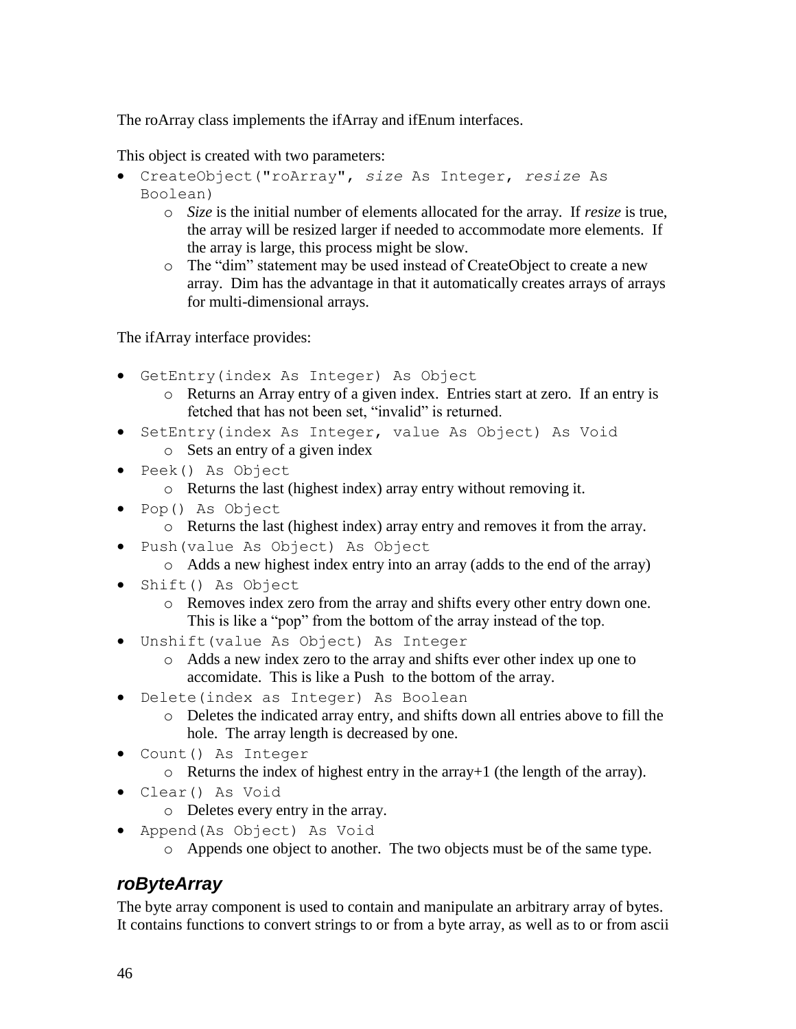The roArray class implements the ifArray and ifEnum interfaces.

This object is created with two parameters:

- `CreateObject("roArray", size As Integer, resize As Boolean)`
  - *Size* is the initial number of elements allocated for the array. If *resize* is true, the array will be resized larger if needed to accommodate more elements. If the array is large, this process might be slow.
  - The "dim" statement may be used instead of CreateObject to create a new array. Dim has the advantage in that it automatically creates arrays of arrays for multi-dimensional arrays.

The ifArray interface provides:

- `GetEntry(index As Integer) As Object`
  - Returns an Array entry of a given index. Entries start at zero. If an entry is fetched that has not been set, "invalid" is returned.
- `SetEntry(index As Integer, value As Object) As Void`
  - Sets an entry of a given index
- `Peek() As Object`
  - Returns the last (highest index) array entry without removing it.
- `Pop() As Object`
  - Returns the last (highest index) array entry and removes it from the array.
- `Push(value As Object) As Object`
  - Adds a new highest index entry into an array (adds to the end of the array)
- `Shift() As Object`
  - Removes index zero from the array and shifts every other entry down one. This is like a "pop" from the bottom of the array instead of the top.
- `Unshift(value As Object) As Integer`
  - Adds a new index zero to the array and shifts ever other index up one to accomidate. This is like a Push to the bottom of the array.
- `Delete(index as Integer) As Boolean`
  - Deletes the indicated array entry, and shifts down all entries above to fill the hole. The array length is decreased by one.
- `Count() As Integer`
  - Returns the index of highest entry in the array+1 (the length of the array).
- `Clear() As Void`
  - Deletes every entry in the array.
- `Append(As Object) As Void`
  - Appends one object to another. The two objects must be of the same type.

### *roByteArray*

The byte array component is used to contain and manipulate an arbitrary array of bytes. It contains functions to convert strings to or from a byte array, as well as to or from ascii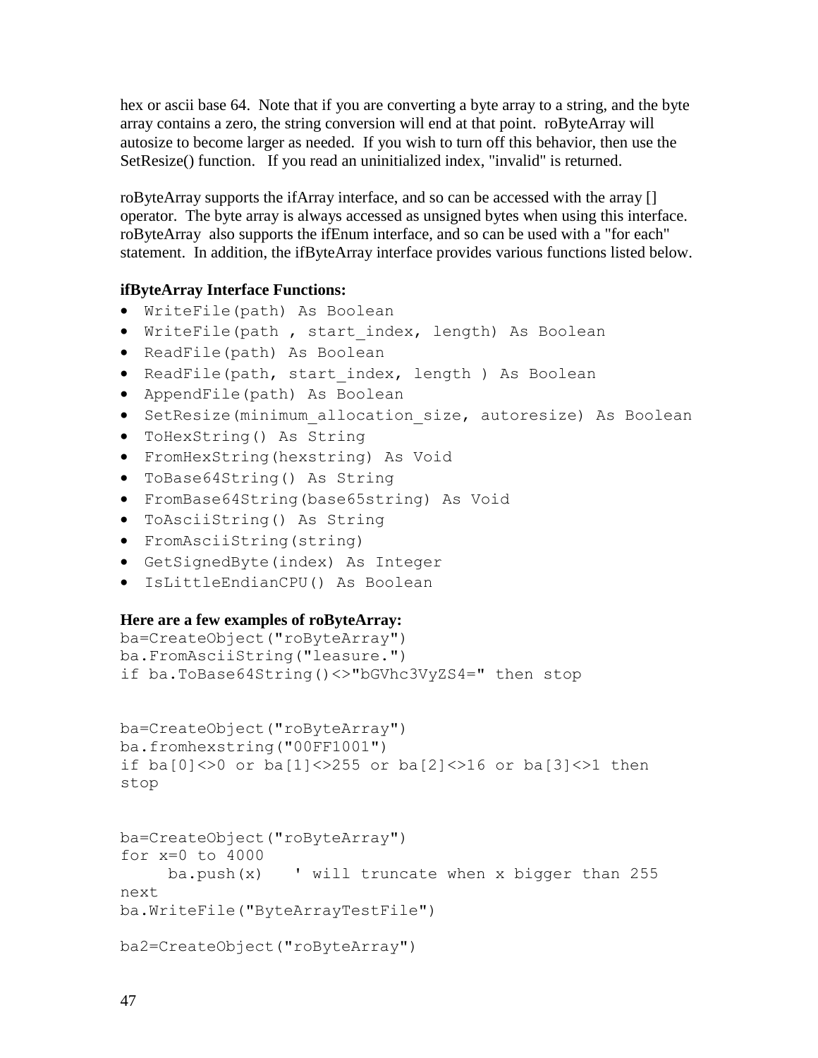hex or ascii base 64. Note that if you are converting a byte array to a string, and the byte array contains a zero, the string conversion will end at that point. roByteArray will autosize to become larger as needed. If you wish to turn off this behavior, then use the SetResize() function. If you read an uninitialized index, "invalid" is returned.

roByteArray supports the ifArray interface, and so can be accessed with the array [] operator. The byte array is always accessed as unsigned bytes when using this interface. roByteArray also supports the ifEnum interface, and so can be used with a "for each" statement. In addition, the ifByteArray interface provides various functions listed below.

**ifByteArray Interface Functions:**

- `WriteFile(path) As Boolean`
- `WriteFile(path , start_index, length) As Boolean`
- `ReadFile(path) As Boolean`
- `ReadFile(path, start_index, length ) As Boolean`
- `AppendFile(path) As Boolean`
- `SetResize(minimum_allocation_size, autoresize) As Boolean`
- `ToHexString() As String`
- `FromHexString(hexstring) As Void`
- `ToBase64String() As String`
- `FromBase64String(base65string) As Void`
- `ToAsciiString() As String`
- `FromAsciiString(string)`
- `GetSignedByte(index) As Integer`
- `IsLittleEndianCPU() As Boolean`

**Here are a few examples of roByteArray:**

```
ba=CreateObject("roByteArray")
ba.FromAsciiString("leasure.")
if ba.ToBase64String()<>"bGVhc3VyZS4=" then stop


ba=CreateObject("roByteArray")
ba.fromhexstring("00FF1001")
if ba[0]<>0 or ba[1]<>255 or ba[2]<>16 or ba[3]<>1 then
stop


ba=CreateObject("roByteArray")
for x=0 to 4000
     ba.push(x)    ' will truncate when x bigger than 255
next
ba.WriteFile("ByteArrayTestFile")

ba2=CreateObject("roByteArray")
```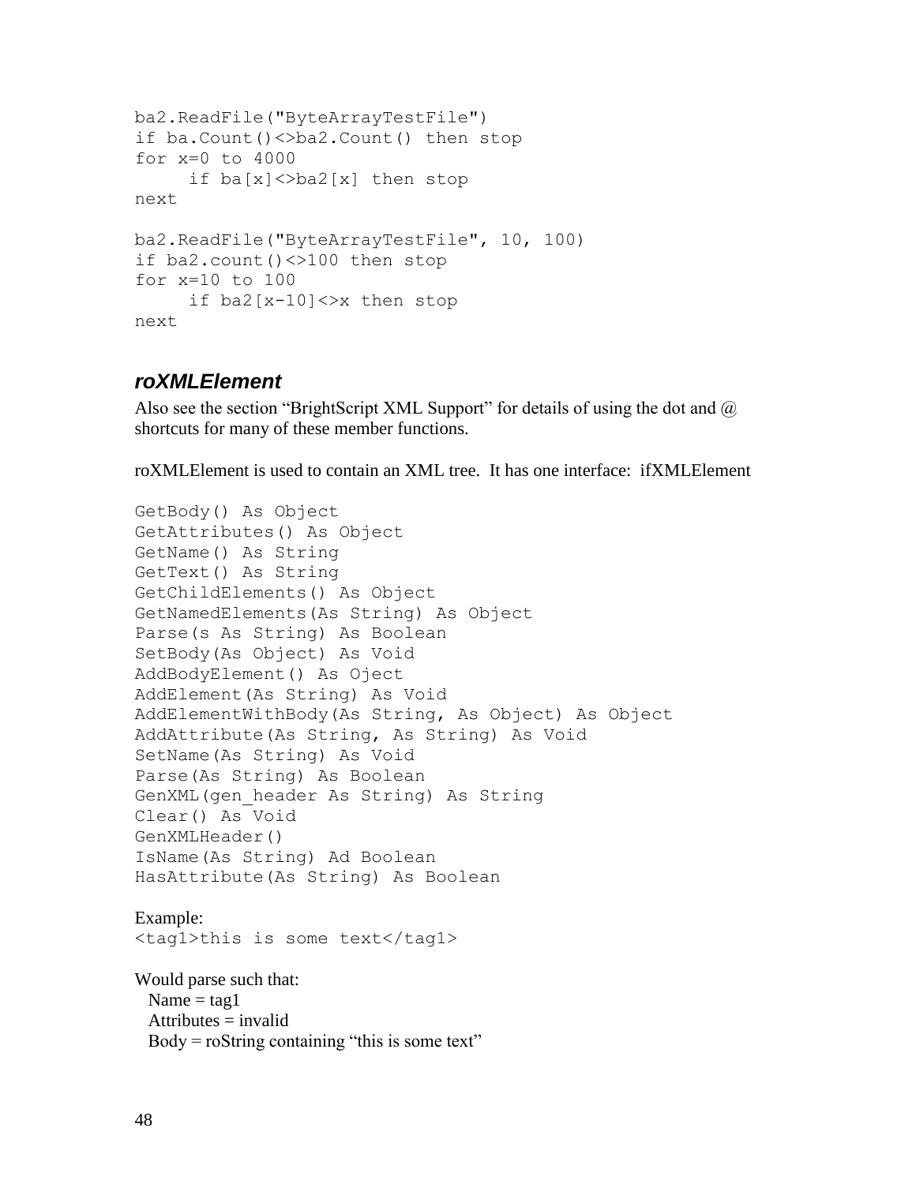```
ba2.ReadFile("ByteArrayTestFile")
if ba.Count()<>ba2.Count() then stop
for x=0 to 4000
     if ba[x]<>ba2[x] then stop
next

ba2.ReadFile("ByteArrayTestFile", 10, 100)
if ba2.count()<>100 then stop
for x=10 to 100
     if ba2[x-10]<>x then stop
next
```

### ***roXMLElement***

Also see the section "BrightScript XML Support" for details of using the dot and @ shortcuts for many of these member functions.

roXMLElement is used to contain an XML tree. It has one interface: ifXMLElement

```
GetBody() As Object
GetAttributes() As Object
GetName() As String
GetText() As String
GetChildElements() As Object
GetNamedElements(As String) As Object
Parse(s As String) As Boolean
SetBody(As Object) As Void
AddBodyElement() As Oject
AddElement(As String) As Void
AddElementWithBody(As String, As Object) As Object
AddAttribute(As String, As String) As Void
SetName(As String) As Void
Parse(As String) As Boolean
GenXML(gen_header As String) As String
Clear() As Void
GenXMLHeader()
IsName(As String) Ad Boolean
HasAttribute(As String) As Boolean
```

Example:

```
<tag1>this is some text</tag1>
```

Would parse such that:

Name = tag1
Attributes = invalid
Body = roString containing "this is some text"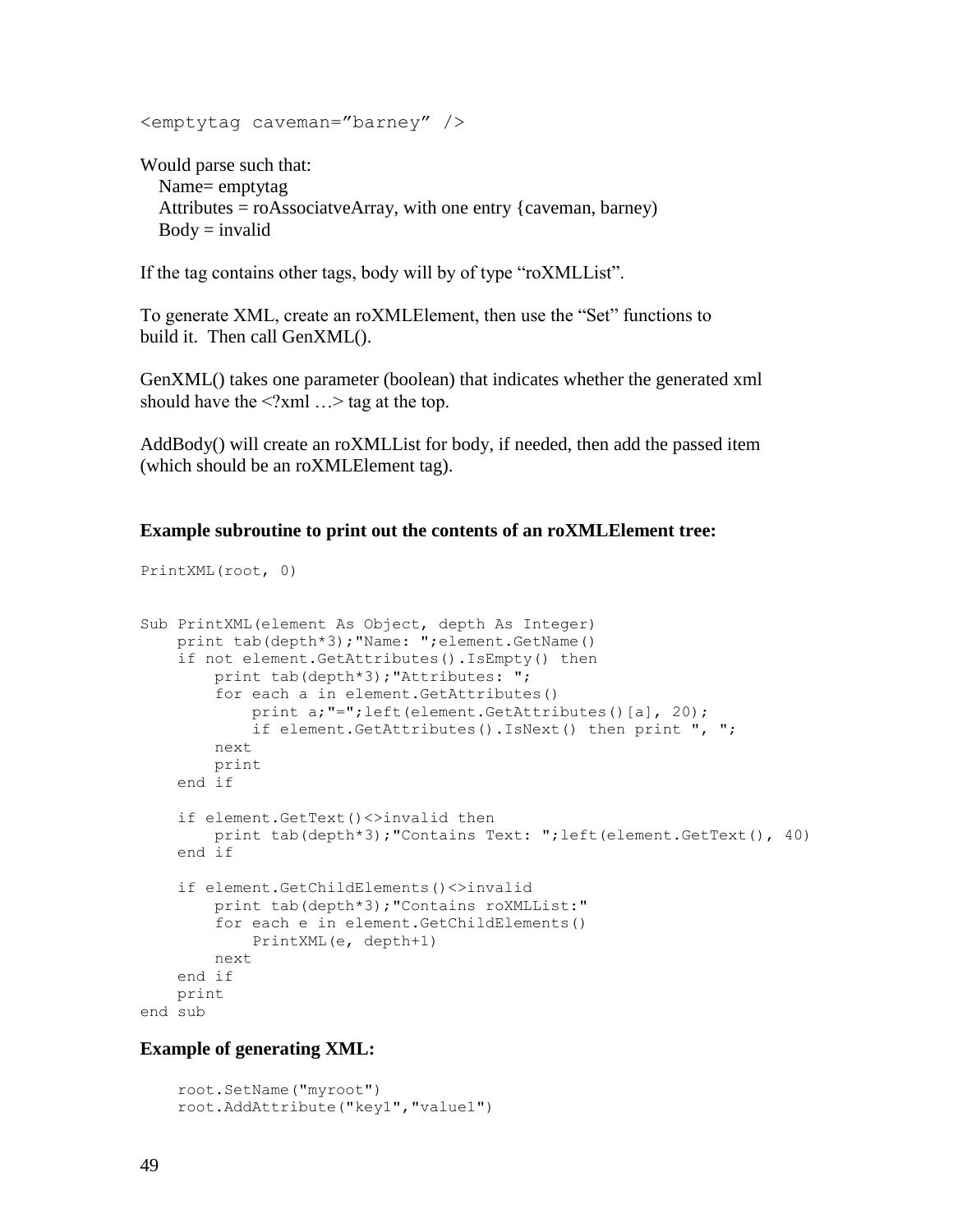```
<emptytag caveman="barney" />
```

Would parse such that:
  Name= emptytag
  Attributes = roAssociatveArray, with one entry {caveman, barney)
  Body = invalid

If the tag contains other tags, body will by of type "roXMLList".

To generate XML, create an roXMLElement, then use the "Set" functions to build it. Then call GenXML().

GenXML() takes one parameter (boolean) that indicates whether the generated xml should have the <?xml …> tag at the top.

AddBody() will create an roXMLList for body, if needed, then add the passed item (which should be an roXMLElement tag).

**Example subroutine to print out the contents of an roXMLElement tree:**

```
PrintXML(root, 0)


Sub PrintXML(element As Object, depth As Integer)
    print tab(depth*3);"Name: ";element.GetName()
    if not element.GetAttributes().IsEmpty() then
        print tab(depth*3);"Attributes: ";
        for each a in element.GetAttributes()
            print a;"=";left(element.GetAttributes()[a], 20);
            if element.GetAttributes().IsNext() then print ", ";
        next
        print
    end if

    if element.GetText()<>invalid then
        print tab(depth*3);"Contains Text: ";left(element.GetText(), 40)
    end if

    if element.GetChildElements()<>invalid
        print tab(depth*3);"Contains roXMLList:"
        for each e in element.GetChildElements()
            PrintXML(e, depth+1)
        next
    end if
    print
end sub
```

**Example of generating XML:**

```
    root.SetName("myroot")
    root.AddAttribute("key1","value1")
```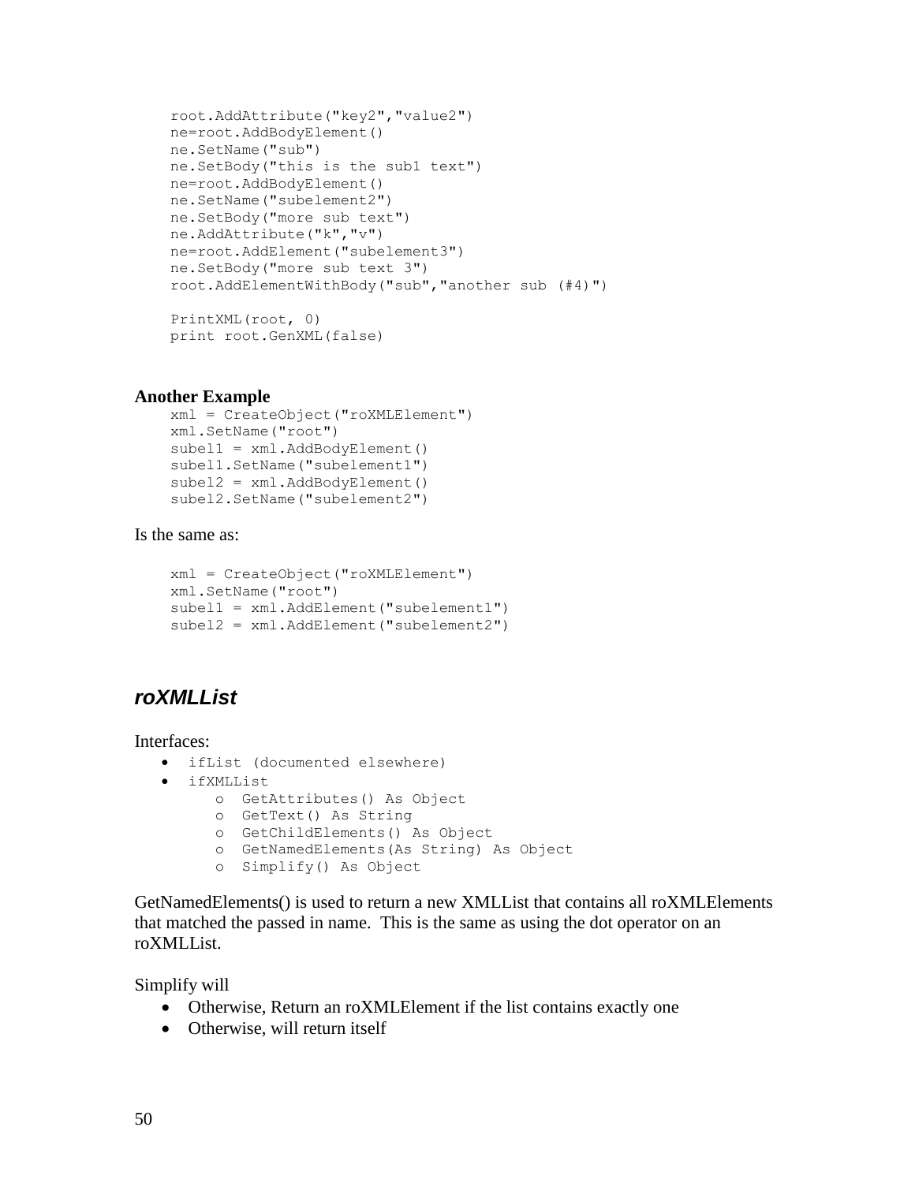```
root.AddAttribute("key2","value2")
ne=root.AddBodyElement()
ne.SetName("sub")
ne.SetBody("this is the sub1 text")
ne=root.AddBodyElement()
ne.SetName("subelement2")
ne.SetBody("more sub text")
ne.AddAttribute("k","v")
ne=root.AddElement("subelement3")
ne.SetBody("more sub text 3")
root.AddElementWithBody("sub","another sub (#4)")

PrintXML(root, 0)
print root.GenXML(false)
```

**Another Example**

```
xml = CreateObject("roXMLElement")
xml.SetName("root")
subel1 = xml.AddBodyElement()
subel1.SetName("subelement1")
subel2 = xml.AddBodyElement()
subel2.SetName("subelement2")
```

Is the same as:

```
xml = CreateObject("roXMLElement")
xml.SetName("root")
subel1 = xml.AddElement("subelement1")
subel2 = xml.AddElement("subelement2")
```

## *roXMLList*

Interfaces:

- `ifList (documented elsewhere)`
- `ifXMLList`
  - `GetAttributes() As Object`
  - `GetText() As String`
  - `GetChildElements() As Object`
  - `GetNamedElements(As String) As Object`
  - `Simplify() As Object`

GetNamedElements() is used to return a new XMLList that contains all roXMLElements that matched the passed in name. This is the same as using the dot operator on an roXMLList.

Simplify will

- Otherwise, Return an roXMLElement if the list contains exactly one
- Otherwise, will return itself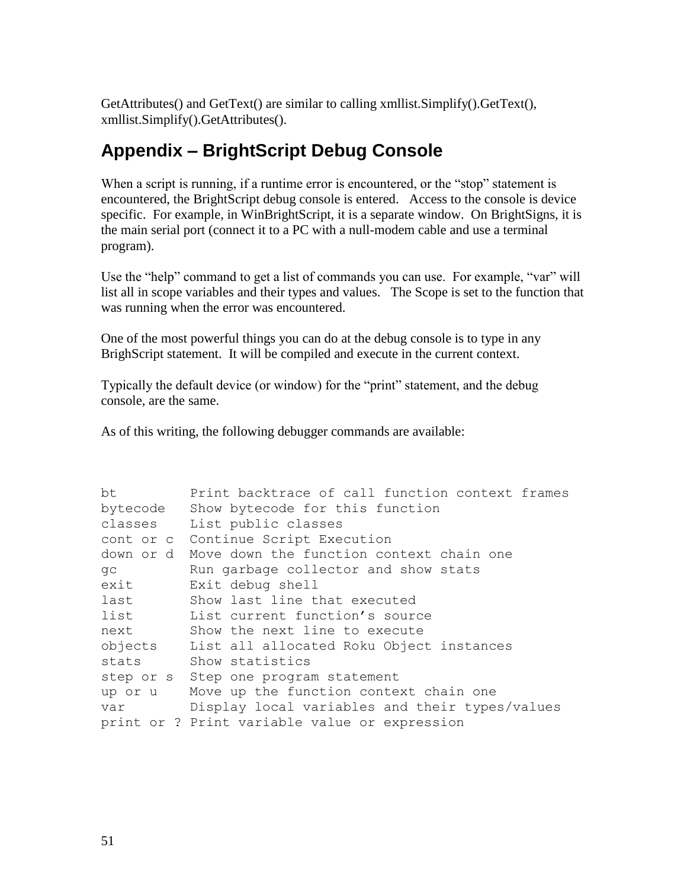GetAttributes() and GetText() are similar to calling xmllist.Simplify().GetText(), xmllist.Simplify().GetAttributes().

## Appendix – BrightScript Debug Console

When a script is running, if a runtime error is encountered, or the “stop” statement is encountered, the BrightScript debug console is entered. Access to the console is device specific. For example, in WinBrightScript, it is a separate window. On BrightSigns, it is the main serial port (connect it to a PC with a null-modem cable and use a terminal program).

Use the “help” command to get a list of commands you can use. For example, “var” will list all in scope variables and their types and values. The Scope is set to the function that was running when the error was encountered.

One of the most powerful things you can do at the debug console is to type in any BrighScript statement. It will be compiled and execute in the current context.

Typically the default device (or window) for the “print” statement, and the debug console, are the same.

As of this writing, the following debugger commands are available:

```
bt          Print backtrace of call function context frames
bytecode    Show bytecode for this function
classes     List public classes
cont or c   Continue Script Execution
down or d   Move down the function context chain one
gc          Run garbage collector and show stats
exit        Exit debug shell
last        Show last line that executed
list        List current function’s source
next        Show the next line to execute
objects     List all allocated Roku Object instances
stats       Show statistics
step or s   Step one program statement
up or u     Move up the function context chain one
var         Display local variables and their types/values
print or ?  Print variable value or expression
```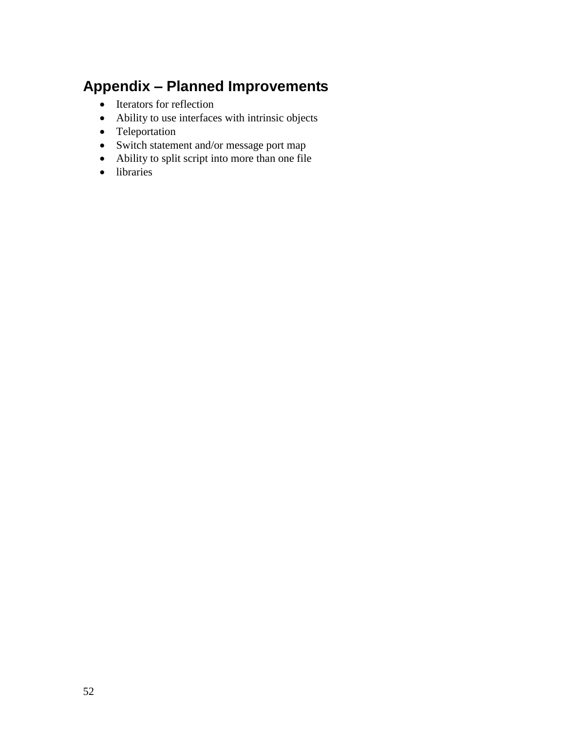## Appendix – Planned Improvements

- Iterators for reflection
- Ability to use interfaces with intrinsic objects
- Teleportation
- Switch statement and/or message port map
- Ability to split script into more than one file
- libraries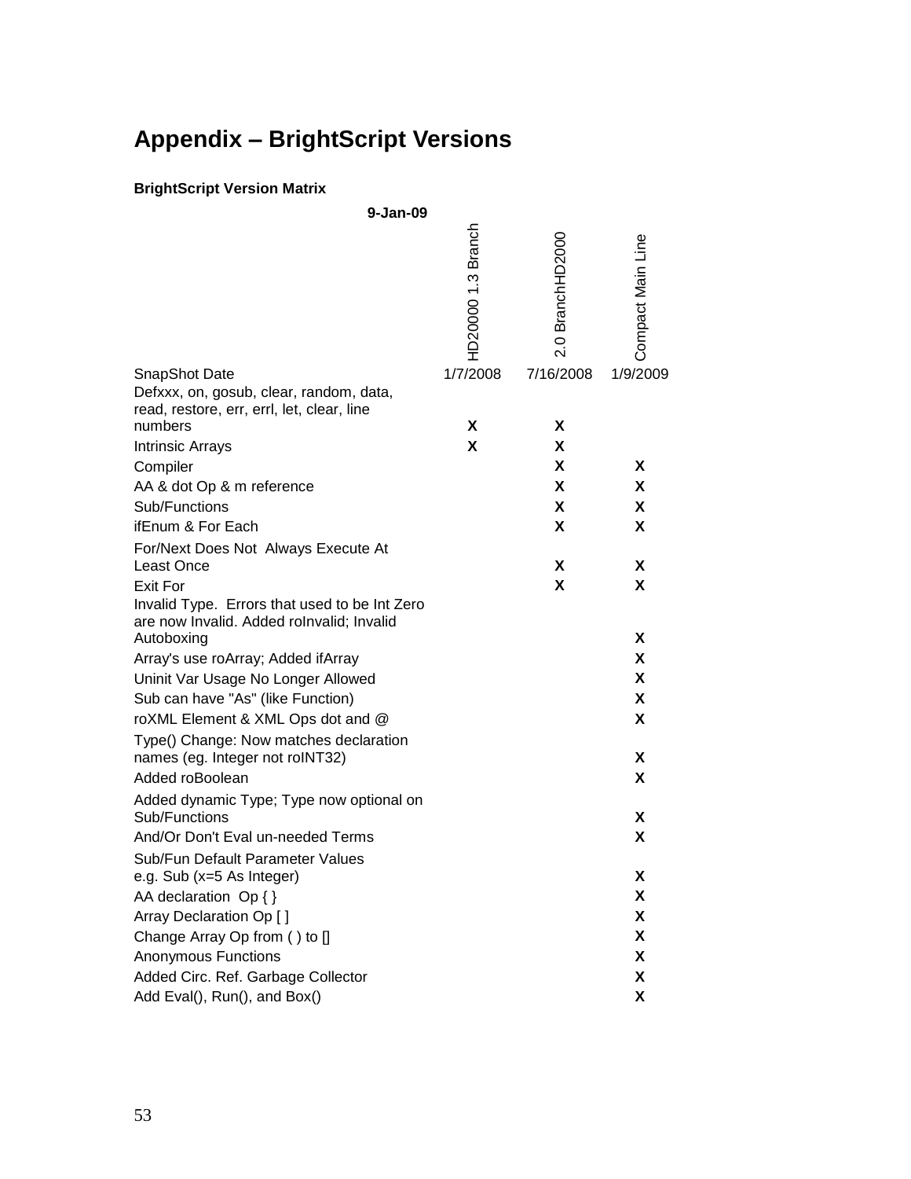# Appendix – BrightScript Versions

**BrightScript Version Matrix**

| **9-Jan-09** | HD20000 1.3 Branch | 2.0 BranchHD2000 | Compact Main Line |
|---|---|---|---|
| SnapShot Date | 1/7/2008 | 7/16/2008 | 1/9/2009 |
| Defxxx, on, gosub, clear, random, data, read, restore, err, errl, let, clear, line numbers | **X** | **X** | |
| Intrinsic Arrays | **X** | **X** | |
| Compiler | | **X** | **X** |
| AA & dot Op & m reference | | **X** | **X** |
| Sub/Functions | | **X** | **X** |
| ifEnum & For Each | | **X** | **X** |
| For/Next Does Not Always Execute At Least Once | | **X** | **X** |
| Exit For | | **X** | **X** |
| Invalid Type. Errors that used to be Int Zero are now Invalid. Added roInvalid; Invalid Autoboxing | | | **X** |
| Array's use roArray; Added ifArray | | | **X** |
| Uninit Var Usage No Longer Allowed | | | **X** |
| Sub can have "As" (like Function) | | | **X** |
| roXML Element & XML Ops dot and @ | | | **X** |
| Type() Change: Now matches declaration names (eg. Integer not roINT32) | | | **X** |
| Added roBoolean | | | **X** |
| Added dynamic Type; Type now optional on Sub/Functions | | | **X** |
| And/Or Don't Eval un-needed Terms | | | **X** |
| Sub/Fun Default Parameter Values e.g. Sub (x=5 As Integer) | | | **X** |
| AA declaration Op { } | | | **X** |
| Array Declaration Op [ ] | | | **X** |
| Change Array Op from ( ) to [] | | | **X** |
| Anonymous Functions | | | **X** |
| Added Circ. Ref. Garbage Collector | | | **X** |
| Add Eval(), Run(), and Box() | | | **X** |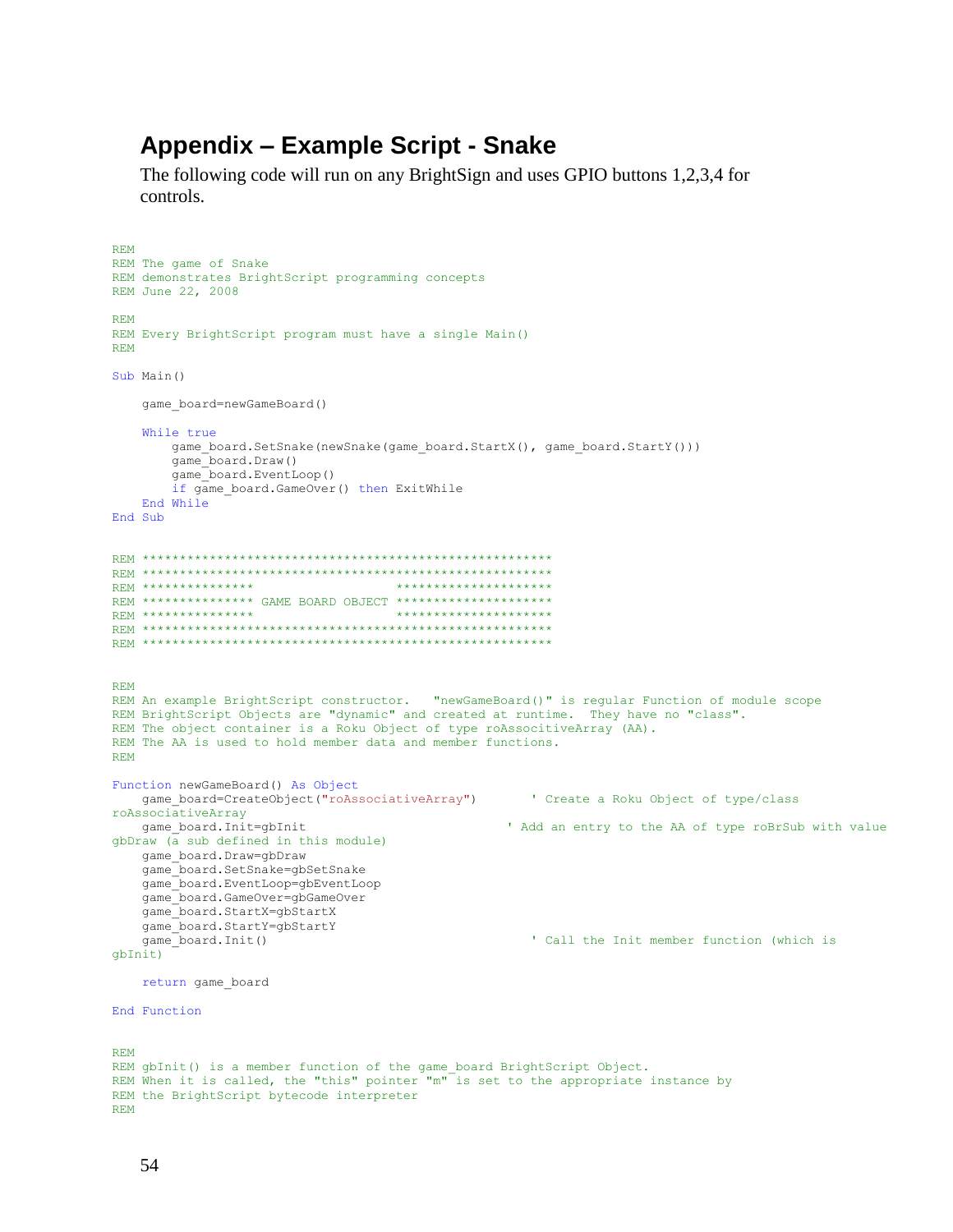# Appendix – Example Script - Snake

The following code will run on any BrightSign and uses GPIO buttons 1,2,3,4 for controls.

```
REM
REM The game of Snake
REM demonstrates BrightScript programming concepts
REM June 22, 2008

REM
REM Every BrightScript program must have a single Main()
REM

Sub Main()

    game_board=newGameBoard()

    While true
        game_board.SetSnake(newSnake(game_board.StartX(), game_board.StartY()))
        game_board.Draw()
        game_board.EventLoop()
        if game_board.GameOver() then ExitWhile
    End While
End Sub


REM *******************************************************
REM *******************************************************
REM ***************                   *********************
REM *************** GAME BOARD OBJECT *********************
REM ***************                   *********************
REM *******************************************************
REM *******************************************************


REM
REM An example BrightScript constructor.   "newGameBoard()" is regular Function of module scope
REM BrightScript Objects are "dynamic" and created at runtime.  They have no "class".
REM The object container is a Roku Object of type roAssocitiveArray (AA).
REM The AA is used to hold member data and member functions.
REM

Function newGameBoard() As Object
    game_board=CreateObject("roAssociativeArray")       ' Create a Roku Object of type/class
roAssociativeArray
    game_board.Init=gbInit                             ' Add an entry to the AA of type roBrSub with value
gbDraw (a sub defined in this module)
    game_board.Draw=gbDraw
    game_board.SetSnake=gbSetSnake
    game_board.EventLoop=gbEventLoop
    game_board.GameOver=gbGameOver
    game_board.StartX=gbStartX
    game_board.StartY=gbStartY
    game_board.Init()                                   ' Call the Init member function (which is
gbInit)

    return game_board

End Function


REM
REM gbInit() is a member function of the game_board BrightScript Object.
REM When it is called, the "this" pointer "m" is set to the appropriate instance by
REM the BrightScript bytecode interpreter
REM
```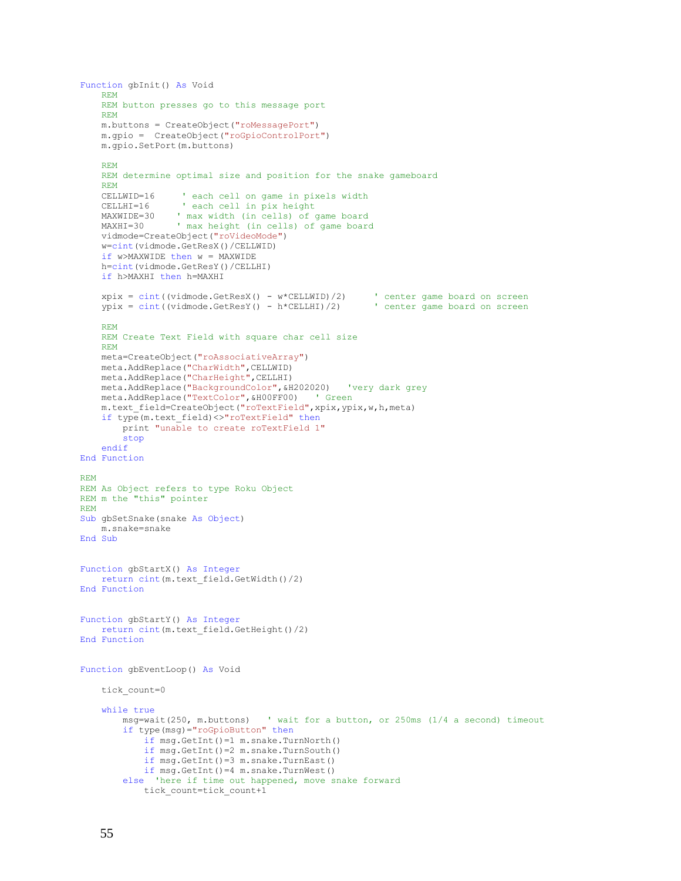```
Function gbInit() As Void
    REM
    REM button presses go to this message port
    REM
    m.buttons = CreateObject("roMessagePort")
    m.gpio =  CreateObject("roGpioControlPort")
    m.gpio.SetPort(m.buttons)

    REM
    REM determine optimal size and position for the snake gameboard
    REM
    CELLWID=16     ' each cell on game in pixels width
    CELLHI=16      ' each cell in pix height
    MAXWIDE=30    ' max width (in cells) of game board
    MAXHI=30      ' max height (in cells) of game board
    vidmode=CreateObject("roVideoMode")
    w=cint(vidmode.GetResX()/CELLWID)
    if w>MAXWIDE then w = MAXWIDE
    h=cint(vidmode.GetResY()/CELLHI)
    if h>MAXHI then h=MAXHI

    xpix = cint((vidmode.GetResX() - w*CELLWID)/2)     ' center game board on screen
    ypix = cint((vidmode.GetResY() - h*CELLHI)/2)      ' center game board on screen

    REM
    REM Create Text Field with square char cell size
    REM
    meta=CreateObject("roAssociativeArray")
    meta.AddReplace("CharWidth",CELLWID)
    meta.AddReplace("CharHeight",CELLHI)
    meta.AddReplace("BackgroundColor",&H202020)   'very dark grey
    meta.AddReplace("TextColor",&H00FF00)   ' Green
    m.text_field=CreateObject("roTextField",xpix,ypix,w,h,meta)
    if type(m.text_field)<>"roTextField" then
        print "unable to create roTextField 1"
        stop
    endif
End Function

REM
REM As Object refers to type Roku Object
REM m the "this" pointer
REM
Sub gbSetSnake(snake As Object)
    m.snake=snake
End Sub


Function gbStartX() As Integer
    return cint(m.text_field.GetWidth()/2)
End Function


Function gbStartY() As Integer
    return cint(m.text_field.GetHeight()/2)
End Function


Function gbEventLoop() As Void

    tick_count=0

    while true
        msg=wait(250, m.buttons)   ' wait for a button, or 250ms (1/4 a second) timeout
        if type(msg)="roGpioButton" then
            if msg.GetInt()=1 m.snake.TurnNorth()
            if msg.GetInt()=2 m.snake.TurnSouth()
            if msg.GetInt()=3 m.snake.TurnEast()
            if msg.GetInt()=4 m.snake.TurnWest()
        else  'here if time out happened, move snake forward
            tick_count=tick_count+1
```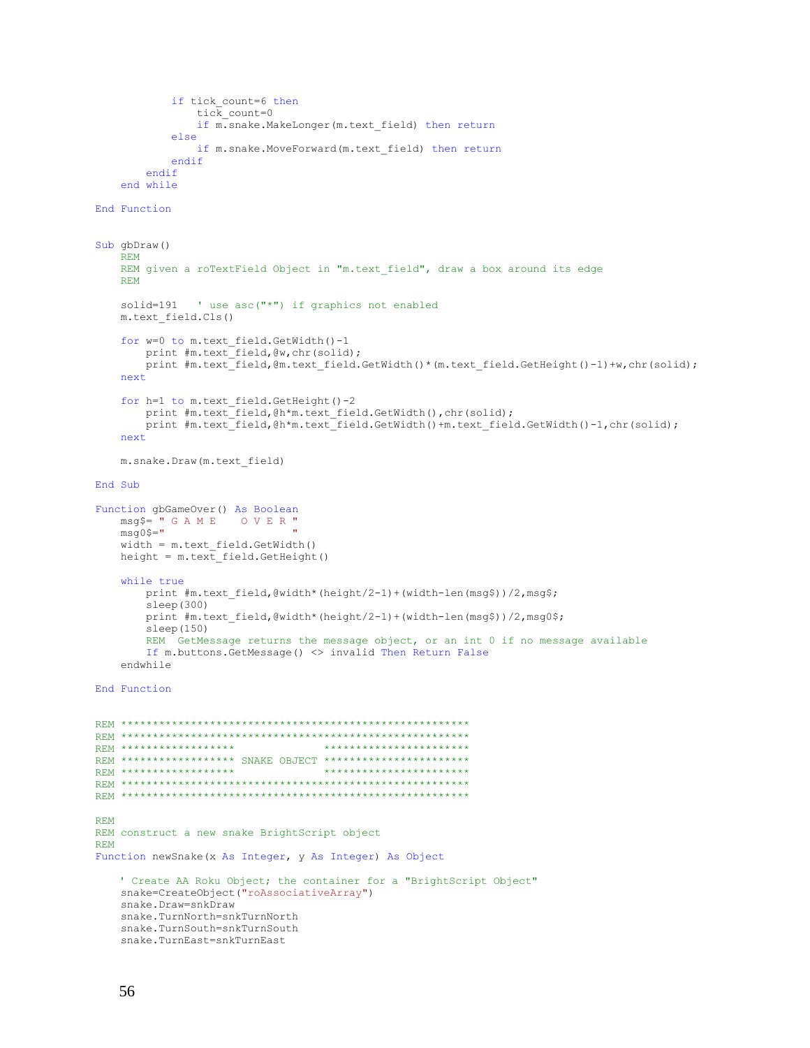```
            if tick_count=6 then
                tick_count=0
                if m.snake.MakeLonger(m.text_field) then return
            else
                if m.snake.MoveForward(m.text_field) then return
            endif
        endif
    end while

End Function


Sub gbDraw()
    REM
    REM given a roTextField Object in "m.text_field", draw a box around its edge
    REM

    solid=191   ' use asc("*") if graphics not enabled
    m.text_field.Cls()

    for w=0 to m.text_field.GetWidth()-1
        print #m.text_field,@w,chr(solid);
        print #m.text_field,@m.text_field.GetWidth()*(m.text_field.GetHeight()-1)+w,chr(solid);
    next

    for h=1 to m.text_field.GetHeight()-2
        print #m.text_field,@h*m.text_field.GetWidth(),chr(solid);
        print #m.text_field,@h*m.text_field.GetWidth()+m.text_field.GetWidth()-1,chr(solid);
    next

    m.snake.Draw(m.text_field)

End Sub

Function gbGameOver() As Boolean
    msg$= " G A M E    O V E R "
    msg0$="                    "
    width = m.text_field.GetWidth()
    height = m.text_field.GetHeight()

    while true
        print #m.text_field,@width*(height/2-1)+(width-len(msg$))/2,msg$;
        sleep(300)
        print #m.text_field,@width*(height/2-1)+(width-len(msg$))/2,msg0$;
        sleep(150)
        REM  GetMessage returns the message object, or an int 0 if no message available
        If m.buttons.GetMessage() <> invalid Then Return False
    endwhile

End Function


REM *******************************************************
REM *******************************************************
REM ******************              ***********************
REM ****************** SNAKE OBJECT ***********************
REM ******************              ***********************
REM *******************************************************
REM *******************************************************

REM
REM construct a new snake BrightScript object
REM
Function newSnake(x As Integer, y As Integer) As Object

    ' Create AA Roku Object; the container for a "BrightScript Object"
    snake=CreateObject("roAssociativeArray")
    snake.Draw=snkDraw
    snake.TurnNorth=snkTurnNorth
    snake.TurnSouth=snkTurnSouth
    snake.TurnEast=snkTurnEast
```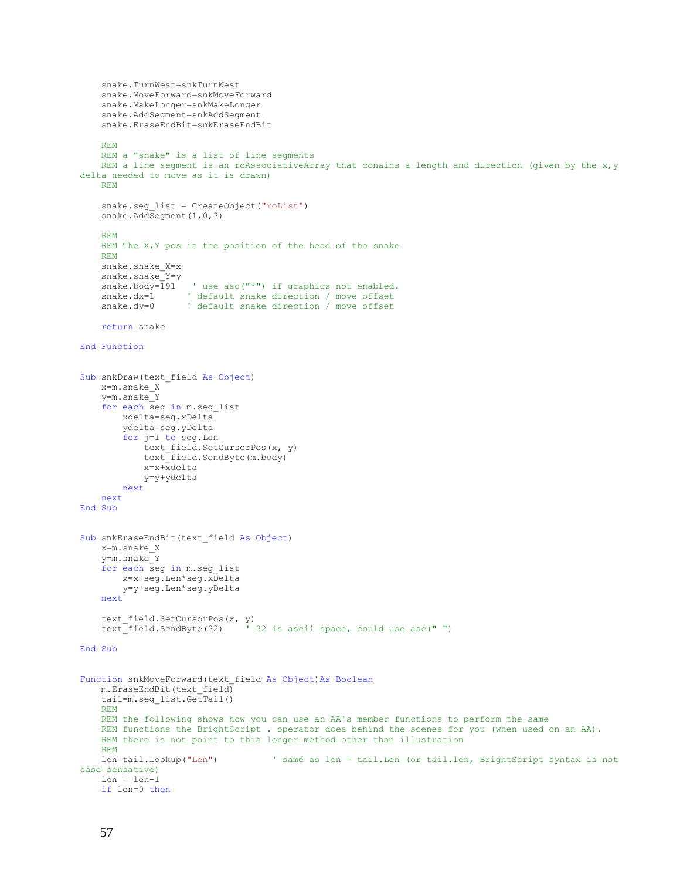```
    snake.TurnWest=snkTurnWest
    snake.MoveForward=snkMoveForward
    snake.MakeLonger=snkMakeLonger
    snake.AddSegment=snkAddSegment
    snake.EraseEndBit=snkEraseEndBit

    REM
    REM a "snake" is a list of line segments
    REM a line segment is an roAssociativeArray that conains a length and direction (given by the x,y
delta needed to move as it is drawn)
    REM

    snake.seg_list = CreateObject("roList")
    snake.AddSegment(1,0,3)

    REM
    REM The X,Y pos is the position of the head of the snake
    REM
    snake.snake_X=x
    snake.snake_Y=y
    snake.body=191   ' use asc("*") if graphics not enabled.
    snake.dx=1      ' default snake direction / move offset
    snake.dy=0      ' default snake direction / move offset

    return snake

End Function


Sub snkDraw(text_field As Object)
    x=m.snake_X
    y=m.snake_Y
    for each seg in m.seg_list
        xdelta=seg.xDelta
        ydelta=seg.yDelta
        for j=1 to seg.Len
            text_field.SetCursorPos(x, y)
            text_field.SendByte(m.body)
            x=x+xdelta
            y=y+ydelta
        next
    next
End Sub


Sub snkEraseEndBit(text_field As Object)
    x=m.snake_X
    y=m.snake_Y
    for each seg in m.seg_list
        x=x+seg.Len*seg.xDelta
        y=y+seg.Len*seg.yDelta
    next

    text_field.SetCursorPos(x, y)
    text_field.SendByte(32)    ' 32 is ascii space, could use asc(" ")

End Sub


Function snkMoveForward(text_field As Object)As Boolean
    m.EraseEndBit(text_field)
    tail=m.seg_list.GetTail()
    REM
    REM the following shows how you can use an AA's member functions to perform the same
    REM functions the BrightScript . operator does behind the scenes for you (when used on an AA).
    REM there is not point to this longer method other than illustration
    REM
    len=tail.Lookup("Len")          ' same as len = tail.Len (or tail.len, BrightScript syntax is not
case sensative)
    len = len-1
    if len=0 then
```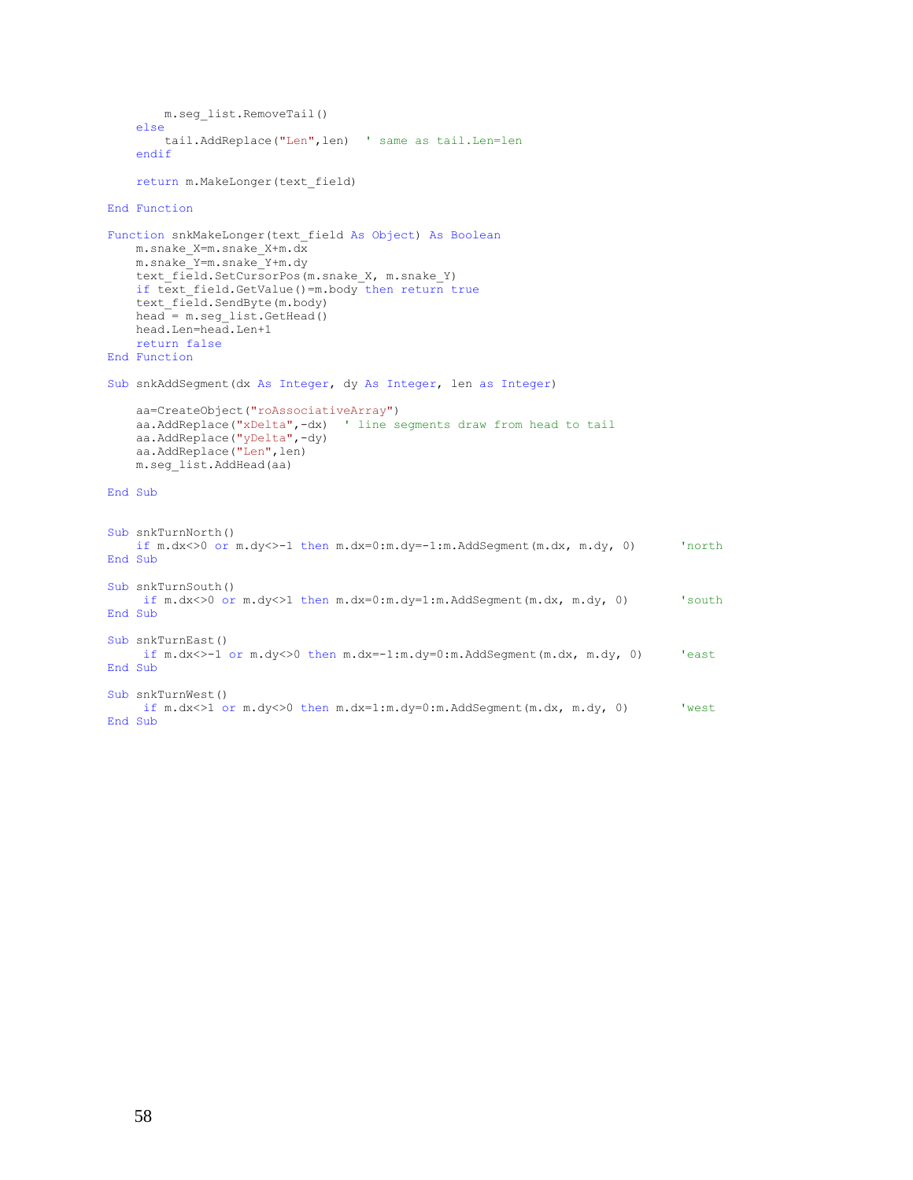```
        m.seg_list.RemoveTail()
    else
        tail.AddReplace("Len",len)  ' same as tail.Len=len
    endif

    return m.MakeLonger(text_field)

End Function

Function snkMakeLonger(text_field As Object) As Boolean
    m.snake_X=m.snake_X+m.dx
    m.snake_Y=m.snake_Y+m.dy
    text_field.SetCursorPos(m.snake_X, m.snake_Y)
    if text_field.GetValue()=m.body then return true
    text_field.SendByte(m.body)
    head = m.seg_list.GetHead()
    head.Len=head.Len+1
    return false
End Function

Sub snkAddSegment(dx As Integer, dy As Integer, len as Integer)

    aa=CreateObject("roAssociativeArray")
    aa.AddReplace("xDelta",-dx)  ' line segments draw from head to tail
    aa.AddReplace("yDelta",-dy)
    aa.AddReplace("Len",len)
    m.seg_list.AddHead(aa)

End Sub


Sub snkTurnNorth()
    if m.dx<>0 or m.dy<>-1 then m.dx=0:m.dy=-1:m.AddSegment(m.dx, m.dy, 0)      'north
End Sub

Sub snkTurnSouth()
     if m.dx<>0 or m.dy<>1 then m.dx=0:m.dy=1:m.AddSegment(m.dx, m.dy, 0)       'south
End Sub

Sub snkTurnEast()
     if m.dx<>-1 or m.dy<>0 then m.dx=-1:m.dy=0:m.AddSegment(m.dx, m.dy, 0)     'east
End Sub

Sub snkTurnWest()
     if m.dx<>1 or m.dy<>0 then m.dx=1:m.dy=0:m.AddSegment(m.dx, m.dy, 0)       'west
End Sub
```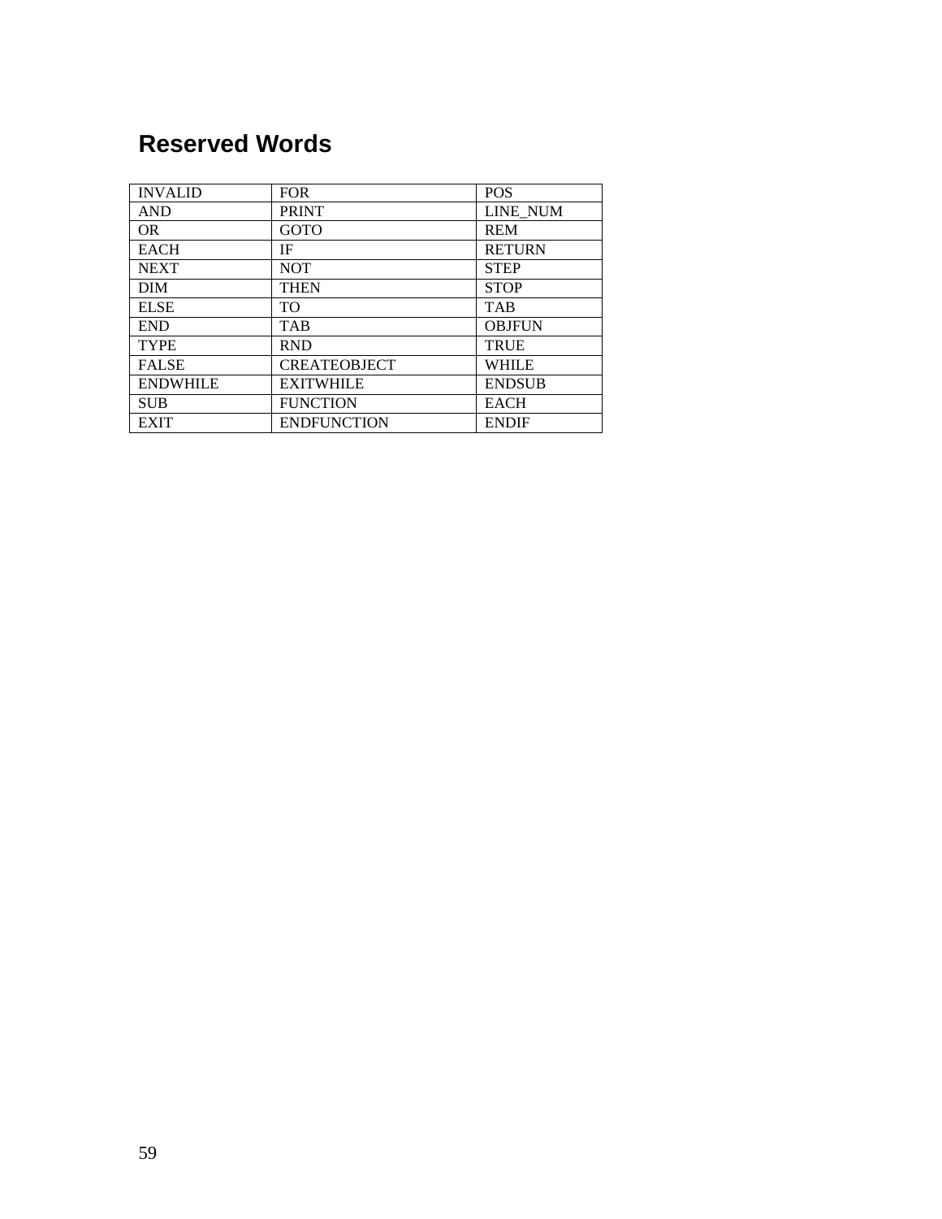## Reserved Words

| | | |
|---|---|---|
| INVALID | FOR | POS |
| AND | PRINT | LINE_NUM |
| OR | GOTO | REM |
| EACH | IF | RETURN |
| NEXT | NOT | STEP |
| DIM | THEN | STOP |
| ELSE | TO | TAB |
| END | TAB | OBJFUN |
| TYPE | RND | TRUE |
| FALSE | CREATEOBJECT | WHILE |
| ENDWHILE | EXITWHILE | ENDSUB |
| SUB | FUNCTION | EACH |
| EXIT | ENDFUNCTION | ENDIF |